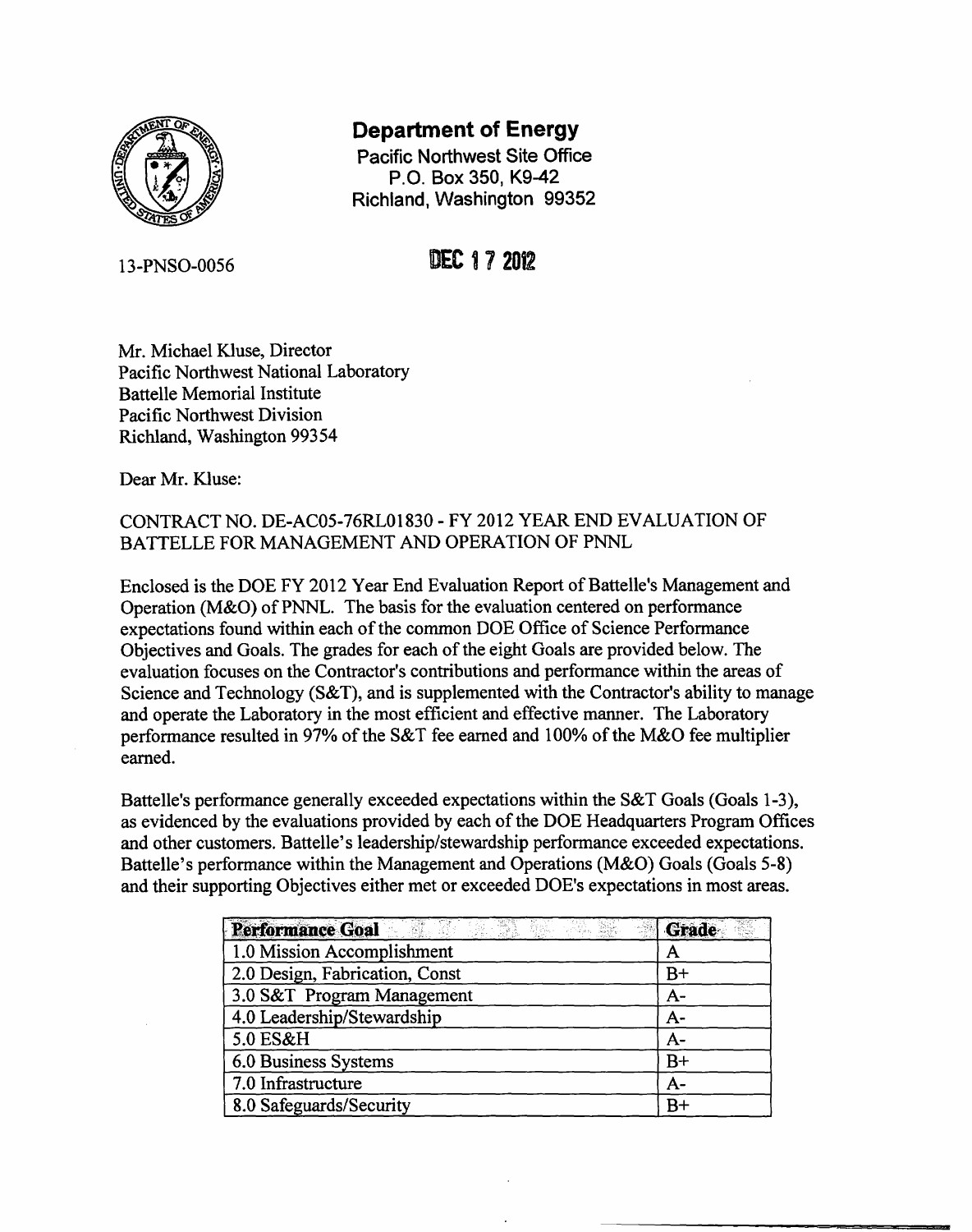# Department of Energy

Pacific Northwest Site Office
P.O. Box 350, K9-42
Richland, Washington 99352

13-PNSO-0056

DEC 17 2012

Mr. Michael Kluse, Director
Pacific Northwest National Laboratory
Battelle Memorial Institute
Pacific Northwest Division
Richland, Washington 99354

Dear Mr. Kluse:

CONTRACT NO. DE-AC05-76RL01830 - FY 2012 YEAR END EVALUATION OF BATTELLE FOR MANAGEMENT AND OPERATION OF PNNL

Enclosed is the DOE FY 2012 Year End Evaluation Report of Battelle's Management and Operation (M&O) of PNNL. The basis for the evaluation centered on performance expectations found within each of the common DOE Office of Science Performance Objectives and Goals. The grades for each of the eight Goals are provided below. The evaluation focuses on the Contractor's contributions and performance within the areas of Science and Technology (S&T), and is supplemented with the Contractor's ability to manage and operate the Laboratory in the most efficient and effective manner. The Laboratory performance resulted in 97% of the S&T fee earned and 100% of the M&O fee multiplier earned.

Battelle's performance generally exceeded expectations within the S&T Goals (Goals 1-3), as evidenced by the evaluations provided by each of the DOE Headquarters Program Offices and other customers. Battelle's leadership/stewardship performance exceeded expectations. Battelle's performance within the Management and Operations (M&O) Goals (Goals 5-8) and their supporting Objectives either met or exceeded DOE's expectations in most areas.

| Performance Goal | Grade |
|---|---|
| 1.0 Mission Accomplishment | A |
| 2.0 Design, Fabrication, Const | B+ |
| 3.0 S&T Program Management | A- |
| 4.0 Leadership/Stewardship | A- |
| 5.0 ES&H | A- |
| 6.0 Business Systems | B+ |
| 7.0 Infrastructure | A- |
| 8.0 Safeguards/Security | B+ |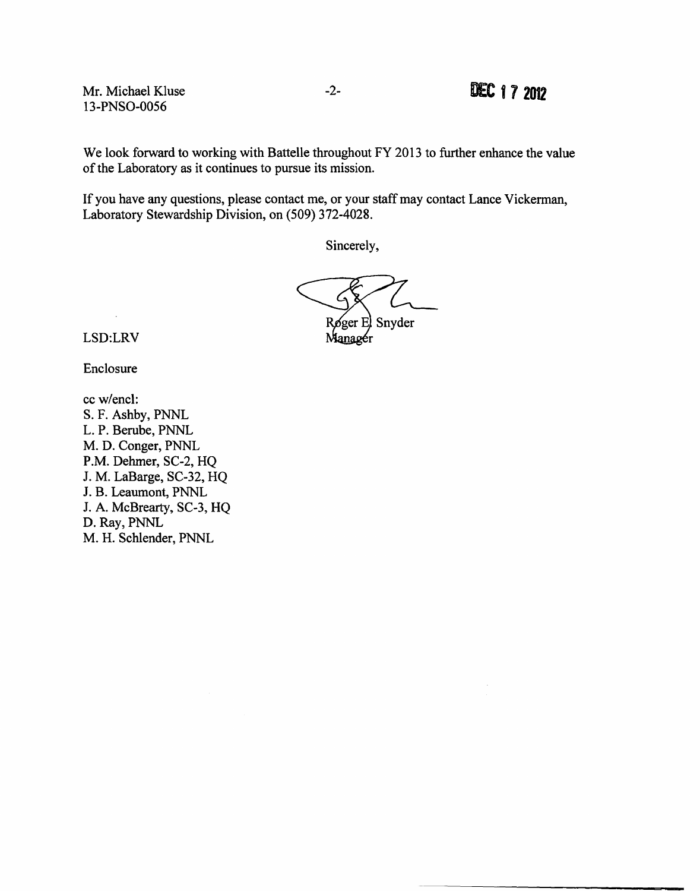Mr. Michael Kluse
13-PNSO-0056

DEC 17 2012

We look forward to working with Battelle throughout FY 2013 to further enhance the value of the Laboratory as it continues to pursue its mission.

If you have any questions, please contact me, or your staff may contact Lance Vickerman, Laboratory Stewardship Division, on (509) 372-4028.

Sincerely,

Roger E. Snyder
Manager

LSD:LRV

Enclosure

cc w/encl:
S. F. Ashby, PNNL
L. P. Berube, PNNL
M. D. Conger, PNNL
P.M. Dehmer, SC-2, HQ
J. M. LaBarge, SC-32, HQ
J. B. Leaumont, PNNL
J. A. McBrearty, SC-3, HQ
D. Ray, PNNL
M. H. Schlender, PNNL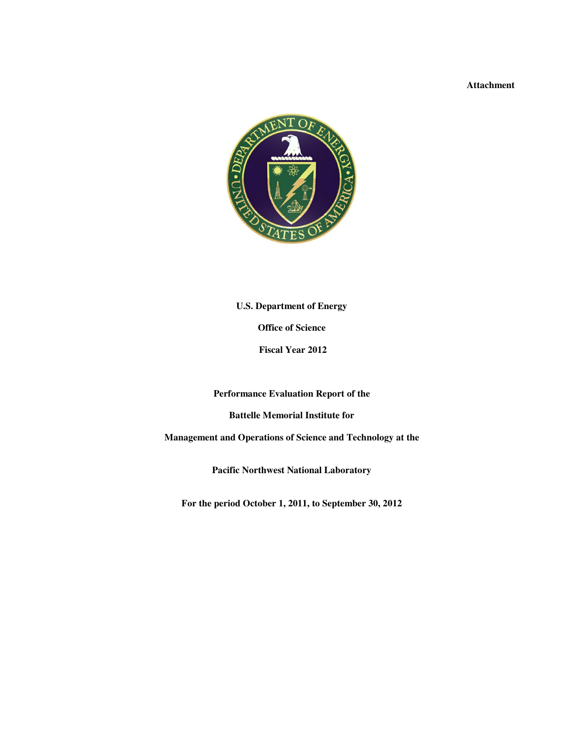**Attachment**

**U.S. Department of Energy**

**Office of Science**

**Fiscal Year 2012**

**Performance Evaluation Report of the**

**Battelle Memorial Institute for**

**Management and Operations of Science and Technology at the**

**Pacific Northwest National Laboratory**

**For the period October 1, 2011, to September 30, 2012**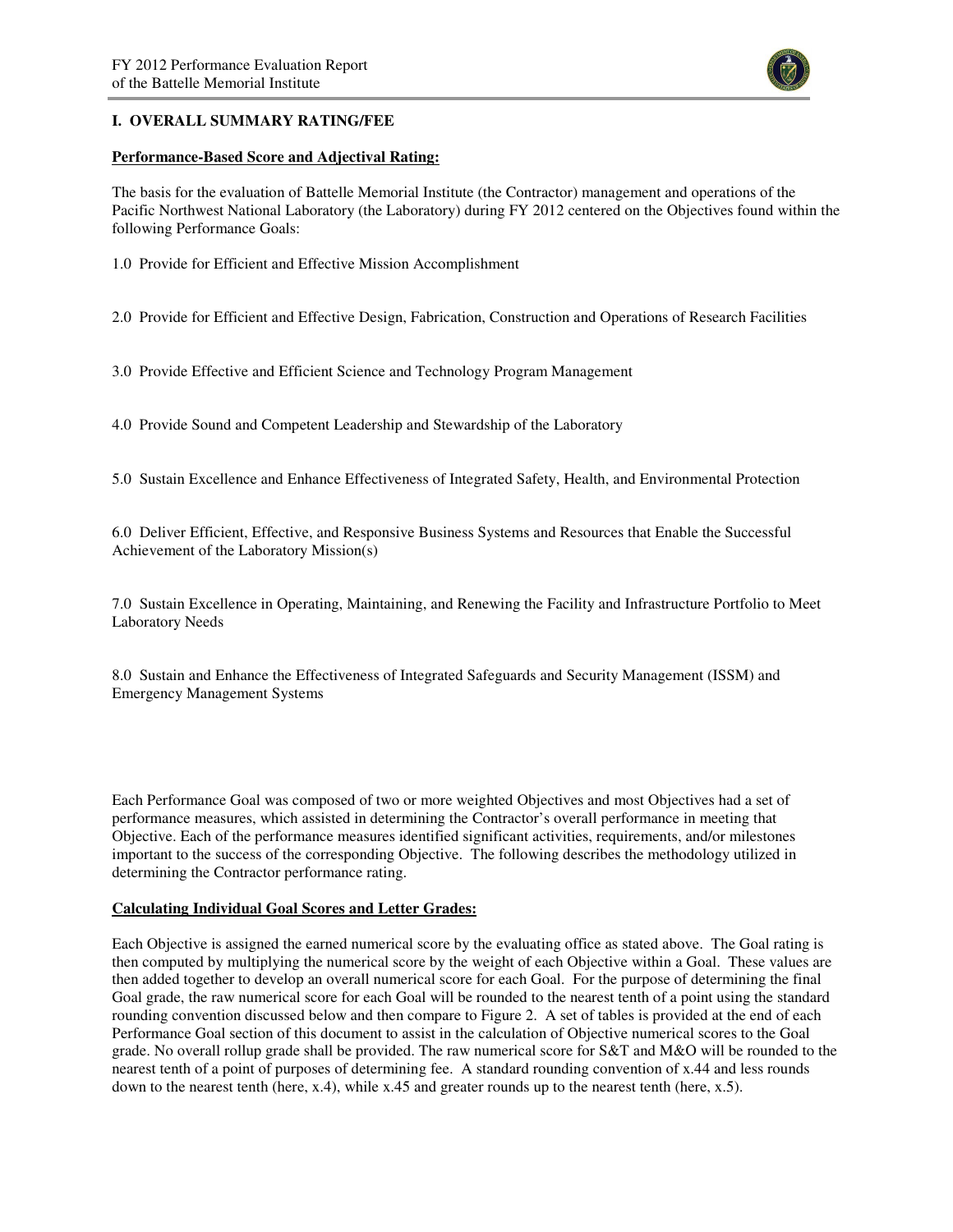## I. OVERALL SUMMARY RATING/FEE

**Performance-Based Score and Adjectival Rating:**

The basis for the evaluation of Battelle Memorial Institute (the Contractor) management and operations of the Pacific Northwest National Laboratory (the Laboratory) during FY 2012 centered on the Objectives found within the following Performance Goals:

1.0 Provide for Efficient and Effective Mission Accomplishment

2.0 Provide for Efficient and Effective Design, Fabrication, Construction and Operations of Research Facilities

3.0 Provide Effective and Efficient Science and Technology Program Management

4.0 Provide Sound and Competent Leadership and Stewardship of the Laboratory

5.0 Sustain Excellence and Enhance Effectiveness of Integrated Safety, Health, and Environmental Protection

6.0 Deliver Efficient, Effective, and Responsive Business Systems and Resources that Enable the Successful Achievement of the Laboratory Mission(s)

7.0 Sustain Excellence in Operating, Maintaining, and Renewing the Facility and Infrastructure Portfolio to Meet Laboratory Needs

8.0 Sustain and Enhance the Effectiveness of Integrated Safeguards and Security Management (ISSM) and Emergency Management Systems

Each Performance Goal was composed of two or more weighted Objectives and most Objectives had a set of performance measures, which assisted in determining the Contractor's overall performance in meeting that Objective. Each of the performance measures identified significant activities, requirements, and/or milestones important to the success of the corresponding Objective. The following describes the methodology utilized in determining the Contractor performance rating.

**Calculating Individual Goal Scores and Letter Grades:**

Each Objective is assigned the earned numerical score by the evaluating office as stated above. The Goal rating is then computed by multiplying the numerical score by the weight of each Objective within a Goal. These values are then added together to develop an overall numerical score for each Goal. For the purpose of determining the final Goal grade, the raw numerical score for each Goal will be rounded to the nearest tenth of a point using the standard rounding convention discussed below and then compare to Figure 2. A set of tables is provided at the end of each Performance Goal section of this document to assist in the calculation of Objective numerical scores to the Goal grade. No overall rollup grade shall be provided. The raw numerical score for S&T and M&O will be rounded to the nearest tenth of a point of purposes of determining fee. A standard rounding convention of x.44 and less rounds down to the nearest tenth (here, x.4), while x.45 and greater rounds up to the nearest tenth (here, x.5).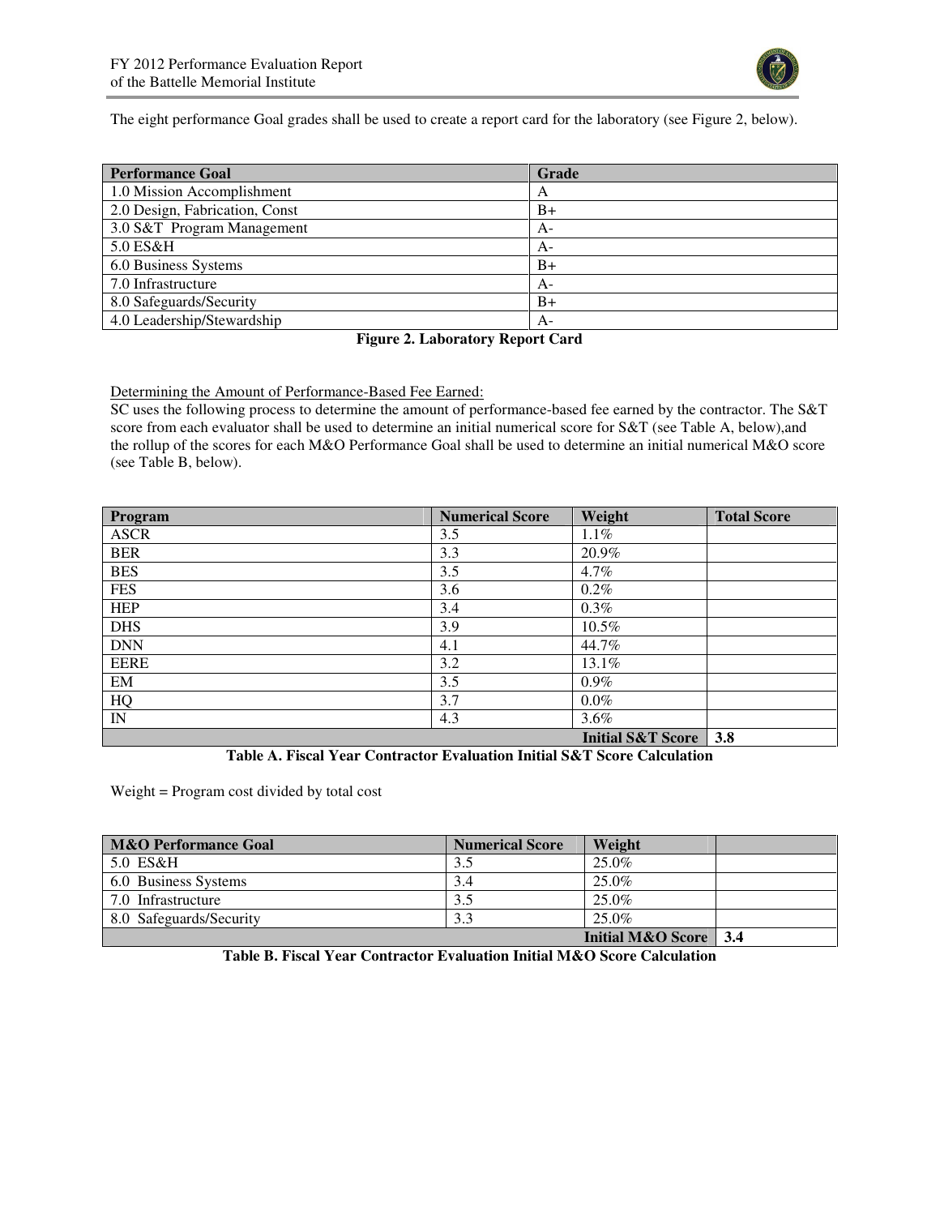The eight performance Goal grades shall be used to create a report card for the laboratory (see Figure 2, below).

| Performance Goal | Grade |
|---|---|
| 1.0 Mission Accomplishment | A |
| 2.0 Design, Fabrication, Const | B+ |
| 3.0 S&T Program Management | A- |
| 5.0 ES&H | A- |
| 6.0 Business Systems | B+ |
| 7.0 Infrastructure | A- |
| 8.0 Safeguards/Security | B+ |
| 4.0 Leadership/Stewardship | A- |

**Figure 2. Laboratory Report Card**

Determining the Amount of Performance-Based Fee Earned:

SC uses the following process to determine the amount of performance-based fee earned by the contractor. The S&T score from each evaluator shall be used to determine an initial numerical score for S&T (see Table A, below),and the rollup of the scores for each M&O Performance Goal shall be used to determine an initial numerical M&O score (see Table B, below).

| Program | Numerical Score | Weight | Total Score |
|---|---|---|---|
| ASCR | 3.5 | 1.1% | |
| BER | 3.3 | 20.9% | |
| BES | 3.5 | 4.7% | |
| FES | 3.6 | 0.2% | |
| HEP | 3.4 | 0.3% | |
| DHS | 3.9 | 10.5% | |
| DNN | 4.1 | 44.7% | |
| EERE | 3.2 | 13.1% | |
| EM | 3.5 | 0.9% | |
| HQ | 3.7 | 0.0% | |
| IN | 4.3 | 3.6% | |
| | | **Initial S&T Score** | **3.8** |

**Table A. Fiscal Year Contractor Evaluation Initial S&T Score Calculation**

Weight = Program cost divided by total cost

| M&O Performance Goal | Numerical Score | Weight | |
|---|---|---|---|
| 5.0 ES&H | 3.5 | 25.0% | |
| 6.0 Business Systems | 3.4 | 25.0% | |
| 7.0 Infrastructure | 3.5 | 25.0% | |
| 8.0 Safeguards/Security | 3.3 | 25.0% | |
| | | **Initial M&O Score** | **3.4** |

**Table B. Fiscal Year Contractor Evaluation Initial M&O Score Calculation**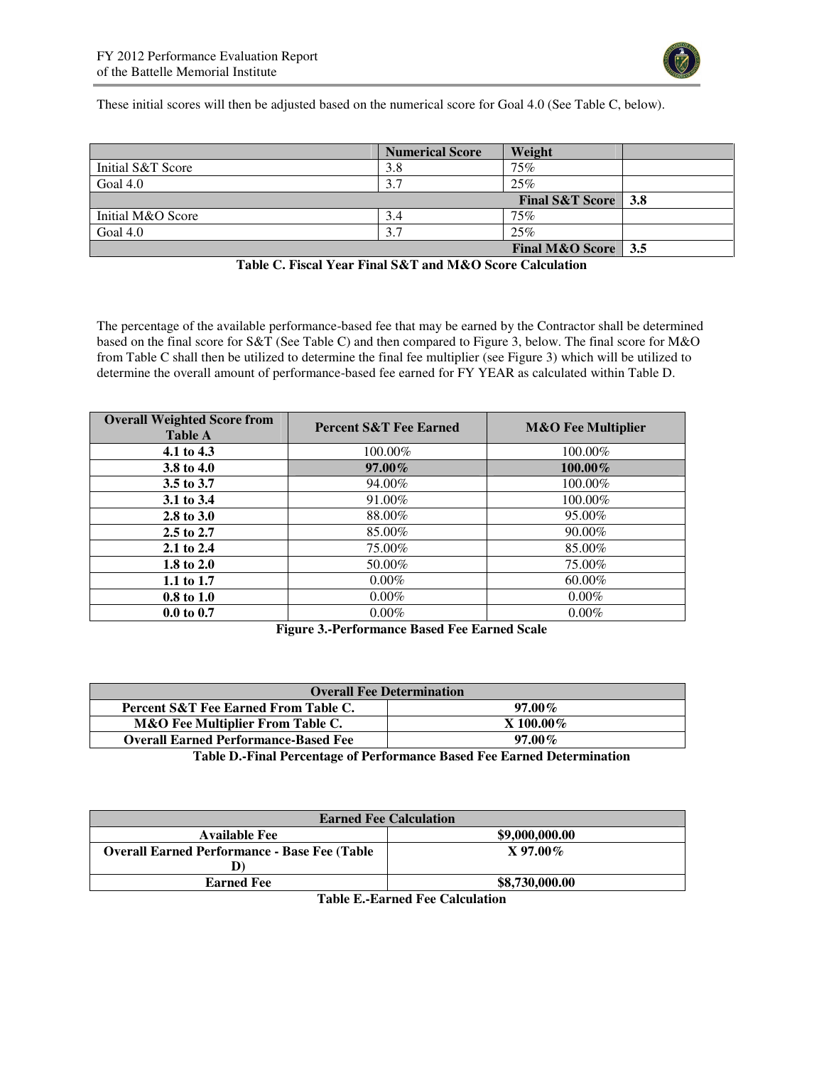These initial scores will then be adjusted based on the numerical score for Goal 4.0 (See Table C, below).

| | Numerical Score | Weight | |
|---|---|---|---|
| Initial S&T Score | 3.8 | 75% | |
| Goal 4.0 | 3.7 | 25% | |
| | | **Final S&T Score** | **3.8** |
| Initial M&O Score | 3.4 | 75% | |
| Goal 4.0 | 3.7 | 25% | |
| | | **Final M&O Score** | **3.5** |

**Table C. Fiscal Year Final S&T and M&O Score Calculation**

The percentage of the available performance-based fee that may be earned by the Contractor shall be determined based on the final score for S&T (See Table C) and then compared to Figure 3, below. The final score for M&O from Table C shall then be utilized to determine the final fee multiplier (see Figure 3) which will be utilized to determine the overall amount of performance-based fee earned for FY YEAR as calculated within Table D.

| Overall Weighted Score from Table A | Percent S&T Fee Earned | M&O Fee Multiplier |
|---|---|---|
| **4.1 to 4.3** | 100.00% | 100.00% |
| **3.8 to 4.0** | **97.00%** | **100.00%** |
| **3.5 to 3.7** | 94.00% | 100.00% |
| **3.1 to 3.4** | 91.00% | 100.00% |
| **2.8 to 3.0** | 88.00% | 95.00% |
| **2.5 to 2.7** | 85.00% | 90.00% |
| **2.1 to 2.4** | 75.00% | 85.00% |
| **1.8 to 2.0** | 50.00% | 75.00% |
| **1.1 to 1.7** | 0.00% | 60.00% |
| **0.8 to 1.0** | 0.00% | 0.00% |
| **0.0 to 0.7** | 0.00% | 0.00% |

**Figure 3.-Performance Based Fee Earned Scale**

| Overall Fee Determination | |
|---|---|
| **Percent S&T Fee Earned From Table C.** | **97.00%** |
| **M&O Fee Multiplier From Table C.** | **X 100.00%** |
| **Overall Earned Performance-Based Fee** | **97.00%** |

**Table D.-Final Percentage of Performance Based Fee Earned Determination**

| Earned Fee Calculation | |
|---|---|
| **Available Fee** | **$9,000,000.00** |
| **Overall Earned Performance - Base Fee (Table D)** | **X 97.00%** |
| **Earned Fee** | **$8,730,000.00** |

**Table E.-Earned Fee Calculation**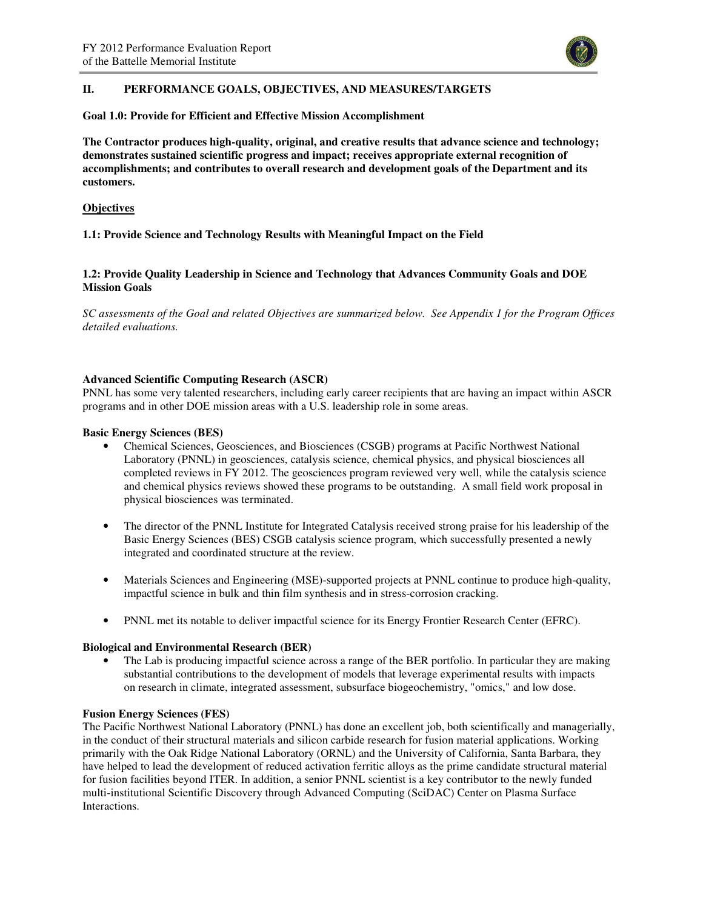## II. PERFORMANCE GOALS, OBJECTIVES, AND MEASURES/TARGETS

**Goal 1.0: Provide for Efficient and Effective Mission Accomplishment**

**The Contractor produces high-quality, original, and creative results that advance science and technology; demonstrates sustained scientific progress and impact; receives appropriate external recognition of accomplishments; and contributes to overall research and development goals of the Department and its customers.**

**Objectives**

**1.1: Provide Science and Technology Results with Meaningful Impact on the Field**

**1.2: Provide Quality Leadership in Science and Technology that Advances Community Goals and DOE Mission Goals**

*SC assessments of the Goal and related Objectives are summarized below. See Appendix 1 for the Program Offices detailed evaluations.*

**Advanced Scientific Computing Research (ASCR)**

PNNL has some very talented researchers, including early career recipients that are having an impact within ASCR programs and in other DOE mission areas with a U.S. leadership role in some areas.

**Basic Energy Sciences (BES)**

- Chemical Sciences, Geosciences, and Biosciences (CSGB) programs at Pacific Northwest National Laboratory (PNNL) in geosciences, catalysis science, chemical physics, and physical biosciences all completed reviews in FY 2012. The geosciences program reviewed very well, while the catalysis science and chemical physics reviews showed these programs to be outstanding. A small field work proposal in physical biosciences was terminated.

- The director of the PNNL Institute for Integrated Catalysis received strong praise for his leadership of the Basic Energy Sciences (BES) CSGB catalysis science program, which successfully presented a newly integrated and coordinated structure at the review.

- Materials Sciences and Engineering (MSE)-supported projects at PNNL continue to produce high-quality, impactful science in bulk and thin film synthesis and in stress-corrosion cracking.

- PNNL met its notable to deliver impactful science for its Energy Frontier Research Center (EFRC).

**Biological and Environmental Research (BER)**

- The Lab is producing impactful science across a range of the BER portfolio. In particular they are making substantial contributions to the development of models that leverage experimental results with impacts on research in climate, integrated assessment, subsurface biogeochemistry, "omics," and low dose.

**Fusion Energy Sciences (FES)**

The Pacific Northwest National Laboratory (PNNL) has done an excellent job, both scientifically and managerially, in the conduct of their structural materials and silicon carbide research for fusion material applications. Working primarily with the Oak Ridge National Laboratory (ORNL) and the University of California, Santa Barbara, they have helped to lead the development of reduced activation ferritic alloys as the prime candidate structural material for fusion facilities beyond ITER. In addition, a senior PNNL scientist is a key contributor to the newly funded multi-institutional Scientific Discovery through Advanced Computing (SciDAC) Center on Plasma Surface Interactions.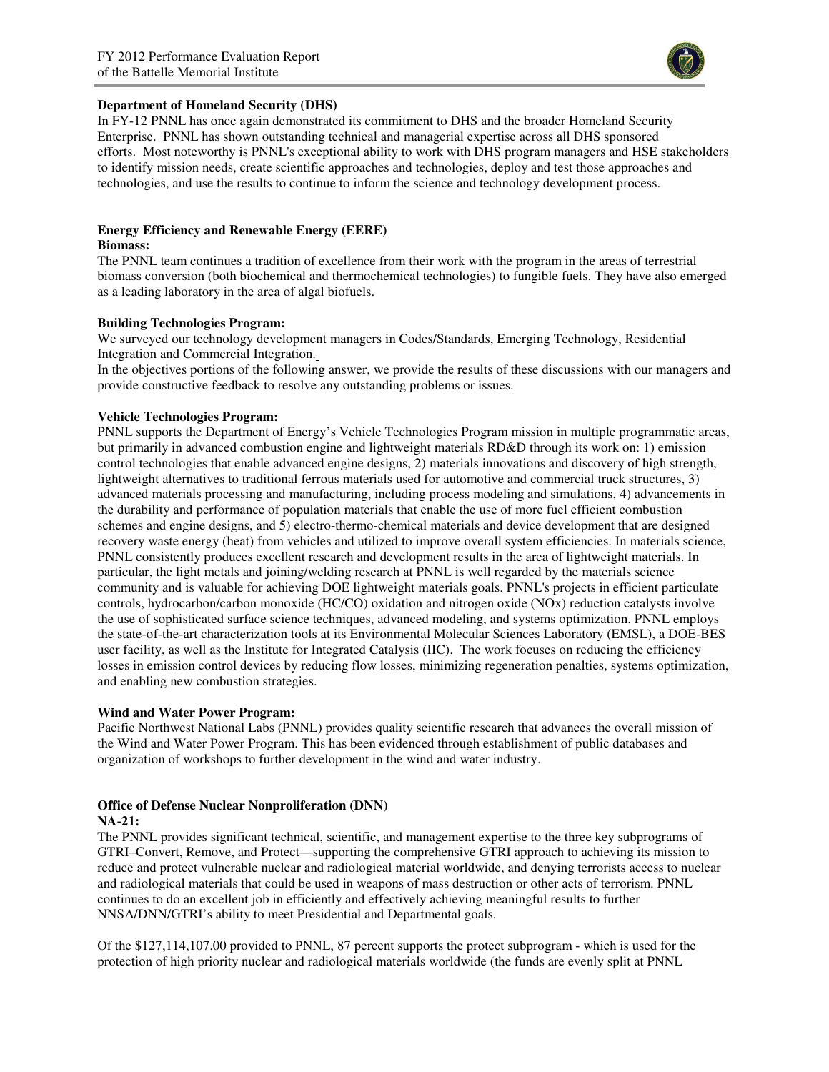**Department of Homeland Security (DHS)**

In FY-12 PNNL has once again demonstrated its commitment to DHS and the broader Homeland Security Enterprise. PNNL has shown outstanding technical and managerial expertise across all DHS sponsored efforts. Most noteworthy is PNNL's exceptional ability to work with DHS program managers and HSE stakeholders to identify mission needs, create scientific approaches and technologies, deploy and test those approaches and technologies, and use the results to continue to inform the science and technology development process.

**Energy Efficiency and Renewable Energy (EERE)**

**Biomass:**

The PNNL team continues a tradition of excellence from their work with the program in the areas of terrestrial biomass conversion (both biochemical and thermochemical technologies) to fungible fuels. They have also emerged as a leading laboratory in the area of algal biofuels.

**Building Technologies Program:**

We surveyed our technology development managers in Codes/Standards, Emerging Technology, Residential Integration and Commercial Integration.

In the objectives portions of the following answer, we provide the results of these discussions with our managers and provide constructive feedback to resolve any outstanding problems or issues.

**Vehicle Technologies Program:**

PNNL supports the Department of Energy's Vehicle Technologies Program mission in multiple programmatic areas, but primarily in advanced combustion engine and lightweight materials RD&D through its work on: 1) emission control technologies that enable advanced engine designs, 2) materials innovations and discovery of high strength, lightweight alternatives to traditional ferrous materials used for automotive and commercial truck structures, 3) advanced materials processing and manufacturing, including process modeling and simulations, 4) advancements in the durability and performance of population materials that enable the use of more fuel efficient combustion schemes and engine designs, and 5) electro-thermo-chemical materials and device development that are designed recovery waste energy (heat) from vehicles and utilized to improve overall system efficiencies. In materials science, PNNL consistently produces excellent research and development results in the area of lightweight materials. In particular, the light metals and joining/welding research at PNNL is well regarded by the materials science community and is valuable for achieving DOE lightweight materials goals. PNNL's projects in efficient particulate controls, hydrocarbon/carbon monoxide (HC/CO) oxidation and nitrogen oxide (NOx) reduction catalysts involve the use of sophisticated surface science techniques, advanced modeling, and systems optimization. PNNL employs the state-of-the-art characterization tools at its Environmental Molecular Sciences Laboratory (EMSL), a DOE-BES user facility, as well as the Institute for Integrated Catalysis (IIC). The work focuses on reducing the efficiency losses in emission control devices by reducing flow losses, minimizing regeneration penalties, systems optimization, and enabling new combustion strategies.

**Wind and Water Power Program:**

Pacific Northwest National Labs (PNNL) provides quality scientific research that advances the overall mission of the Wind and Water Power Program. This has been evidenced through establishment of public databases and organization of workshops to further development in the wind and water industry.

**Office of Defense Nuclear Nonproliferation (DNN)**

**NA-21:**

The PNNL provides significant technical, scientific, and management expertise to the three key subprograms of GTRI–Convert, Remove, and Protect—supporting the comprehensive GTRI approach to achieving its mission to reduce and protect vulnerable nuclear and radiological material worldwide, and denying terrorists access to nuclear and radiological materials that could be used in weapons of mass destruction or other acts of terrorism. PNNL continues to do an excellent job in efficiently and effectively achieving meaningful results to further NNSA/DNN/GTRI's ability to meet Presidential and Departmental goals.

Of the $127,114,107.00 provided to PNNL, 87 percent supports the protect subprogram - which is used for the protection of high priority nuclear and radiological materials worldwide (the funds are evenly split at PNNL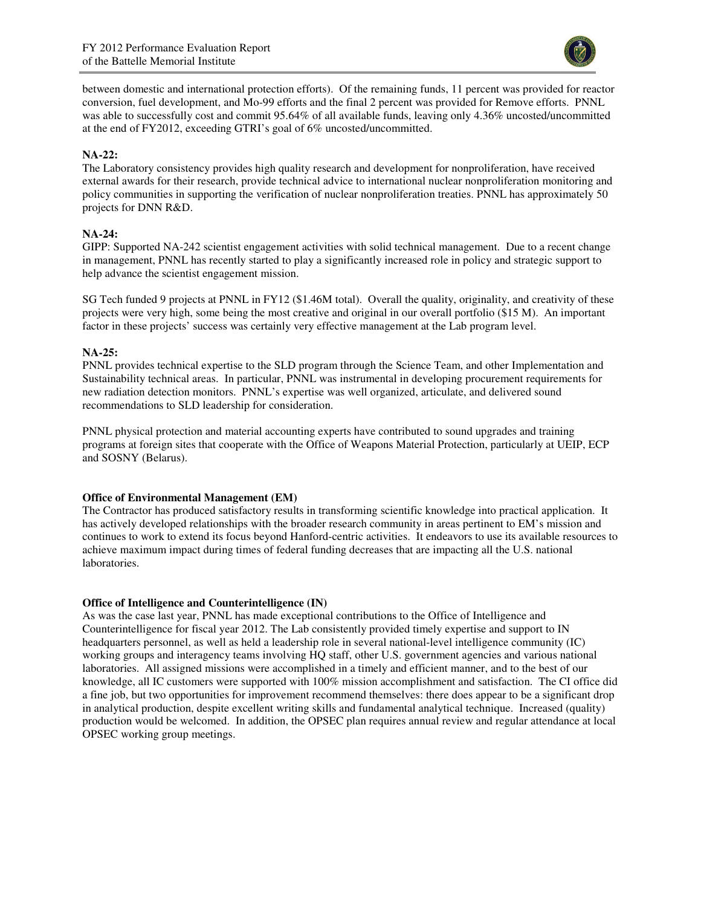between domestic and international protection efforts). Of the remaining funds, 11 percent was provided for reactor conversion, fuel development, and Mo-99 efforts and the final 2 percent was provided for Remove efforts. PNNL was able to successfully cost and commit 95.64% of all available funds, leaving only 4.36% uncosted/uncommitted at the end of FY2012, exceeding GTRI's goal of 6% uncosted/uncommitted.

**NA-22:**
The Laboratory consistency provides high quality research and development for nonproliferation, have received external awards for their research, provide technical advice to international nuclear nonproliferation monitoring and policy communities in supporting the verification of nuclear nonproliferation treaties. PNNL has approximately 50 projects for DNN R&D.

**NA-24:**
GIPP: Supported NA-242 scientist engagement activities with solid technical management. Due to a recent change in management, PNNL has recently started to play a significantly increased role in policy and strategic support to help advance the scientist engagement mission.

SG Tech funded 9 projects at PNNL in FY12 ($1.46M total). Overall the quality, originality, and creativity of these projects were very high, some being the most creative and original in our overall portfolio ($15 M). An important factor in these projects' success was certainly very effective management at the Lab program level.

**NA-25:**
PNNL provides technical expertise to the SLD program through the Science Team, and other Implementation and Sustainability technical areas. In particular, PNNL was instrumental in developing procurement requirements for new radiation detection monitors. PNNL's expertise was well organized, articulate, and delivered sound recommendations to SLD leadership for consideration.

PNNL physical protection and material accounting experts have contributed to sound upgrades and training programs at foreign sites that cooperate with the Office of Weapons Material Protection, particularly at UEIP, ECP and SOSNY (Belarus).

**Office of Environmental Management (EM)**
The Contractor has produced satisfactory results in transforming scientific knowledge into practical application. It has actively developed relationships with the broader research community in areas pertinent to EM's mission and continues to work to extend its focus beyond Hanford-centric activities. It endeavors to use its available resources to achieve maximum impact during times of federal funding decreases that are impacting all the U.S. national laboratories.

**Office of Intelligence and Counterintelligence (IN)**
As was the case last year, PNNL has made exceptional contributions to the Office of Intelligence and Counterintelligence for fiscal year 2012. The Lab consistently provided timely expertise and support to IN headquarters personnel, as well as held a leadership role in several national-level intelligence community (IC) working groups and interagency teams involving HQ staff, other U.S. government agencies and various national laboratories. All assigned missions were accomplished in a timely and efficient manner, and to the best of our knowledge, all IC customers were supported with 100% mission accomplishment and satisfaction. The CI office did a fine job, but two opportunities for improvement recommend themselves: there does appear to be a significant drop in analytical production, despite excellent writing skills and fundamental analytical technique. Increased (quality) production would be welcomed. In addition, the OPSEC plan requires annual review and regular attendance at local OPSEC working group meetings.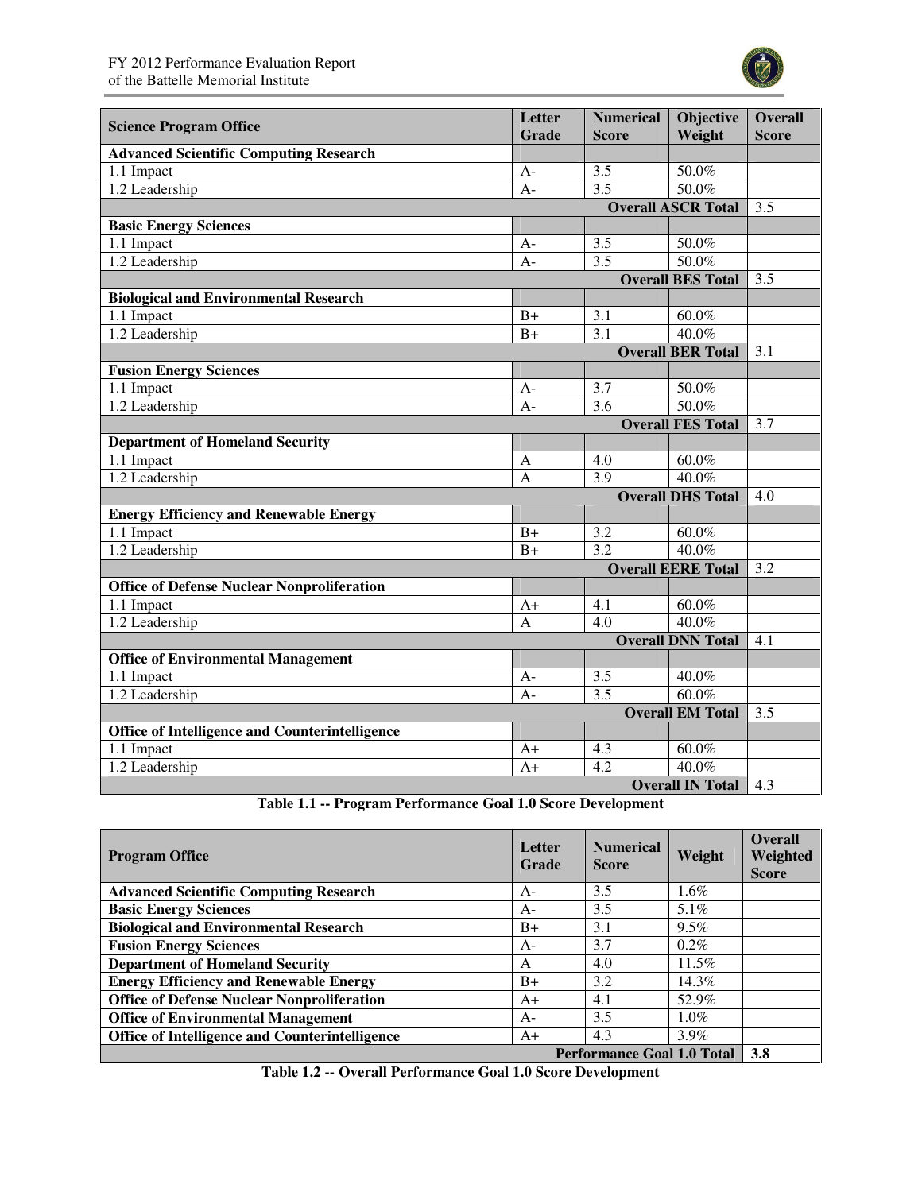| Science Program Office | Letter Grade | Numerical Score | Objective Weight | Overall Score |
|---|---|---|---|---|
| **Advanced Scientific Computing Research** | | | | |
| 1.1 Impact | A- | 3.5 | 50.0% | |
| 1.2 Leadership | A- | 3.5 | 50.0% | |
| | | | **Overall ASCR Total** | 3.5 |
| **Basic Energy Sciences** | | | | |
| 1.1 Impact | A- | 3.5 | 50.0% | |
| 1.2 Leadership | A- | 3.5 | 50.0% | |
| | | | **Overall BES Total** | 3.5 |
| **Biological and Environmental Research** | | | | |
| 1.1 Impact | B+ | 3.1 | 60.0% | |
| 1.2 Leadership | B+ | 3.1 | 40.0% | |
| | | | **Overall BER Total** | 3.1 |
| **Fusion Energy Sciences** | | | | |
| 1.1 Impact | A- | 3.7 | 50.0% | |
| 1.2 Leadership | A- | 3.6 | 50.0% | |
| | | | **Overall FES Total** | 3.7 |
| **Department of Homeland Security** | | | | |
| 1.1 Impact | A | 4.0 | 60.0% | |
| 1.2 Leadership | A | 3.9 | 40.0% | |
| | | | **Overall DHS Total** | 4.0 |
| **Energy Efficiency and Renewable Energy** | | | | |
| 1.1 Impact | B+ | 3.2 | 60.0% | |
| 1.2 Leadership | B+ | 3.2 | 40.0% | |
| | | | **Overall EERE Total** | 3.2 |
| **Office of Defense Nuclear Nonproliferation** | | | | |
| 1.1 Impact | A+ | 4.1 | 60.0% | |
| 1.2 Leadership | A | 4.0 | 40.0% | |
| | | | **Overall DNN Total** | 4.1 |
| **Office of Environmental Management** | | | | |
| 1.1 Impact | A- | 3.5 | 40.0% | |
| 1.2 Leadership | A- | 3.5 | 60.0% | |
| | | | **Overall EM Total** | 3.5 |
| **Office of Intelligence and Counterintelligence** | | | | |
| 1.1 Impact | A+ | 4.3 | 60.0% | |
| 1.2 Leadership | A+ | 4.2 | 40.0% | |
| | | | **Overall IN Total** | 4.3 |

**Table 1.1 -- Program Performance Goal 1.0 Score Development**

| Program Office | Letter Grade | Numerical Score | Weight | Overall Weighted Score |
|---|---|---|---|---|
| **Advanced Scientific Computing Research** | A- | 3.5 | 1.6% | |
| **Basic Energy Sciences** | A- | 3.5 | 5.1% | |
| **Biological and Environmental Research** | B+ | 3.1 | 9.5% | |
| **Fusion Energy Sciences** | A- | 3.7 | 0.2% | |
| **Department of Homeland Security** | A | 4.0 | 11.5% | |
| **Energy Efficiency and Renewable Energy** | B+ | 3.2 | 14.3% | |
| **Office of Defense Nuclear Nonproliferation** | A+ | 4.1 | 52.9% | |
| **Office of Environmental Management** | A- | 3.5 | 1.0% | |
| **Office of Intelligence and Counterintelligence** | A+ | 4.3 | 3.9% | |
| | | | **Performance Goal 1.0 Total** | **3.8** |

**Table 1.2 -- Overall Performance Goal 1.0 Score Development**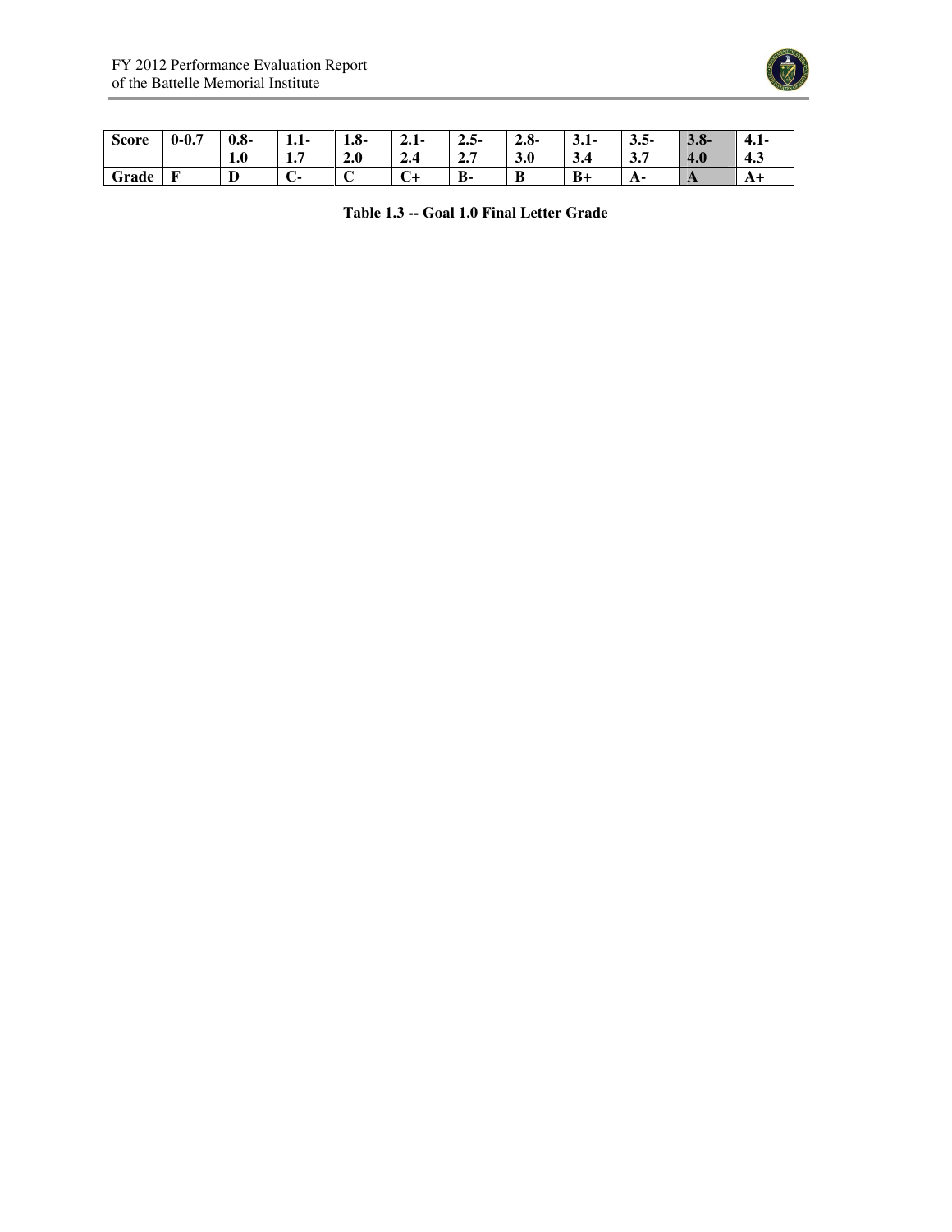| Score | 0-0.7 | 0.8-1.0 | 1.1-1.7 | 1.8-2.0 | 2.1-2.4 | 2.5-2.7 | 2.8-3.0 | 3.1-3.4 | 3.5-3.7 | 3.8-4.0 | 4.1-4.3 |
|---|---|---|---|---|---|---|---|---|---|---|---|
| Grade | F | D | C- | C | C+ | B- | B | B+ | A- | A | A+ |

**Table 1.3 -- Goal 1.0 Final Letter Grade**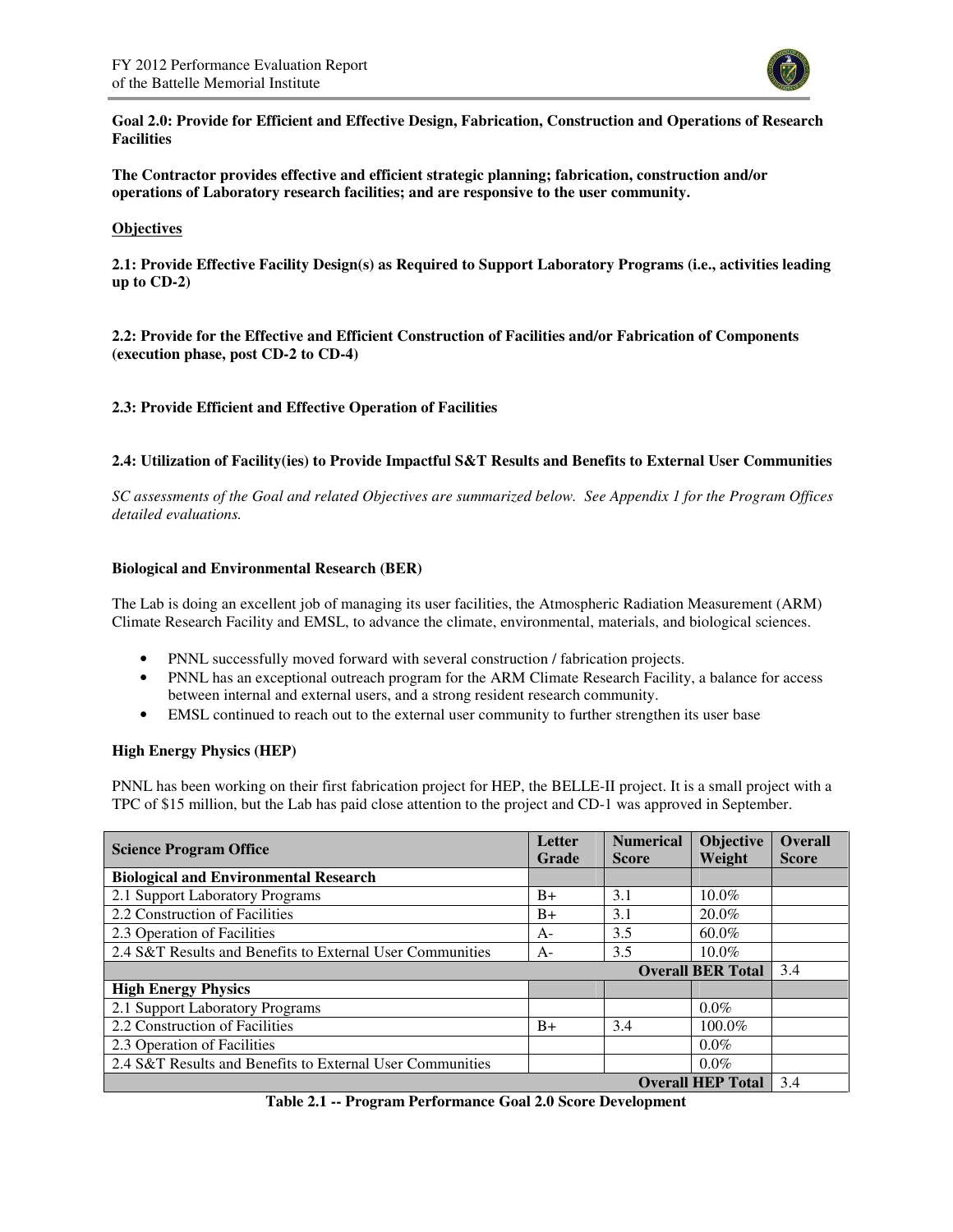**Goal 2.0: Provide for Efficient and Effective Design, Fabrication, Construction and Operations of Research Facilities**

**The Contractor provides effective and efficient strategic planning; fabrication, construction and/or operations of Laboratory research facilities; and are responsive to the user community.**

**Objectives**

**2.1: Provide Effective Facility Design(s) as Required to Support Laboratory Programs (i.e., activities leading up to CD-2)**

**2.2: Provide for the Effective and Efficient Construction of Facilities and/or Fabrication of Components (execution phase, post CD-2 to CD-4)**

**2.3: Provide Efficient and Effective Operation of Facilities**

**2.4: Utilization of Facility(ies) to Provide Impactful S&T Results and Benefits to External User Communities**

*SC assessments of the Goal and related Objectives are summarized below. See Appendix 1 for the Program Offices detailed evaluations.*

**Biological and Environmental Research (BER)**

The Lab is doing an excellent job of managing its user facilities, the Atmospheric Radiation Measurement (ARM) Climate Research Facility and EMSL, to advance the climate, environmental, materials, and biological sciences.

- PNNL successfully moved forward with several construction / fabrication projects.
- PNNL has an exceptional outreach program for the ARM Climate Research Facility, a balance for access between internal and external users, and a strong resident research community.
- EMSL continued to reach out to the external user community to further strengthen its user base

**High Energy Physics (HEP)**

PNNL has been working on their first fabrication project for HEP, the BELLE-II project. It is a small project with a TPC of $15 million, but the Lab has paid close attention to the project and CD-1 was approved in September.

| Science Program Office | Letter Grade | Numerical Score | Objective Weight | Overall Score |
|---|---|---|---|---|
| **Biological and Environmental Research** | | | | |
| 2.1 Support Laboratory Programs | B+ | 3.1 | 10.0% | |
| 2.2 Construction of Facilities | B+ | 3.1 | 20.0% | |
| 2.3 Operation of Facilities | A- | 3.5 | 60.0% | |
| 2.4 S&T Results and Benefits to External User Communities | A- | 3.5 | 10.0% | |
| | | | **Overall BER Total** | 3.4 |
| **High Energy Physics** | | | | |
| 2.1 Support Laboratory Programs | | | 0.0% | |
| 2.2 Construction of Facilities | B+ | 3.4 | 100.0% | |
| 2.3 Operation of Facilities | | | 0.0% | |
| 2.4 S&T Results and Benefits to External User Communities | | | 0.0% | |
| | | | **Overall HEP Total** | 3.4 |

**Table 2.1 -- Program Performance Goal 2.0 Score Development**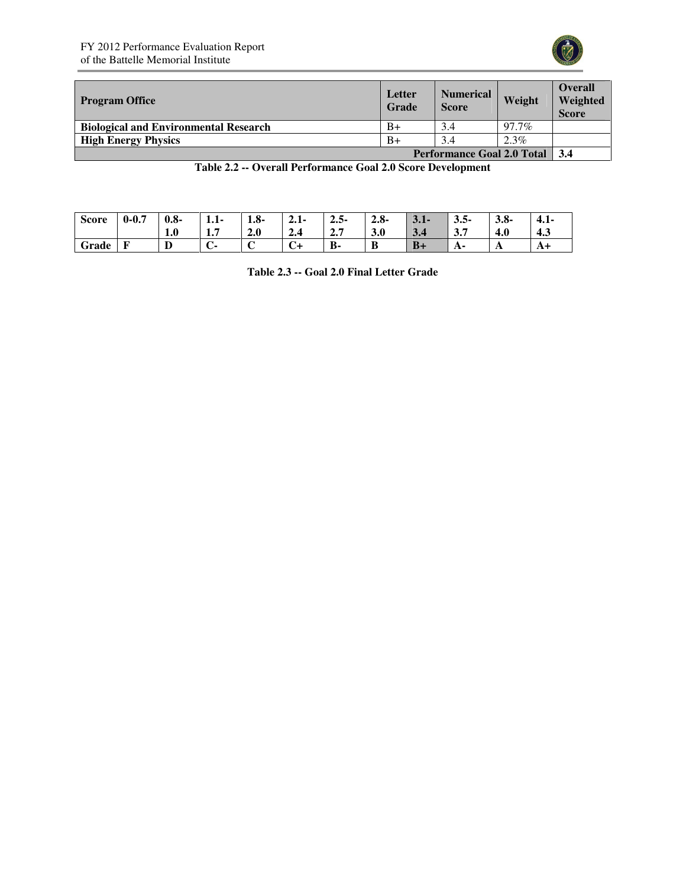| Program Office | Letter Grade | Numerical Score | Weight | Overall Weighted Score |
|---|---|---|---|---|
| **Biological and Environmental Research** | B+ | 3.4 | 97.7% | |
| **High Energy Physics** | B+ | 3.4 | 2.3% | |
| | | | **Performance Goal 2.0 Total** | **3.4** |

**Table 2.2 -- Overall Performance Goal 2.0 Score Development**

| **Score** | **0-0.7** | **0.8-1.0** | **1.1-1.7** | **1.8-2.0** | **2.1-2.4** | **2.5-2.7** | **2.8-3.0** | **3.1-3.4** | **3.5-3.7** | **3.8-4.0** | **4.1-4.3** |
|---|---|---|---|---|---|---|---|---|---|---|---|
| **Grade** | **F** | **D** | **C-** | **C** | **C+** | **B-** | **B** | **B+** | **A-** | **A** | **A+** |

**Table 2.3 -- Goal 2.0 Final Letter Grade**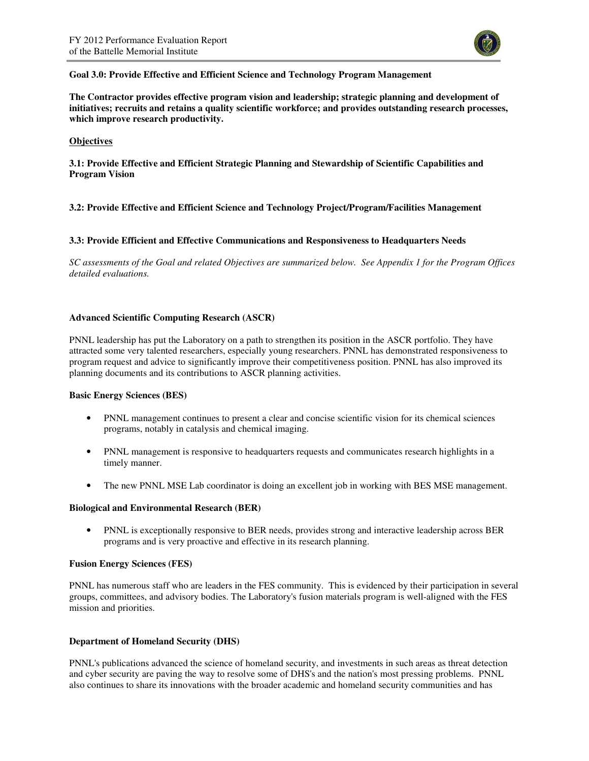**Goal 3.0: Provide Effective and Efficient Science and Technology Program Management**

**The Contractor provides effective program vision and leadership; strategic planning and development of initiatives; recruits and retains a quality scientific workforce; and provides outstanding research processes, which improve research productivity.**

**Objectives**

**3.1: Provide Effective and Efficient Strategic Planning and Stewardship of Scientific Capabilities and Program Vision**

**3.2: Provide Effective and Efficient Science and Technology Project/Program/Facilities Management**

**3.3: Provide Efficient and Effective Communications and Responsiveness to Headquarters Needs**

*SC assessments of the Goal and related Objectives are summarized below. See Appendix 1 for the Program Offices detailed evaluations.*

**Advanced Scientific Computing Research (ASCR)**

PNNL leadership has put the Laboratory on a path to strengthen its position in the ASCR portfolio. They have attracted some very talented researchers, especially young researchers. PNNL has demonstrated responsiveness to program request and advice to significantly improve their competitiveness position. PNNL has also improved its planning documents and its contributions to ASCR planning activities.

**Basic Energy Sciences (BES)**

- PNNL management continues to present a clear and concise scientific vision for its chemical sciences programs, notably in catalysis and chemical imaging.
- PNNL management is responsive to headquarters requests and communicates research highlights in a timely manner.
- The new PNNL MSE Lab coordinator is doing an excellent job in working with BES MSE management.

**Biological and Environmental Research (BER)**

- PNNL is exceptionally responsive to BER needs, provides strong and interactive leadership across BER programs and is very proactive and effective in its research planning.

**Fusion Energy Sciences (FES)**

PNNL has numerous staff who are leaders in the FES community. This is evidenced by their participation in several groups, committees, and advisory bodies. The Laboratory's fusion materials program is well-aligned with the FES mission and priorities.

**Department of Homeland Security (DHS)**

PNNL's publications advanced the science of homeland security, and investments in such areas as threat detection and cyber security are paving the way to resolve some of DHS's and the nation's most pressing problems. PNNL also continues to share its innovations with the broader academic and homeland security communities and has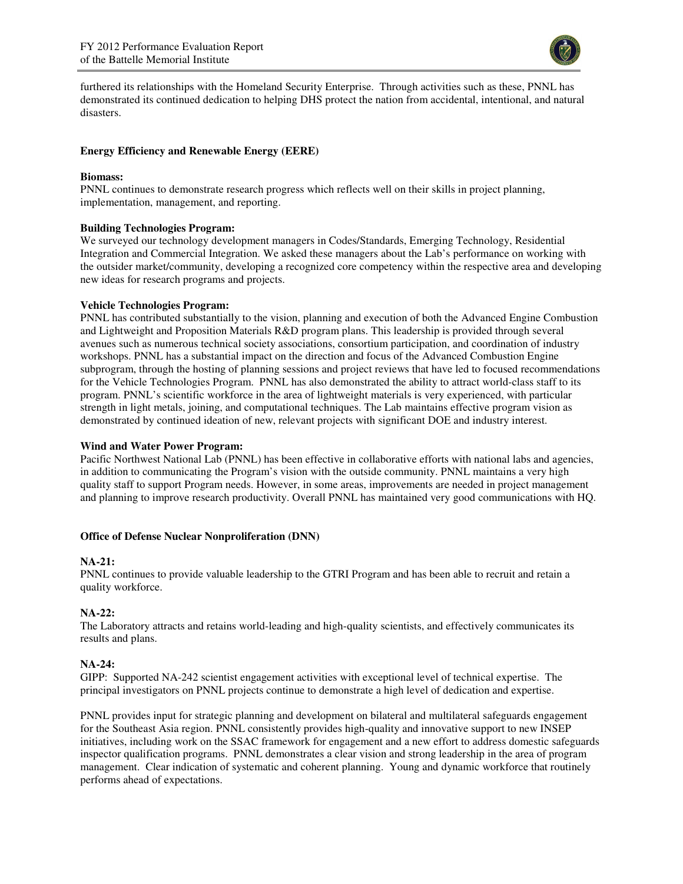furthered its relationships with the Homeland Security Enterprise. Through activities such as these, PNNL has demonstrated its continued dedication to helping DHS protect the nation from accidental, intentional, and natural disasters.

**Energy Efficiency and Renewable Energy (EERE)**

**Biomass:**
PNNL continues to demonstrate research progress which reflects well on their skills in project planning, implementation, management, and reporting.

**Building Technologies Program:**
We surveyed our technology development managers in Codes/Standards, Emerging Technology, Residential Integration and Commercial Integration. We asked these managers about the Lab's performance on working with the outsider market/community, developing a recognized core competency within the respective area and developing new ideas for research programs and projects.

**Vehicle Technologies Program:**
PNNL has contributed substantially to the vision, planning and execution of both the Advanced Engine Combustion and Lightweight and Proposition Materials R&D program plans. This leadership is provided through several avenues such as numerous technical society associations, consortium participation, and coordination of industry workshops. PNNL has a substantial impact on the direction and focus of the Advanced Combustion Engine subprogram, through the hosting of planning sessions and project reviews that have led to focused recommendations for the Vehicle Technologies Program. PNNL has also demonstrated the ability to attract world-class staff to its program. PNNL's scientific workforce in the area of lightweight materials is very experienced, with particular strength in light metals, joining, and computational techniques. The Lab maintains effective program vision as demonstrated by continued ideation of new, relevant projects with significant DOE and industry interest.

**Wind and Water Power Program:**
Pacific Northwest National Lab (PNNL) has been effective in collaborative efforts with national labs and agencies, in addition to communicating the Program's vision with the outside community. PNNL maintains a very high quality staff to support Program needs. However, in some areas, improvements are needed in project management and planning to improve research productivity. Overall PNNL has maintained very good communications with HQ.

**Office of Defense Nuclear Nonproliferation (DNN)**

**NA-21:**
PNNL continues to provide valuable leadership to the GTRI Program and has been able to recruit and retain a quality workforce.

**NA-22:**
The Laboratory attracts and retains world-leading and high-quality scientists, and effectively communicates its results and plans.

**NA-24:**
GIPP: Supported NA-242 scientist engagement activities with exceptional level of technical expertise. The principal investigators on PNNL projects continue to demonstrate a high level of dedication and expertise.

PNNL provides input for strategic planning and development on bilateral and multilateral safeguards engagement for the Southeast Asia region. PNNL consistently provides high-quality and innovative support to new INSEP initiatives, including work on the SSAC framework for engagement and a new effort to address domestic safeguards inspector qualification programs. PNNL demonstrates a clear vision and strong leadership in the area of program management. Clear indication of systematic and coherent planning. Young and dynamic workforce that routinely performs ahead of expectations.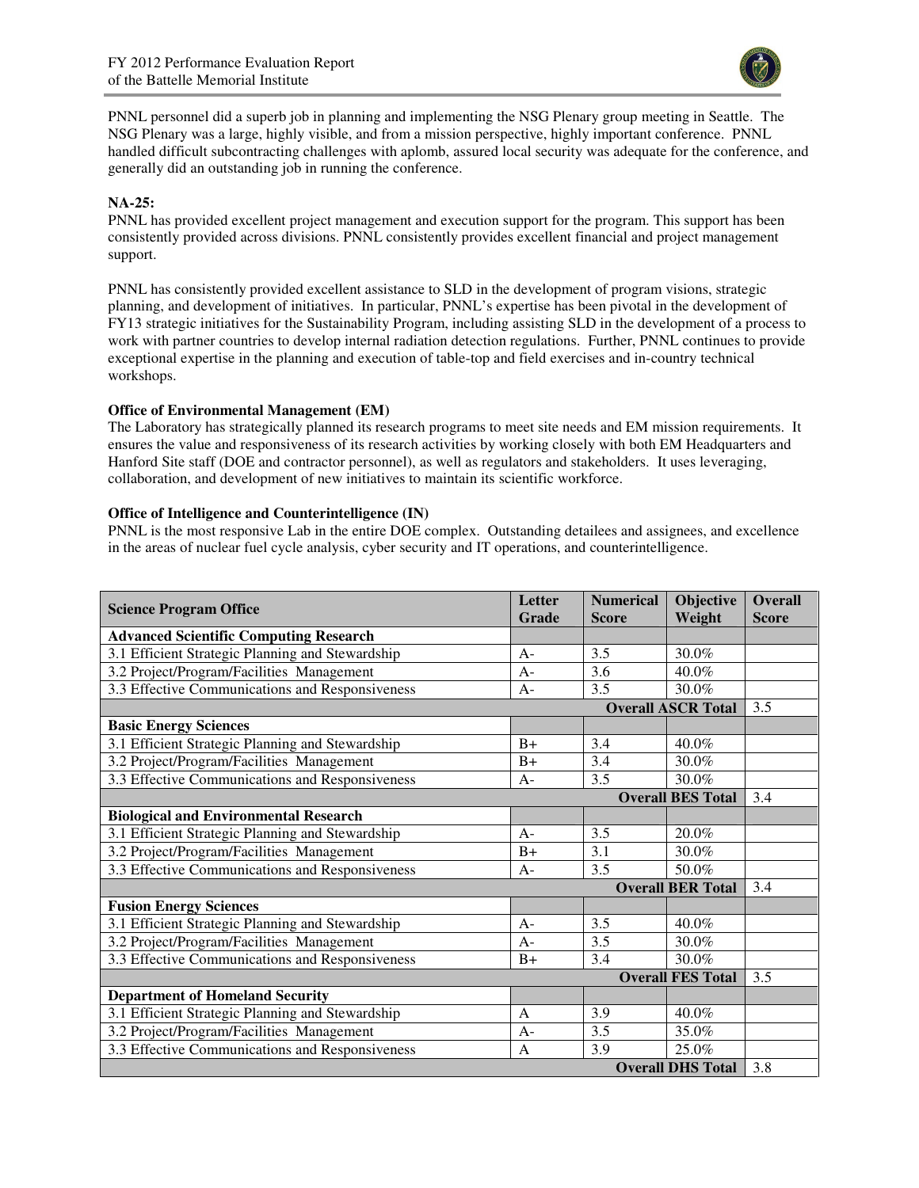PNNL personnel did a superb job in planning and implementing the NSG Plenary group meeting in Seattle. The NSG Plenary was a large, highly visible, and from a mission perspective, highly important conference. PNNL handled difficult subcontracting challenges with aplomb, assured local security was adequate for the conference, and generally did an outstanding job in running the conference.

**NA-25:**
PNNL has provided excellent project management and execution support for the program. This support has been consistently provided across divisions. PNNL consistently provides excellent financial and project management support.

PNNL has consistently provided excellent assistance to SLD in the development of program visions, strategic planning, and development of initiatives. In particular, PNNL's expertise has been pivotal in the development of FY13 strategic initiatives for the Sustainability Program, including assisting SLD in the development of a process to work with partner countries to develop internal radiation detection regulations. Further, PNNL continues to provide exceptional expertise in the planning and execution of table-top and field exercises and in-country technical workshops.

**Office of Environmental Management (EM)**
The Laboratory has strategically planned its research programs to meet site needs and EM mission requirements. It ensures the value and responsiveness of its research activities by working closely with both EM Headquarters and Hanford Site staff (DOE and contractor personnel), as well as regulators and stakeholders. It uses leveraging, collaboration, and development of new initiatives to maintain its scientific workforce.

**Office of Intelligence and Counterintelligence (IN)**
PNNL is the most responsive Lab in the entire DOE complex. Outstanding detailees and assignees, and excellence in the areas of nuclear fuel cycle analysis, cyber security and IT operations, and counterintelligence.

| Science Program Office | Letter Grade | Numerical Score | Objective Weight | Overall Score |
|---|---|---|---|---|
| **Advanced Scientific Computing Research** | | | | |
| 3.1 Efficient Strategic Planning and Stewardship | A- | 3.5 | 30.0% | |
| 3.2 Project/Program/Facilities Management | A- | 3.6 | 40.0% | |
| 3.3 Effective Communications and Responsiveness | A- | 3.5 | 30.0% | |
| | | | **Overall ASCR Total** | 3.5 |
| **Basic Energy Sciences** | | | | |
| 3.1 Efficient Strategic Planning and Stewardship | B+ | 3.4 | 40.0% | |
| 3.2 Project/Program/Facilities Management | B+ | 3.4 | 30.0% | |
| 3.3 Effective Communications and Responsiveness | A- | 3.5 | 30.0% | |
| | | | **Overall BES Total** | 3.4 |
| **Biological and Environmental Research** | | | | |
| 3.1 Efficient Strategic Planning and Stewardship | A- | 3.5 | 20.0% | |
| 3.2 Project/Program/Facilities Management | B+ | 3.1 | 30.0% | |
| 3.3 Effective Communications and Responsiveness | A- | 3.5 | 50.0% | |
| | | | **Overall BER Total** | 3.4 |
| **Fusion Energy Sciences** | | | | |
| 3.1 Efficient Strategic Planning and Stewardship | A- | 3.5 | 40.0% | |
| 3.2 Project/Program/Facilities Management | A- | 3.5 | 30.0% | |
| 3.3 Effective Communications and Responsiveness | B+ | 3.4 | 30.0% | |
| | | | **Overall FES Total** | 3.5 |
| **Department of Homeland Security** | | | | |
| 3.1 Efficient Strategic Planning and Stewardship | A | 3.9 | 40.0% | |
| 3.2 Project/Program/Facilities Management | A- | 3.5 | 35.0% | |
| 3.3 Effective Communications and Responsiveness | A | 3.9 | 25.0% | |
| | | | **Overall DHS Total** | 3.8 |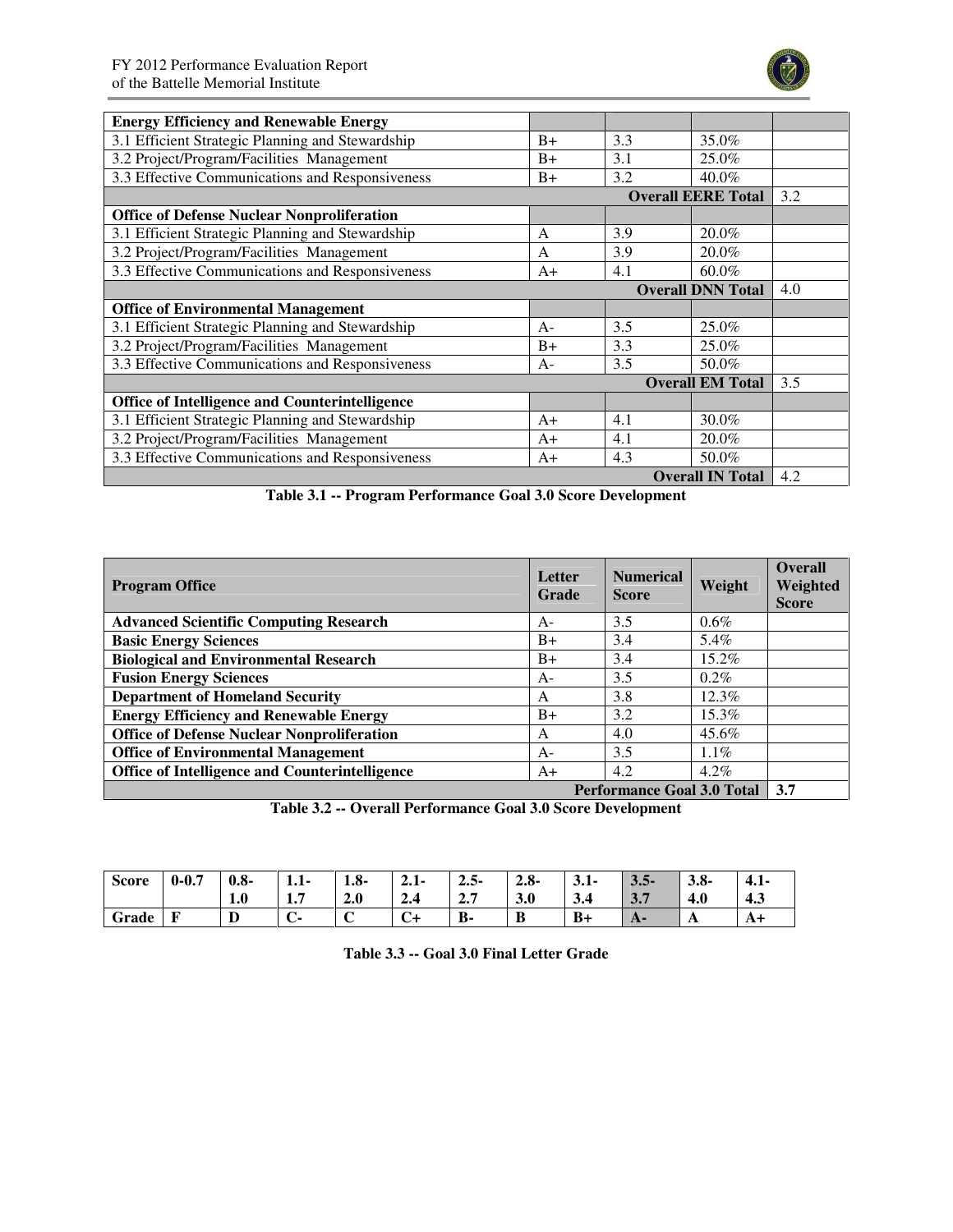| | | | | |
|---|---|---|---|---|
| **Energy Efficiency and Renewable Energy** | | | | |
| 3.1 Efficient Strategic Planning and Stewardship | B+ | 3.3 | 35.0% | |
| 3.2 Project/Program/Facilities Management | B+ | 3.1 | 25.0% | |
| 3.3 Effective Communications and Responsiveness | B+ | 3.2 | 40.0% | |
| | | | **Overall EERE Total** | 3.2 |
| **Office of Defense Nuclear Nonproliferation** | | | | |
| 3.1 Efficient Strategic Planning and Stewardship | A | 3.9 | 20.0% | |
| 3.2 Project/Program/Facilities Management | A | 3.9 | 20.0% | |
| 3.3 Effective Communications and Responsiveness | A+ | 4.1 | 60.0% | |
| | | | **Overall DNN Total** | 4.0 |
| **Office of Environmental Management** | | | | |
| 3.1 Efficient Strategic Planning and Stewardship | A- | 3.5 | 25.0% | |
| 3.2 Project/Program/Facilities Management | B+ | 3.3 | 25.0% | |
| 3.3 Effective Communications and Responsiveness | A- | 3.5 | 50.0% | |
| | | | **Overall EM Total** | 3.5 |
| **Office of Intelligence and Counterintelligence** | | | | |
| 3.1 Efficient Strategic Planning and Stewardship | A+ | 4.1 | 30.0% | |
| 3.2 Project/Program/Facilities Management | A+ | 4.1 | 20.0% | |
| 3.3 Effective Communications and Responsiveness | A+ | 4.3 | 50.0% | |
| | | | **Overall IN Total** | 4.2 |

**Table 3.1 -- Program Performance Goal 3.0 Score Development**

| Program Office | Letter Grade | Numerical Score | Weight | Overall Weighted Score |
|---|---|---|---|---|
| **Advanced Scientific Computing Research** | A- | 3.5 | 0.6% | |
| **Basic Energy Sciences** | B+ | 3.4 | 5.4% | |
| **Biological and Environmental Research** | B+ | 3.4 | 15.2% | |
| **Fusion Energy Sciences** | A- | 3.5 | 0.2% | |
| **Department of Homeland Security** | A | 3.8 | 12.3% | |
| **Energy Efficiency and Renewable Energy** | B+ | 3.2 | 15.3% | |
| **Office of Defense Nuclear Nonproliferation** | A | 4.0 | 45.6% | |
| **Office of Environmental Management** | A- | 3.5 | 1.1% | |
| **Office of Intelligence and Counterintelligence** | A+ | 4.2 | 4.2% | |
| | | | **Performance Goal 3.0 Total** | **3.7** |

**Table 3.2 -- Overall Performance Goal 3.0 Score Development**

| **Score** | **0-0.7** | **0.8-1.0** | **1.1-1.7** | **1.8-2.0** | **2.1-2.4** | **2.5-2.7** | **2.8-3.0** | **3.1-3.4** | **3.5-3.7** | **3.8-4.0** | **4.1-4.3** |
|---|---|---|---|---|---|---|---|---|---|---|---|
| **Grade** | **F** | **D** | **C-** | **C** | **C+** | **B-** | **B** | **B+** | **A-** | **A** | **A+** |

**Table 3.3 -- Goal 3.0 Final Letter Grade**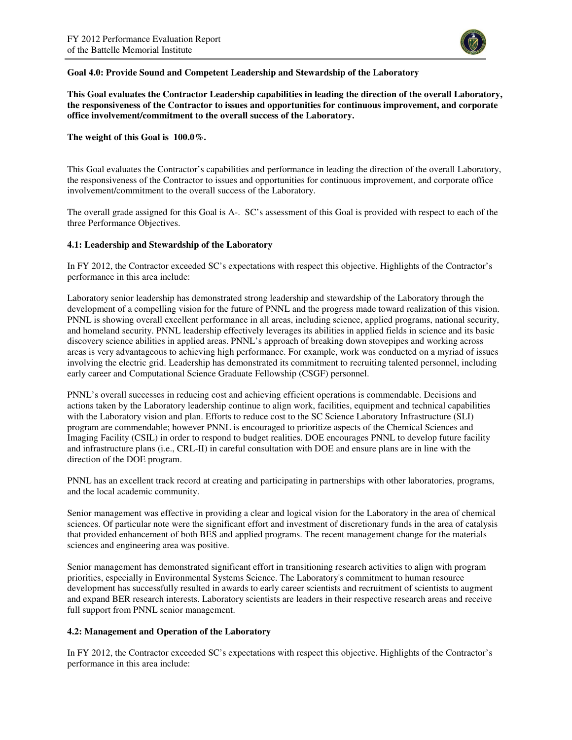**Goal 4.0: Provide Sound and Competent Leadership and Stewardship of the Laboratory**

**This Goal evaluates the Contractor Leadership capabilities in leading the direction of the overall Laboratory, the responsiveness of the Contractor to issues and opportunities for continuous improvement, and corporate office involvement/commitment to the overall success of the Laboratory.**

**The weight of this Goal is 100.0%.**

This Goal evaluates the Contractor's capabilities and performance in leading the direction of the overall Laboratory, the responsiveness of the Contractor to issues and opportunities for continuous improvement, and corporate office involvement/commitment to the overall success of the Laboratory.

The overall grade assigned for this Goal is A-. SC's assessment of this Goal is provided with respect to each of the three Performance Objectives.

**4.1: Leadership and Stewardship of the Laboratory**

In FY 2012, the Contractor exceeded SC's expectations with respect this objective. Highlights of the Contractor's performance in this area include:

Laboratory senior leadership has demonstrated strong leadership and stewardship of the Laboratory through the development of a compelling vision for the future of PNNL and the progress made toward realization of this vision. PNNL is showing overall excellent performance in all areas, including science, applied programs, national security, and homeland security. PNNL leadership effectively leverages its abilities in applied fields in science and its basic discovery science abilities in applied areas. PNNL's approach of breaking down stovepipes and working across areas is very advantageous to achieving high performance. For example, work was conducted on a myriad of issues involving the electric grid. Leadership has demonstrated its commitment to recruiting talented personnel, including early career and Computational Science Graduate Fellowship (CSGF) personnel.

PNNL's overall successes in reducing cost and achieving efficient operations is commendable. Decisions and actions taken by the Laboratory leadership continue to align work, facilities, equipment and technical capabilities with the Laboratory vision and plan. Efforts to reduce cost to the SC Science Laboratory Infrastructure (SLI) program are commendable; however PNNL is encouraged to prioritize aspects of the Chemical Sciences and Imaging Facility (CSIL) in order to respond to budget realities. DOE encourages PNNL to develop future facility and infrastructure plans (i.e., CRL-II) in careful consultation with DOE and ensure plans are in line with the direction of the DOE program.

PNNL has an excellent track record at creating and participating in partnerships with other laboratories, programs, and the local academic community.

Senior management was effective in providing a clear and logical vision for the Laboratory in the area of chemical sciences. Of particular note were the significant effort and investment of discretionary funds in the area of catalysis that provided enhancement of both BES and applied programs. The recent management change for the materials sciences and engineering area was positive.

Senior management has demonstrated significant effort in transitioning research activities to align with program priorities, especially in Environmental Systems Science. The Laboratory's commitment to human resource development has successfully resulted in awards to early career scientists and recruitment of scientists to augment and expand BER research interests. Laboratory scientists are leaders in their respective research areas and receive full support from PNNL senior management.

**4.2: Management and Operation of the Laboratory**

In FY 2012, the Contractor exceeded SC's expectations with respect this objective. Highlights of the Contractor's performance in this area include: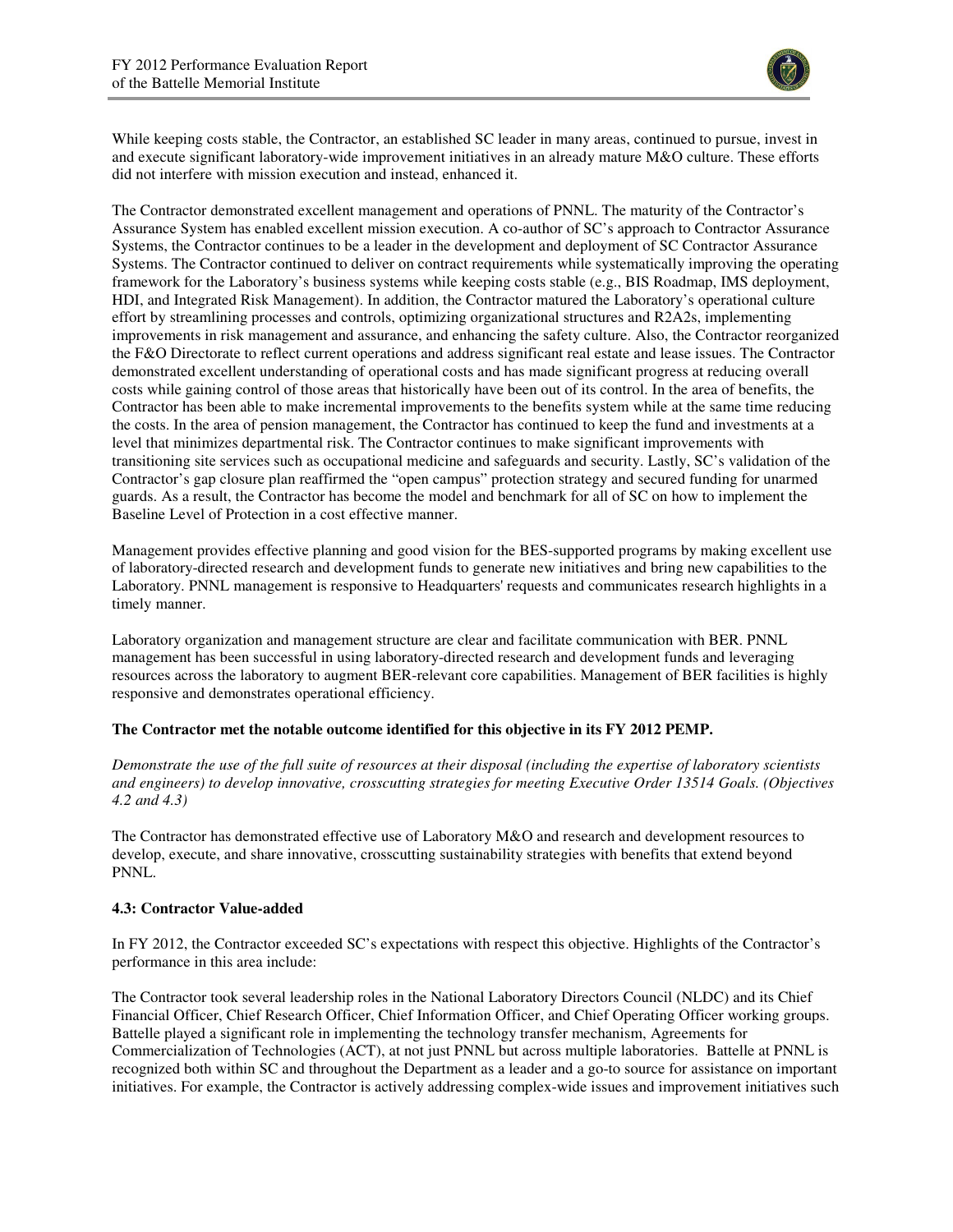While keeping costs stable, the Contractor, an established SC leader in many areas, continued to pursue, invest in and execute significant laboratory-wide improvement initiatives in an already mature M&O culture. These efforts did not interfere with mission execution and instead, enhanced it.

The Contractor demonstrated excellent management and operations of PNNL. The maturity of the Contractor's Assurance System has enabled excellent mission execution. A co-author of SC's approach to Contractor Assurance Systems, the Contractor continues to be a leader in the development and deployment of SC Contractor Assurance Systems. The Contractor continued to deliver on contract requirements while systematically improving the operating framework for the Laboratory's business systems while keeping costs stable (e.g., BIS Roadmap, IMS deployment, HDI, and Integrated Risk Management). In addition, the Contractor matured the Laboratory's operational culture effort by streamlining processes and controls, optimizing organizational structures and R2A2s, implementing improvements in risk management and assurance, and enhancing the safety culture. Also, the Contractor reorganized the F&O Directorate to reflect current operations and address significant real estate and lease issues. The Contractor demonstrated excellent understanding of operational costs and has made significant progress at reducing overall costs while gaining control of those areas that historically have been out of its control. In the area of benefits, the Contractor has been able to make incremental improvements to the benefits system while at the same time reducing the costs. In the area of pension management, the Contractor has continued to keep the fund and investments at a level that minimizes departmental risk. The Contractor continues to make significant improvements with transitioning site services such as occupational medicine and safeguards and security. Lastly, SC's validation of the Contractor's gap closure plan reaffirmed the "open campus" protection strategy and secured funding for unarmed guards. As a result, the Contractor has become the model and benchmark for all of SC on how to implement the Baseline Level of Protection in a cost effective manner.

Management provides effective planning and good vision for the BES-supported programs by making excellent use of laboratory-directed research and development funds to generate new initiatives and bring new capabilities to the Laboratory. PNNL management is responsive to Headquarters' requests and communicates research highlights in a timely manner.

Laboratory organization and management structure are clear and facilitate communication with BER. PNNL management has been successful in using laboratory-directed research and development funds and leveraging resources across the laboratory to augment BER-relevant core capabilities. Management of BER facilities is highly responsive and demonstrates operational efficiency.

**The Contractor met the notable outcome identified for this objective in its FY 2012 PEMP.**

*Demonstrate the use of the full suite of resources at their disposal (including the expertise of laboratory scientists and engineers) to develop innovative, crosscutting strategies for meeting Executive Order 13514 Goals. (Objectives 4.2 and 4.3)*

The Contractor has demonstrated effective use of Laboratory M&O and research and development resources to develop, execute, and share innovative, crosscutting sustainability strategies with benefits that extend beyond PNNL.

### 4.3: Contractor Value-added

In FY 2012, the Contractor exceeded SC's expectations with respect this objective. Highlights of the Contractor's performance in this area include:

The Contractor took several leadership roles in the National Laboratory Directors Council (NLDC) and its Chief Financial Officer, Chief Research Officer, Chief Information Officer, and Chief Operating Officer working groups. Battelle played a significant role in implementing the technology transfer mechanism, Agreements for Commercialization of Technologies (ACT), at not just PNNL but across multiple laboratories. Battelle at PNNL is recognized both within SC and throughout the Department as a leader and a go-to source for assistance on important initiatives. For example, the Contractor is actively addressing complex-wide issues and improvement initiatives such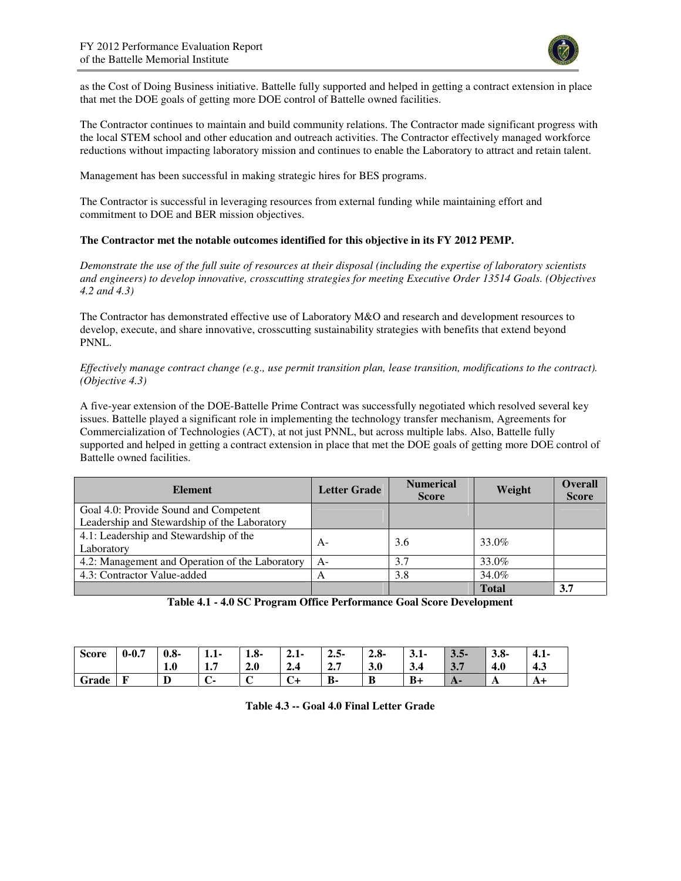as the Cost of Doing Business initiative. Battelle fully supported and helped in getting a contract extension in place that met the DOE goals of getting more DOE control of Battelle owned facilities.

The Contractor continues to maintain and build community relations. The Contractor made significant progress with the local STEM school and other education and outreach activities. The Contractor effectively managed workforce reductions without impacting laboratory mission and continues to enable the Laboratory to attract and retain talent.

Management has been successful in making strategic hires for BES programs.

The Contractor is successful in leveraging resources from external funding while maintaining effort and commitment to DOE and BER mission objectives.

**The Contractor met the notable outcomes identified for this objective in its FY 2012 PEMP.**

*Demonstrate the use of the full suite of resources at their disposal (including the expertise of laboratory scientists and engineers) to develop innovative, crosscutting strategies for meeting Executive Order 13514 Goals. (Objectives 4.2 and 4.3)*

The Contractor has demonstrated effective use of Laboratory M&O and research and development resources to develop, execute, and share innovative, crosscutting sustainability strategies with benefits that extend beyond PNNL.

*Effectively manage contract change (e.g., use permit transition plan, lease transition, modifications to the contract). (Objective 4.3)*

A five-year extension of the DOE-Battelle Prime Contract was successfully negotiated which resolved several key issues. Battelle played a significant role in implementing the technology transfer mechanism, Agreements for Commercialization of Technologies (ACT), at not just PNNL, but across multiple labs. Also, Battelle fully supported and helped in getting a contract extension in place that met the DOE goals of getting more DOE control of Battelle owned facilities.

| Element | Letter Grade | Numerical Score | Weight | Overall Score |
|---|---|---|---|---|
| Goal 4.0: Provide Sound and Competent Leadership and Stewardship of the Laboratory | | | | |
| 4.1: Leadership and Stewardship of the Laboratory | A- | 3.6 | 33.0% | |
| 4.2: Management and Operation of the Laboratory | A- | 3.7 | 33.0% | |
| 4.3: Contractor Value-added | A | 3.8 | 34.0% | |
| | | | **Total** | **3.7** |

**Table 4.1 - 4.0 SC Program Office Performance Goal Score Development**

| **Score** | **0-0.7** | **0.8-1.0** | **1.1-1.7** | **1.8-2.0** | **2.1-2.4** | **2.5-2.7** | **2.8-3.0** | **3.1-3.4** | **3.5-3.7** | **3.8-4.0** | **4.1-4.3** |
|---|---|---|---|---|---|---|---|---|---|---|---|
| **Grade** | **F** | **D** | **C-** | **C** | **C+** | **B-** | **B** | **B+** | **A-** | **A** | **A+** |

**Table 4.3 -- Goal 4.0 Final Letter Grade**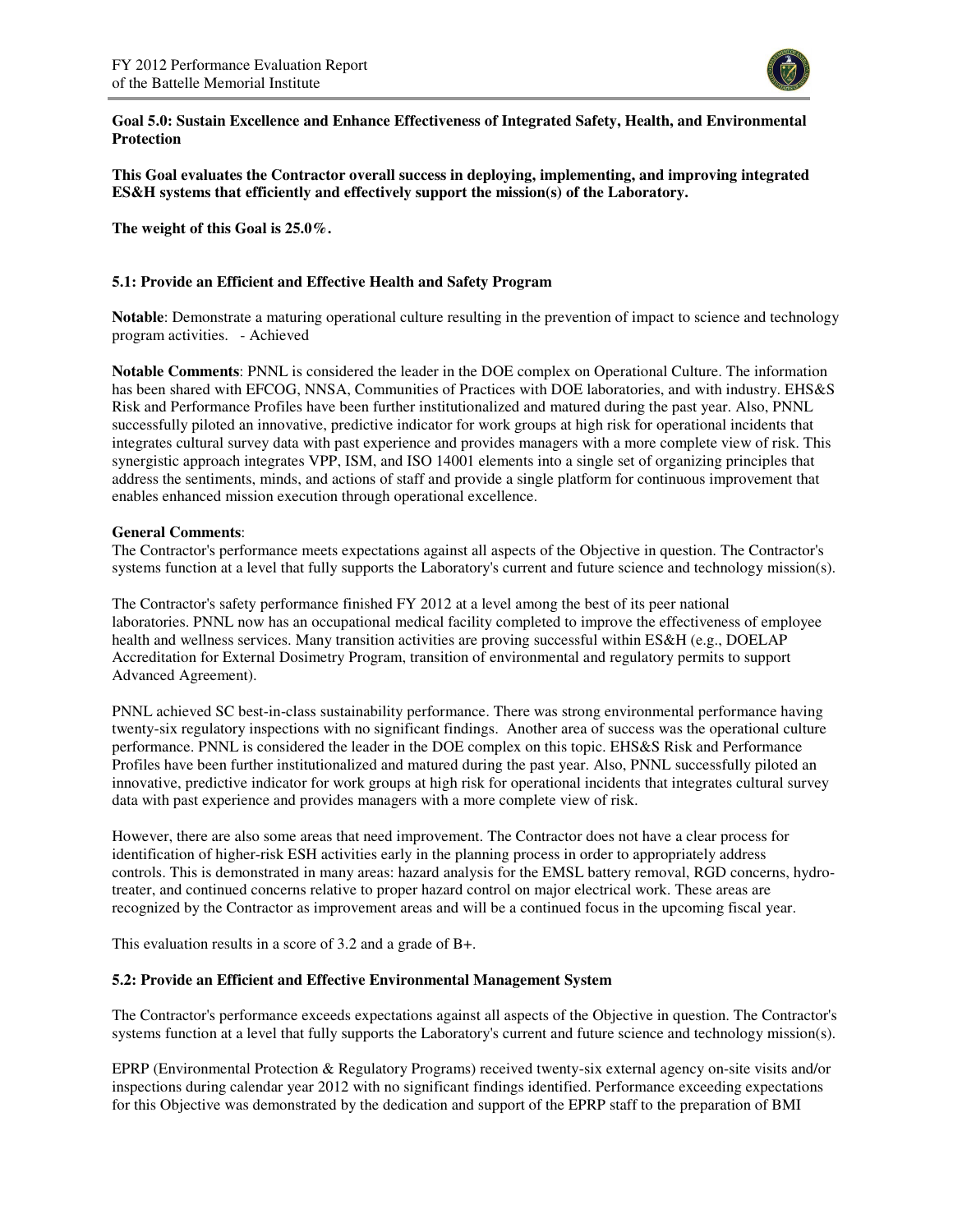**Goal 5.0: Sustain Excellence and Enhance Effectiveness of Integrated Safety, Health, and Environmental Protection**

**This Goal evaluates the Contractor overall success in deploying, implementing, and improving integrated ES&H systems that efficiently and effectively support the mission(s) of the Laboratory.**

**The weight of this Goal is 25.0%.**

### 5.1: Provide an Efficient and Effective Health and Safety Program

**Notable**: Demonstrate a maturing operational culture resulting in the prevention of impact to science and technology program activities. - Achieved

**Notable Comments**: PNNL is considered the leader in the DOE complex on Operational Culture. The information has been shared with EFCOG, NNSA, Communities of Practices with DOE laboratories, and with industry. EHS&S Risk and Performance Profiles have been further institutionalized and matured during the past year. Also, PNNL successfully piloted an innovative, predictive indicator for work groups at high risk for operational incidents that integrates cultural survey data with past experience and provides managers with a more complete view of risk. This synergistic approach integrates VPP, ISM, and ISO 14001 elements into a single set of organizing principles that address the sentiments, minds, and actions of staff and provide a single platform for continuous improvement that enables enhanced mission execution through operational excellence.

**General Comments**:
The Contractor's performance meets expectations against all aspects of the Objective in question. The Contractor's systems function at a level that fully supports the Laboratory's current and future science and technology mission(s).

The Contractor's safety performance finished FY 2012 at a level among the best of its peer national laboratories. PNNL now has an occupational medical facility completed to improve the effectiveness of employee health and wellness services. Many transition activities are proving successful within ES&H (e.g., DOELAP Accreditation for External Dosimetry Program, transition of environmental and regulatory permits to support Advanced Agreement).

PNNL achieved SC best-in-class sustainability performance. There was strong environmental performance having twenty-six regulatory inspections with no significant findings. Another area of success was the operational culture performance. PNNL is considered the leader in the DOE complex on this topic. EHS&S Risk and Performance Profiles have been further institutionalized and matured during the past year. Also, PNNL successfully piloted an innovative, predictive indicator for work groups at high risk for operational incidents that integrates cultural survey data with past experience and provides managers with a more complete view of risk.

However, there are also some areas that need improvement. The Contractor does not have a clear process for identification of higher-risk ESH activities early in the planning process in order to appropriately address controls. This is demonstrated in many areas: hazard analysis for the EMSL battery removal, RGD concerns, hydro-treater, and continued concerns relative to proper hazard control on major electrical work. These areas are recognized by the Contractor as improvement areas and will be a continued focus in the upcoming fiscal year.

This evaluation results in a score of 3.2 and a grade of B+.

### 5.2: Provide an Efficient and Effective Environmental Management System

The Contractor's performance exceeds expectations against all aspects of the Objective in question. The Contractor's systems function at a level that fully supports the Laboratory's current and future science and technology mission(s).

EPRP (Environmental Protection & Regulatory Programs) received twenty-six external agency on-site visits and/or inspections during calendar year 2012 with no significant findings identified. Performance exceeding expectations for this Objective was demonstrated by the dedication and support of the EPRP staff to the preparation of BMI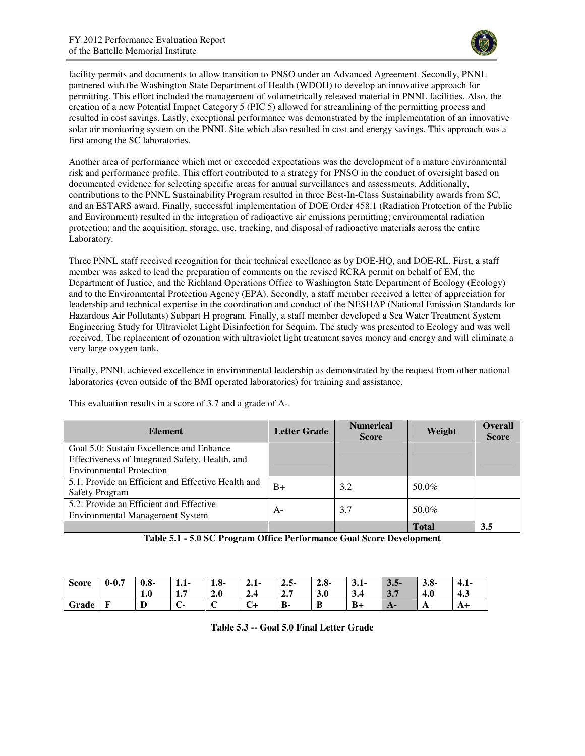facility permits and documents to allow transition to PNSO under an Advanced Agreement. Secondly, PNNL partnered with the Washington State Department of Health (WDOH) to develop an innovative approach for permitting. This effort included the management of volumetrically released material in PNNL facilities. Also, the creation of a new Potential Impact Category 5 (PIC 5) allowed for streamlining of the permitting process and resulted in cost savings. Lastly, exceptional performance was demonstrated by the implementation of an innovative solar air monitoring system on the PNNL Site which also resulted in cost and energy savings. This approach was a first among the SC laboratories.

Another area of performance which met or exceeded expectations was the development of a mature environmental risk and performance profile. This effort contributed to a strategy for PNSO in the conduct of oversight based on documented evidence for selecting specific areas for annual surveillances and assessments. Additionally, contributions to the PNNL Sustainability Program resulted in three Best-In-Class Sustainability awards from SC, and an ESTARS award. Finally, successful implementation of DOE Order 458.1 (Radiation Protection of the Public and Environment) resulted in the integration of radioactive air emissions permitting; environmental radiation protection; and the acquisition, storage, use, tracking, and disposal of radioactive materials across the entire Laboratory.

Three PNNL staff received recognition for their technical excellence as by DOE-HQ, and DOE-RL. First, a staff member was asked to lead the preparation of comments on the revised RCRA permit on behalf of EM, the Department of Justice, and the Richland Operations Office to Washington State Department of Ecology (Ecology) and to the Environmental Protection Agency (EPA). Secondly, a staff member received a letter of appreciation for leadership and technical expertise in the coordination and conduct of the NESHAP (National Emission Standards for Hazardous Air Pollutants) Subpart H program. Finally, a staff member developed a Sea Water Treatment System Engineering Study for Ultraviolet Light Disinfection for Sequim. The study was presented to Ecology and was well received. The replacement of ozonation with ultraviolet light treatment saves money and energy and will eliminate a very large oxygen tank.

Finally, PNNL achieved excellence in environmental leadership as demonstrated by the request from other national laboratories (even outside of the BMI operated laboratories) for training and assistance.

This evaluation results in a score of 3.7 and a grade of A-.

| Element | Letter Grade | Numerical Score | Weight | Overall Score |
|---|---|---|---|---|
| Goal 5.0: Sustain Excellence and Enhance Effectiveness of Integrated Safety, Health, and Environmental Protection | | | | |
| 5.1: Provide an Efficient and Effective Health and Safety Program | B+ | 3.2 | 50.0% | |
| 5.2: Provide an Efficient and Effective Environmental Management System | A- | 3.7 | 50.0% | |
| | | | **Total** | **3.5** |

**Table 5.1 - 5.0 SC Program Office Performance Goal Score Development**

| **Score** | **0-0.7** | **0.8-1.0** | **1.1-1.7** | **1.8-2.0** | **2.1-2.4** | **2.5-2.7** | **2.8-3.0** | **3.1-3.4** | **3.5-3.7** | **3.8-4.0** | **4.1-4.3** |
|---|---|---|---|---|---|---|---|---|---|---|---|
| **Grade** | **F** | **D** | **C-** | **C** | **C+** | **B-** | **B** | **B+** | **A-** | **A** | **A+** |

**Table 5.3 -- Goal 5.0 Final Letter Grade**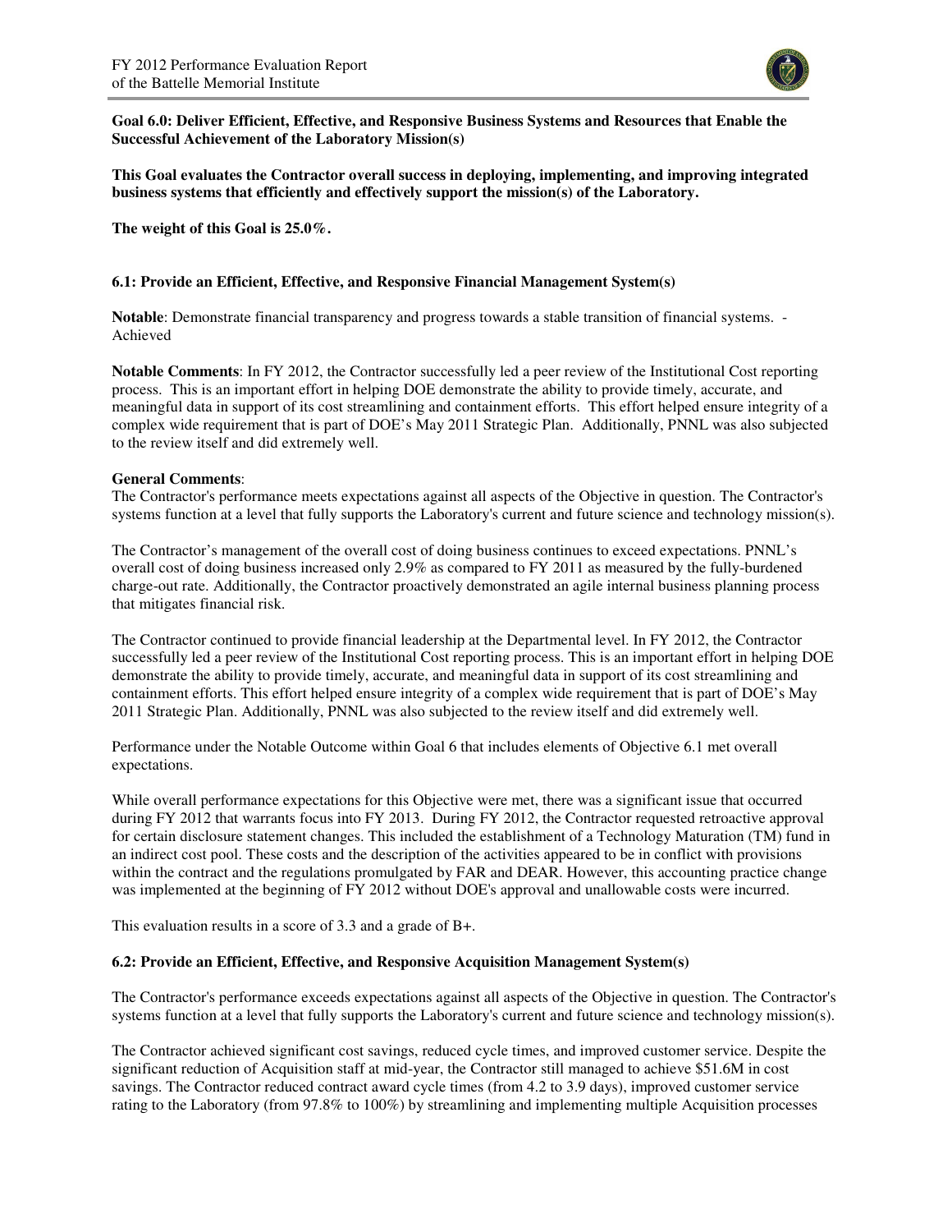**Goal 6.0: Deliver Efficient, Effective, and Responsive Business Systems and Resources that Enable the Successful Achievement of the Laboratory Mission(s)**

**This Goal evaluates the Contractor overall success in deploying, implementing, and improving integrated business systems that efficiently and effectively support the mission(s) of the Laboratory.**

**The weight of this Goal is 25.0%.**

### 6.1: Provide an Efficient, Effective, and Responsive Financial Management System(s)

**Notable**: Demonstrate financial transparency and progress towards a stable transition of financial systems. - Achieved

**Notable Comments**: In FY 2012, the Contractor successfully led a peer review of the Institutional Cost reporting process. This is an important effort in helping DOE demonstrate the ability to provide timely, accurate, and meaningful data in support of its cost streamlining and containment efforts. This effort helped ensure integrity of a complex wide requirement that is part of DOE's May 2011 Strategic Plan. Additionally, PNNL was also subjected to the review itself and did extremely well.

**General Comments**:
The Contractor's performance meets expectations against all aspects of the Objective in question. The Contractor's systems function at a level that fully supports the Laboratory's current and future science and technology mission(s).

The Contractor's management of the overall cost of doing business continues to exceed expectations. PNNL's overall cost of doing business increased only 2.9% as compared to FY 2011 as measured by the fully-burdened charge-out rate. Additionally, the Contractor proactively demonstrated an agile internal business planning process that mitigates financial risk.

The Contractor continued to provide financial leadership at the Departmental level. In FY 2012, the Contractor successfully led a peer review of the Institutional Cost reporting process. This is an important effort in helping DOE demonstrate the ability to provide timely, accurate, and meaningful data in support of its cost streamlining and containment efforts. This effort helped ensure integrity of a complex wide requirement that is part of DOE's May 2011 Strategic Plan. Additionally, PNNL was also subjected to the review itself and did extremely well.

Performance under the Notable Outcome within Goal 6 that includes elements of Objective 6.1 met overall expectations.

While overall performance expectations for this Objective were met, there was a significant issue that occurred during FY 2012 that warrants focus into FY 2013. During FY 2012, the Contractor requested retroactive approval for certain disclosure statement changes. This included the establishment of a Technology Maturation (TM) fund in an indirect cost pool. These costs and the description of the activities appeared to be in conflict with provisions within the contract and the regulations promulgated by FAR and DEAR. However, this accounting practice change was implemented at the beginning of FY 2012 without DOE's approval and unallowable costs were incurred.

This evaluation results in a score of 3.3 and a grade of B+.

### 6.2: Provide an Efficient, Effective, and Responsive Acquisition Management System(s)

The Contractor's performance exceeds expectations against all aspects of the Objective in question. The Contractor's systems function at a level that fully supports the Laboratory's current and future science and technology mission(s).

The Contractor achieved significant cost savings, reduced cycle times, and improved customer service. Despite the significant reduction of Acquisition staff at mid-year, the Contractor still managed to achieve $51.6M in cost savings. The Contractor reduced contract award cycle times (from 4.2 to 3.9 days), improved customer service rating to the Laboratory (from 97.8% to 100%) by streamlining and implementing multiple Acquisition processes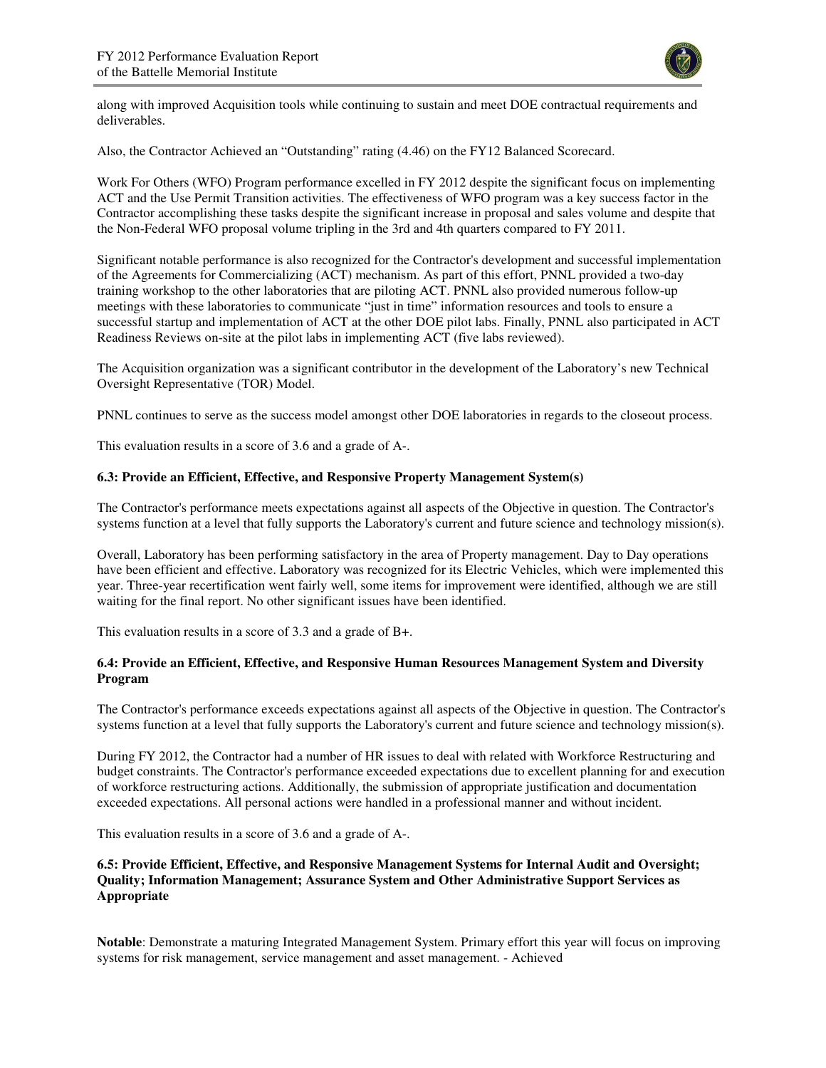along with improved Acquisition tools while continuing to sustain and meet DOE contractual requirements and deliverables.

Also, the Contractor Achieved an "Outstanding" rating (4.46) on the FY12 Balanced Scorecard.

Work For Others (WFO) Program performance excelled in FY 2012 despite the significant focus on implementing ACT and the Use Permit Transition activities. The effectiveness of WFO program was a key success factor in the Contractor accomplishing these tasks despite the significant increase in proposal and sales volume and despite that the Non-Federal WFO proposal volume tripling in the 3rd and 4th quarters compared to FY 2011.

Significant notable performance is also recognized for the Contractor's development and successful implementation of the Agreements for Commercializing (ACT) mechanism. As part of this effort, PNNL provided a two-day training workshop to the other laboratories that are piloting ACT. PNNL also provided numerous follow-up meetings with these laboratories to communicate "just in time" information resources and tools to ensure a successful startup and implementation of ACT at the other DOE pilot labs. Finally, PNNL also participated in ACT Readiness Reviews on-site at the pilot labs in implementing ACT (five labs reviewed).

The Acquisition organization was a significant contributor in the development of the Laboratory's new Technical Oversight Representative (TOR) Model.

PNNL continues to serve as the success model amongst other DOE laboratories in regards to the closeout process.

This evaluation results in a score of 3.6 and a grade of A-.

### 6.3: Provide an Efficient, Effective, and Responsive Property Management System(s)

The Contractor's performance meets expectations against all aspects of the Objective in question. The Contractor's systems function at a level that fully supports the Laboratory's current and future science and technology mission(s).

Overall, Laboratory has been performing satisfactory in the area of Property management. Day to Day operations have been efficient and effective. Laboratory was recognized for its Electric Vehicles, which were implemented this year. Three-year recertification went fairly well, some items for improvement were identified, although we are still waiting for the final report. No other significant issues have been identified.

This evaluation results in a score of 3.3 and a grade of B+.

### 6.4: Provide an Efficient, Effective, and Responsive Human Resources Management System and Diversity Program

The Contractor's performance exceeds expectations against all aspects of the Objective in question. The Contractor's systems function at a level that fully supports the Laboratory's current and future science and technology mission(s).

During FY 2012, the Contractor had a number of HR issues to deal with related with Workforce Restructuring and budget constraints. The Contractor's performance exceeded expectations due to excellent planning for and execution of workforce restructuring actions. Additionally, the submission of appropriate justification and documentation exceeded expectations. All personal actions were handled in a professional manner and without incident.

This evaluation results in a score of 3.6 and a grade of A-.

### 6.5: Provide Efficient, Effective, and Responsive Management Systems for Internal Audit and Oversight; Quality; Information Management; Assurance System and Other Administrative Support Services as Appropriate

**Notable**: Demonstrate a maturing Integrated Management System. Primary effort this year will focus on improving systems for risk management, service management and asset management. - Achieved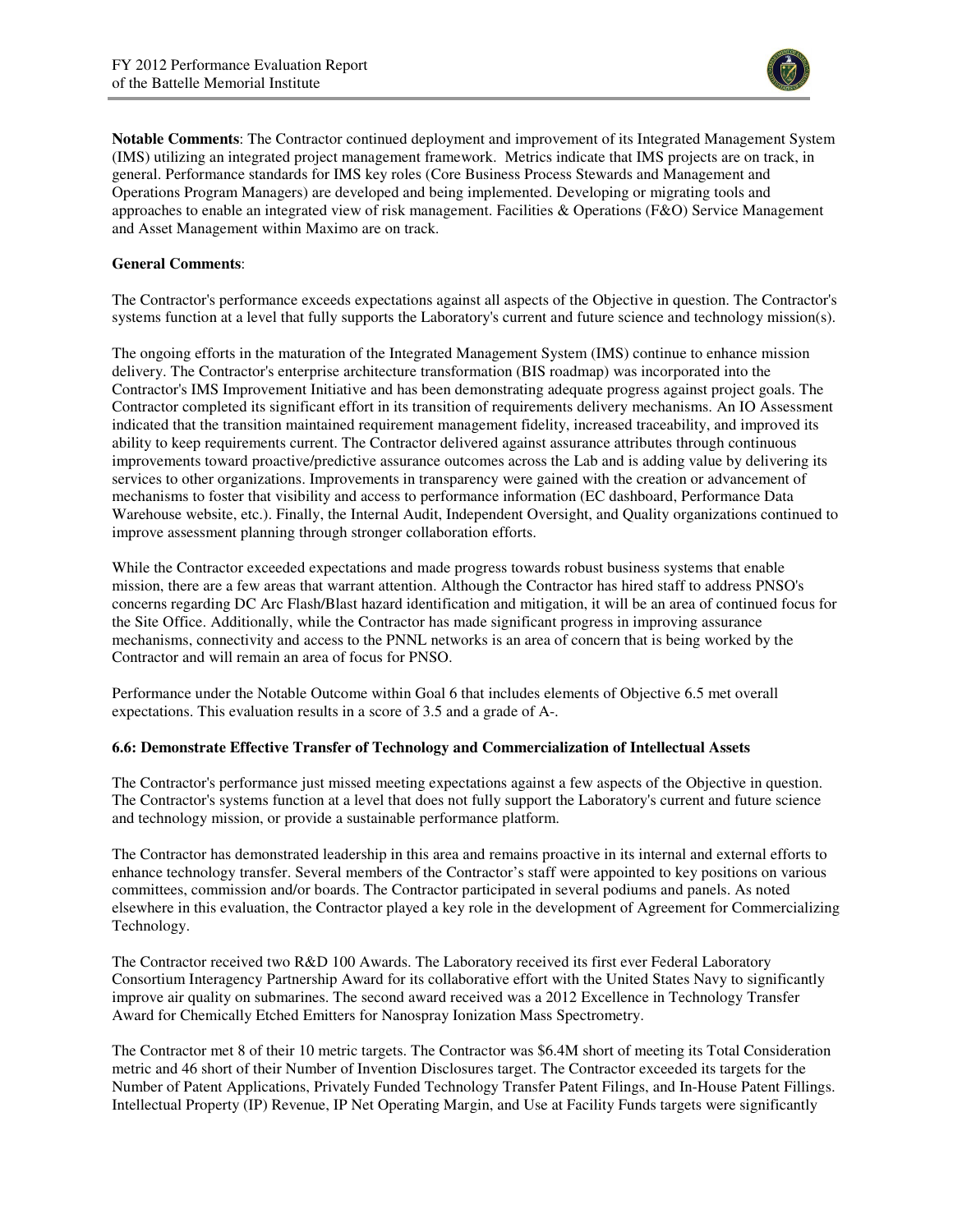**Notable Comments**: The Contractor continued deployment and improvement of its Integrated Management System (IMS) utilizing an integrated project management framework. Metrics indicate that IMS projects are on track, in general. Performance standards for IMS key roles (Core Business Process Stewards and Management and Operations Program Managers) are developed and being implemented. Developing or migrating tools and approaches to enable an integrated view of risk management. Facilities & Operations (F&O) Service Management and Asset Management within Maximo are on track.

**General Comments**:

The Contractor's performance exceeds expectations against all aspects of the Objective in question. The Contractor's systems function at a level that fully supports the Laboratory's current and future science and technology mission(s).

The ongoing efforts in the maturation of the Integrated Management System (IMS) continue to enhance mission delivery. The Contractor's enterprise architecture transformation (BIS roadmap) was incorporated into the Contractor's IMS Improvement Initiative and has been demonstrating adequate progress against project goals. The Contractor completed its significant effort in its transition of requirements delivery mechanisms. An IO Assessment indicated that the transition maintained requirement management fidelity, increased traceability, and improved its ability to keep requirements current. The Contractor delivered against assurance attributes through continuous improvements toward proactive/predictive assurance outcomes across the Lab and is adding value by delivering its services to other organizations. Improvements in transparency were gained with the creation or advancement of mechanisms to foster that visibility and access to performance information (EC dashboard, Performance Data Warehouse website, etc.). Finally, the Internal Audit, Independent Oversight, and Quality organizations continued to improve assessment planning through stronger collaboration efforts.

While the Contractor exceeded expectations and made progress towards robust business systems that enable mission, there are a few areas that warrant attention. Although the Contractor has hired staff to address PNSO's concerns regarding DC Arc Flash/Blast hazard identification and mitigation, it will be an area of continued focus for the Site Office. Additionally, while the Contractor has made significant progress in improving assurance mechanisms, connectivity and access to the PNNL networks is an area of concern that is being worked by the Contractor and will remain an area of focus for PNSO.

Performance under the Notable Outcome within Goal 6 that includes elements of Objective 6.5 met overall expectations. This evaluation results in a score of 3.5 and a grade of A-.

### 6.6: Demonstrate Effective Transfer of Technology and Commercialization of Intellectual Assets

The Contractor's performance just missed meeting expectations against a few aspects of the Objective in question. The Contractor's systems function at a level that does not fully support the Laboratory's current and future science and technology mission, or provide a sustainable performance platform.

The Contractor has demonstrated leadership in this area and remains proactive in its internal and external efforts to enhance technology transfer. Several members of the Contractor's staff were appointed to key positions on various committees, commission and/or boards. The Contractor participated in several podiums and panels. As noted elsewhere in this evaluation, the Contractor played a key role in the development of Agreement for Commercializing Technology.

The Contractor received two R&D 100 Awards. The Laboratory received its first ever Federal Laboratory Consortium Interagency Partnership Award for its collaborative effort with the United States Navy to significantly improve air quality on submarines. The second award received was a 2012 Excellence in Technology Transfer Award for Chemically Etched Emitters for Nanospray Ionization Mass Spectrometry.

The Contractor met 8 of their 10 metric targets. The Contractor was $6.4M short of meeting its Total Consideration metric and 46 short of their Number of Invention Disclosures target. The Contractor exceeded its targets for the Number of Patent Applications, Privately Funded Technology Transfer Patent Filings, and In-House Patent Fillings. Intellectual Property (IP) Revenue, IP Net Operating Margin, and Use at Facility Funds targets were significantly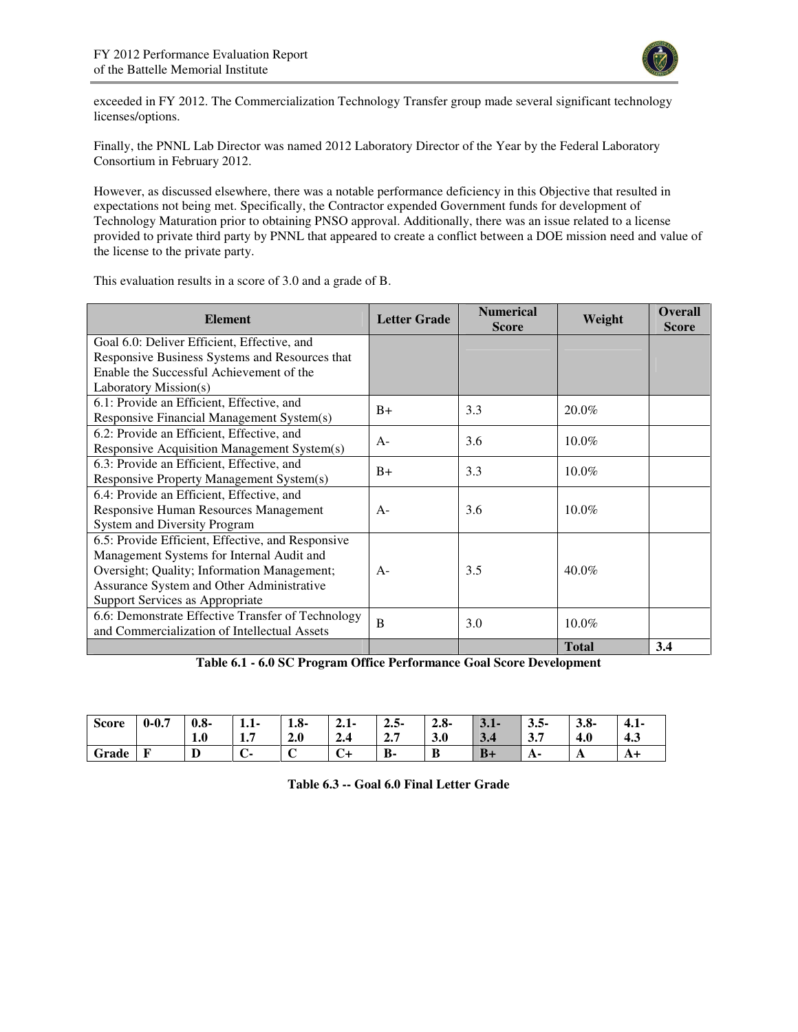exceeded in FY 2012. The Commercialization Technology Transfer group made several significant technology licenses/options.

Finally, the PNNL Lab Director was named 2012 Laboratory Director of the Year by the Federal Laboratory Consortium in February 2012.

However, as discussed elsewhere, there was a notable performance deficiency in this Objective that resulted in expectations not being met. Specifically, the Contractor expended Government funds for development of Technology Maturation prior to obtaining PNSO approval. Additionally, there was an issue related to a license provided to private third party by PNNL that appeared to create a conflict between a DOE mission need and value of the license to the private party.

This evaluation results in a score of 3.0 and a grade of B.

| Element | Letter Grade | Numerical Score | Weight | Overall Score |
|---|---|---|---|---|
| Goal 6.0: Deliver Efficient, Effective, and Responsive Business Systems and Resources that Enable the Successful Achievement of the Laboratory Mission(s) | | | | |
| 6.1: Provide an Efficient, Effective, and Responsive Financial Management System(s) | B+ | 3.3 | 20.0% | |
| 6.2: Provide an Efficient, Effective, and Responsive Acquisition Management System(s) | A- | 3.6 | 10.0% | |
| 6.3: Provide an Efficient, Effective, and Responsive Property Management System(s) | B+ | 3.3 | 10.0% | |
| 6.4: Provide an Efficient, Effective, and Responsive Human Resources Management System and Diversity Program | A- | 3.6 | 10.0% | |
| 6.5: Provide Efficient, Effective, and Responsive Management Systems for Internal Audit and Oversight; Quality; Information Management; Assurance System and Other Administrative Support Services as Appropriate | A- | 3.5 | 40.0% | |
| 6.6: Demonstrate Effective Transfer of Technology and Commercialization of Intellectual Assets | B | 3.0 | 10.0% | |
| | | | **Total** | **3.4** |

**Table 6.1 - 6.0 SC Program Office Performance Goal Score Development**

| **Score** | **0-0.7** | **0.8-1.0** | **1.1-1.7** | **1.8-2.0** | **2.1-2.4** | **2.5-2.7** | **2.8-3.0** | **3.1-3.4** | **3.5-3.7** | **3.8-4.0** | **4.1-4.3** |
|---|---|---|---|---|---|---|---|---|---|---|---|
| **Grade** | **F** | **D** | **C-** | **C** | **C+** | **B-** | **B** | **B+** | **A-** | **A** | **A+** |

**Table 6.3 -- Goal 6.0 Final Letter Grade**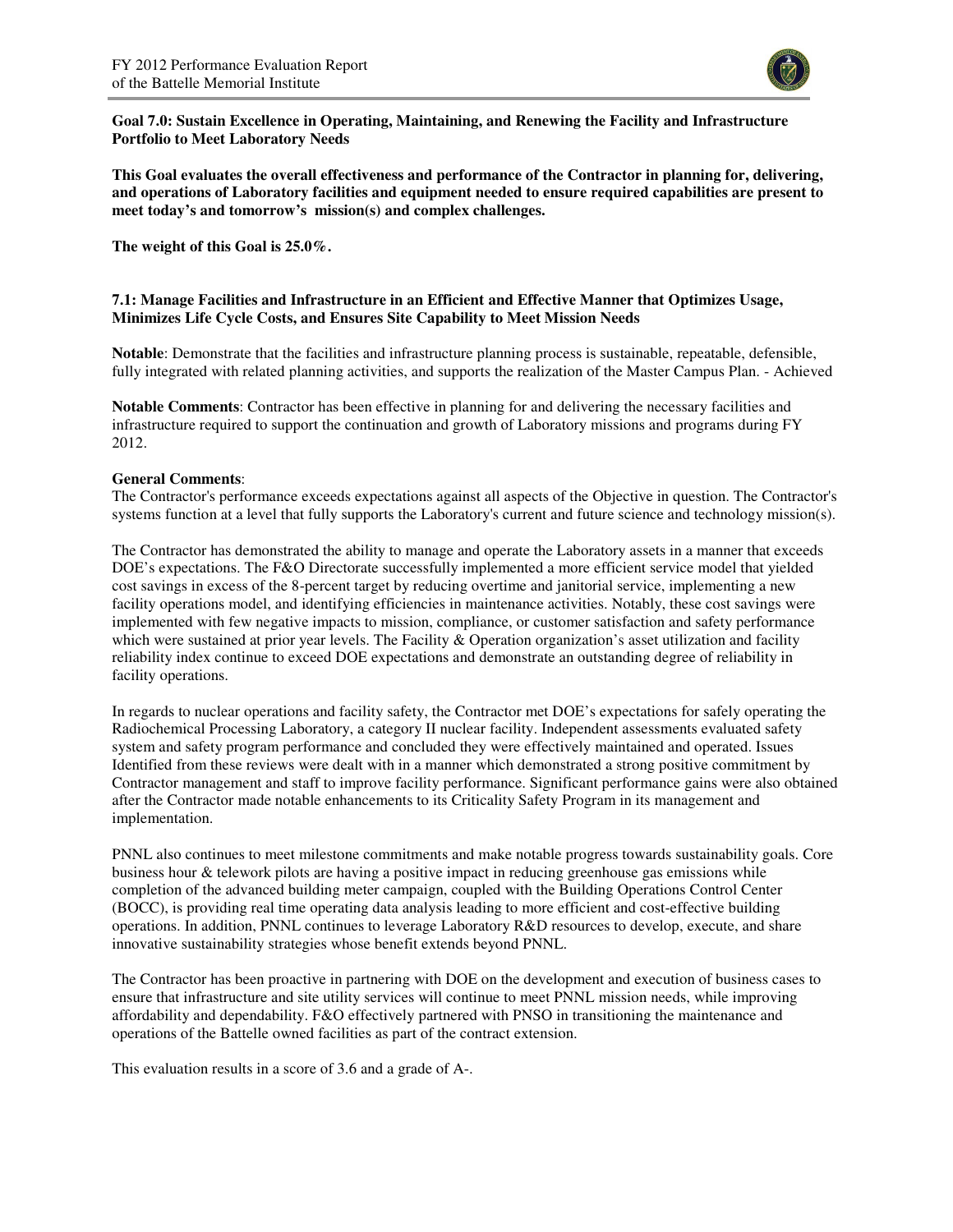**Goal 7.0: Sustain Excellence in Operating, Maintaining, and Renewing the Facility and Infrastructure Portfolio to Meet Laboratory Needs**

**This Goal evaluates the overall effectiveness and performance of the Contractor in planning for, delivering, and operations of Laboratory facilities and equipment needed to ensure required capabilities are present to meet today's and tomorrow's mission(s) and complex challenges.**

**The weight of this Goal is 25.0%.**

**7.1: Manage Facilities and Infrastructure in an Efficient and Effective Manner that Optimizes Usage, Minimizes Life Cycle Costs, and Ensures Site Capability to Meet Mission Needs**

**Notable**: Demonstrate that the facilities and infrastructure planning process is sustainable, repeatable, defensible, fully integrated with related planning activities, and supports the realization of the Master Campus Plan. - Achieved

**Notable Comments**: Contractor has been effective in planning for and delivering the necessary facilities and infrastructure required to support the continuation and growth of Laboratory missions and programs during FY 2012.

**General Comments**:
The Contractor's performance exceeds expectations against all aspects of the Objective in question. The Contractor's systems function at a level that fully supports the Laboratory's current and future science and technology mission(s).

The Contractor has demonstrated the ability to manage and operate the Laboratory assets in a manner that exceeds DOE's expectations. The F&O Directorate successfully implemented a more efficient service model that yielded cost savings in excess of the 8-percent target by reducing overtime and janitorial service, implementing a new facility operations model, and identifying efficiencies in maintenance activities. Notably, these cost savings were implemented with few negative impacts to mission, compliance, or customer satisfaction and safety performance which were sustained at prior year levels. The Facility & Operation organization's asset utilization and facility reliability index continue to exceed DOE expectations and demonstrate an outstanding degree of reliability in facility operations.

In regards to nuclear operations and facility safety, the Contractor met DOE's expectations for safely operating the Radiochemical Processing Laboratory, a category II nuclear facility. Independent assessments evaluated safety system and safety program performance and concluded they were effectively maintained and operated. Issues Identified from these reviews were dealt with in a manner which demonstrated a strong positive commitment by Contractor management and staff to improve facility performance. Significant performance gains were also obtained after the Contractor made notable enhancements to its Criticality Safety Program in its management and implementation.

PNNL also continues to meet milestone commitments and make notable progress towards sustainability goals. Core business hour & telework pilots are having a positive impact in reducing greenhouse gas emissions while completion of the advanced building meter campaign, coupled with the Building Operations Control Center (BOCC), is providing real time operating data analysis leading to more efficient and cost-effective building operations. In addition, PNNL continues to leverage Laboratory R&D resources to develop, execute, and share innovative sustainability strategies whose benefit extends beyond PNNL.

The Contractor has been proactive in partnering with DOE on the development and execution of business cases to ensure that infrastructure and site utility services will continue to meet PNNL mission needs, while improving affordability and dependability. F&O effectively partnered with PNSO in transitioning the maintenance and operations of the Battelle owned facilities as part of the contract extension.

This evaluation results in a score of 3.6 and a grade of A-.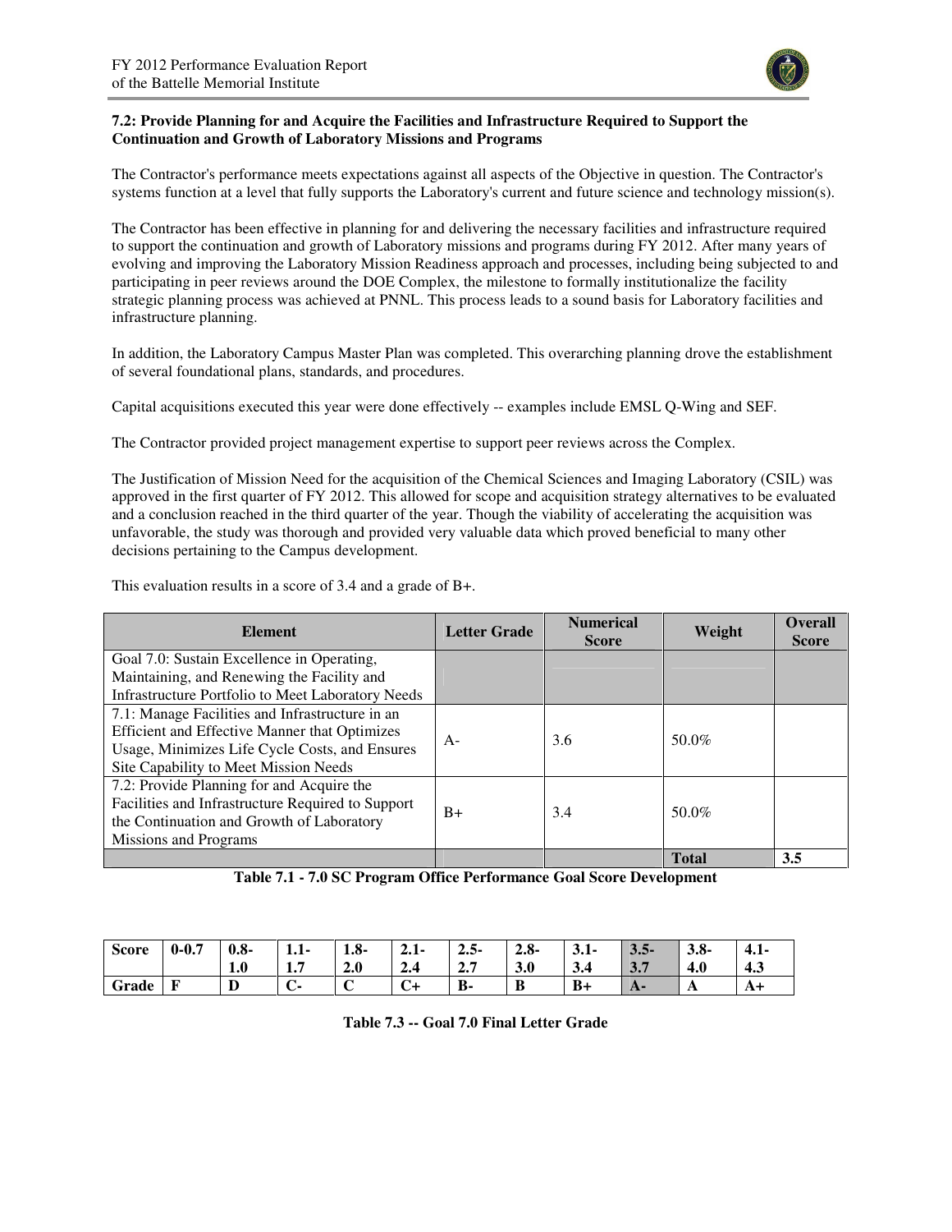### 7.2: Provide Planning for and Acquire the Facilities and Infrastructure Required to Support the Continuation and Growth of Laboratory Missions and Programs

The Contractor's performance meets expectations against all aspects of the Objective in question. The Contractor's systems function at a level that fully supports the Laboratory's current and future science and technology mission(s).

The Contractor has been effective in planning for and delivering the necessary facilities and infrastructure required to support the continuation and growth of Laboratory missions and programs during FY 2012. After many years of evolving and improving the Laboratory Mission Readiness approach and processes, including being subjected to and participating in peer reviews around the DOE Complex, the milestone to formally institutionalize the facility strategic planning process was achieved at PNNL. This process leads to a sound basis for Laboratory facilities and infrastructure planning.

In addition, the Laboratory Campus Master Plan was completed. This overarching planning drove the establishment of several foundational plans, standards, and procedures.

Capital acquisitions executed this year were done effectively -- examples include EMSL Q-Wing and SEF.

The Contractor provided project management expertise to support peer reviews across the Complex.

The Justification of Mission Need for the acquisition of the Chemical Sciences and Imaging Laboratory (CSIL) was approved in the first quarter of FY 2012. This allowed for scope and acquisition strategy alternatives to be evaluated and a conclusion reached in the third quarter of the year. Though the viability of accelerating the acquisition was unfavorable, the study was thorough and provided very valuable data which proved beneficial to many other decisions pertaining to the Campus development.

This evaluation results in a score of 3.4 and a grade of B+.

| Element | Letter Grade | Numerical Score | Weight | Overall Score |
|---|---|---|---|---|
| Goal 7.0: Sustain Excellence in Operating, Maintaining, and Renewing the Facility and Infrastructure Portfolio to Meet Laboratory Needs | | | | |
| 7.1: Manage Facilities and Infrastructure in an Efficient and Effective Manner that Optimizes Usage, Minimizes Life Cycle Costs, and Ensures Site Capability to Meet Mission Needs | A- | 3.6 | 50.0% | |
| 7.2: Provide Planning for and Acquire the Facilities and Infrastructure Required to Support the Continuation and Growth of Laboratory Missions and Programs | B+ | 3.4 | 50.0% | |
| | | | **Total** | **3.5** |

**Table 7.1 - 7.0 SC Program Office Performance Goal Score Development**

| **Score** | **0-0.7** | **0.8-1.0** | **1.1-1.7** | **1.8-2.0** | **2.1-2.4** | **2.5-2.7** | **2.8-3.0** | **3.1-3.4** | **3.5-3.7** | **3.8-4.0** | **4.1-4.3** |
|---|---|---|---|---|---|---|---|---|---|---|---|
| **Grade** | **F** | **D** | **C-** | **C** | **C+** | **B-** | **B** | **B+** | **A-** | **A** | **A+** |

**Table 7.3 -- Goal 7.0 Final Letter Grade**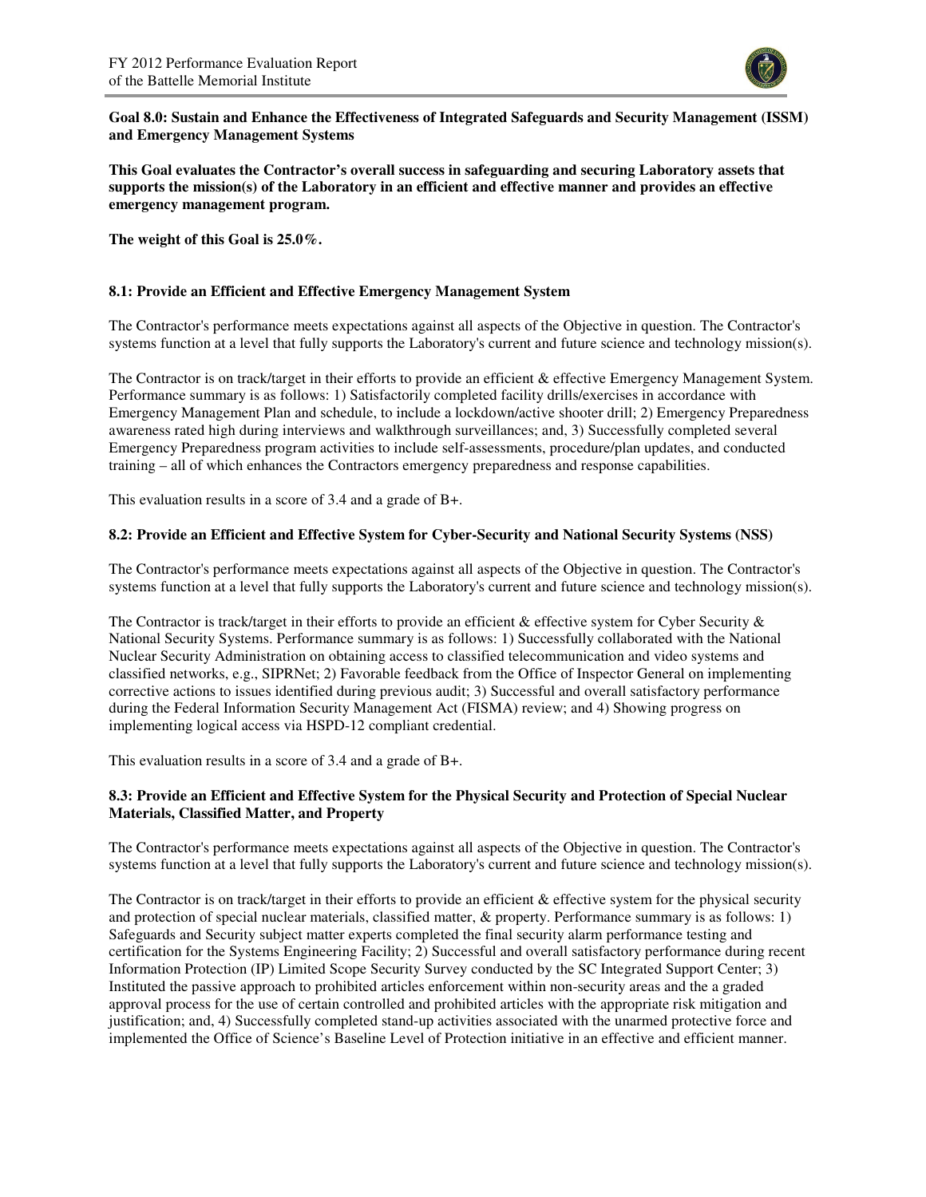**Goal 8.0: Sustain and Enhance the Effectiveness of Integrated Safeguards and Security Management (ISSM) and Emergency Management Systems**

**This Goal evaluates the Contractor's overall success in safeguarding and securing Laboratory assets that supports the mission(s) of the Laboratory in an efficient and effective manner and provides an effective emergency management program.**

**The weight of this Goal is 25.0%.**

### 8.1: Provide an Efficient and Effective Emergency Management System

The Contractor's performance meets expectations against all aspects of the Objective in question. The Contractor's systems function at a level that fully supports the Laboratory's current and future science and technology mission(s).

The Contractor is on track/target in their efforts to provide an efficient & effective Emergency Management System. Performance summary is as follows: 1) Satisfactorily completed facility drills/exercises in accordance with Emergency Management Plan and schedule, to include a lockdown/active shooter drill; 2) Emergency Preparedness awareness rated high during interviews and walkthrough surveillances; and, 3) Successfully completed several Emergency Preparedness program activities to include self-assessments, procedure/plan updates, and conducted training – all of which enhances the Contractors emergency preparedness and response capabilities.

This evaluation results in a score of 3.4 and a grade of B+.

### 8.2: Provide an Efficient and Effective System for Cyber-Security and National Security Systems (NSS)

The Contractor's performance meets expectations against all aspects of the Objective in question. The Contractor's systems function at a level that fully supports the Laboratory's current and future science and technology mission(s).

The Contractor is track/target in their efforts to provide an efficient & effective system for Cyber Security & National Security Systems. Performance summary is as follows: 1) Successfully collaborated with the National Nuclear Security Administration on obtaining access to classified telecommunication and video systems and classified networks, e.g., SIPRNet; 2) Favorable feedback from the Office of Inspector General on implementing corrective actions to issues identified during previous audit; 3) Successful and overall satisfactory performance during the Federal Information Security Management Act (FISMA) review; and 4) Showing progress on implementing logical access via HSPD-12 compliant credential.

This evaluation results in a score of 3.4 and a grade of B+.

### 8.3: Provide an Efficient and Effective System for the Physical Security and Protection of Special Nuclear Materials, Classified Matter, and Property

The Contractor's performance meets expectations against all aspects of the Objective in question. The Contractor's systems function at a level that fully supports the Laboratory's current and future science and technology mission(s).

The Contractor is on track/target in their efforts to provide an efficient & effective system for the physical security and protection of special nuclear materials, classified matter, & property. Performance summary is as follows: 1) Safeguards and Security subject matter experts completed the final security alarm performance testing and certification for the Systems Engineering Facility; 2) Successful and overall satisfactory performance during recent Information Protection (IP) Limited Scope Security Survey conducted by the SC Integrated Support Center; 3) Instituted the passive approach to prohibited articles enforcement within non-security areas and the a graded approval process for the use of certain controlled and prohibited articles with the appropriate risk mitigation and justification; and, 4) Successfully completed stand-up activities associated with the unarmed protective force and implemented the Office of Science's Baseline Level of Protection initiative in an effective and efficient manner.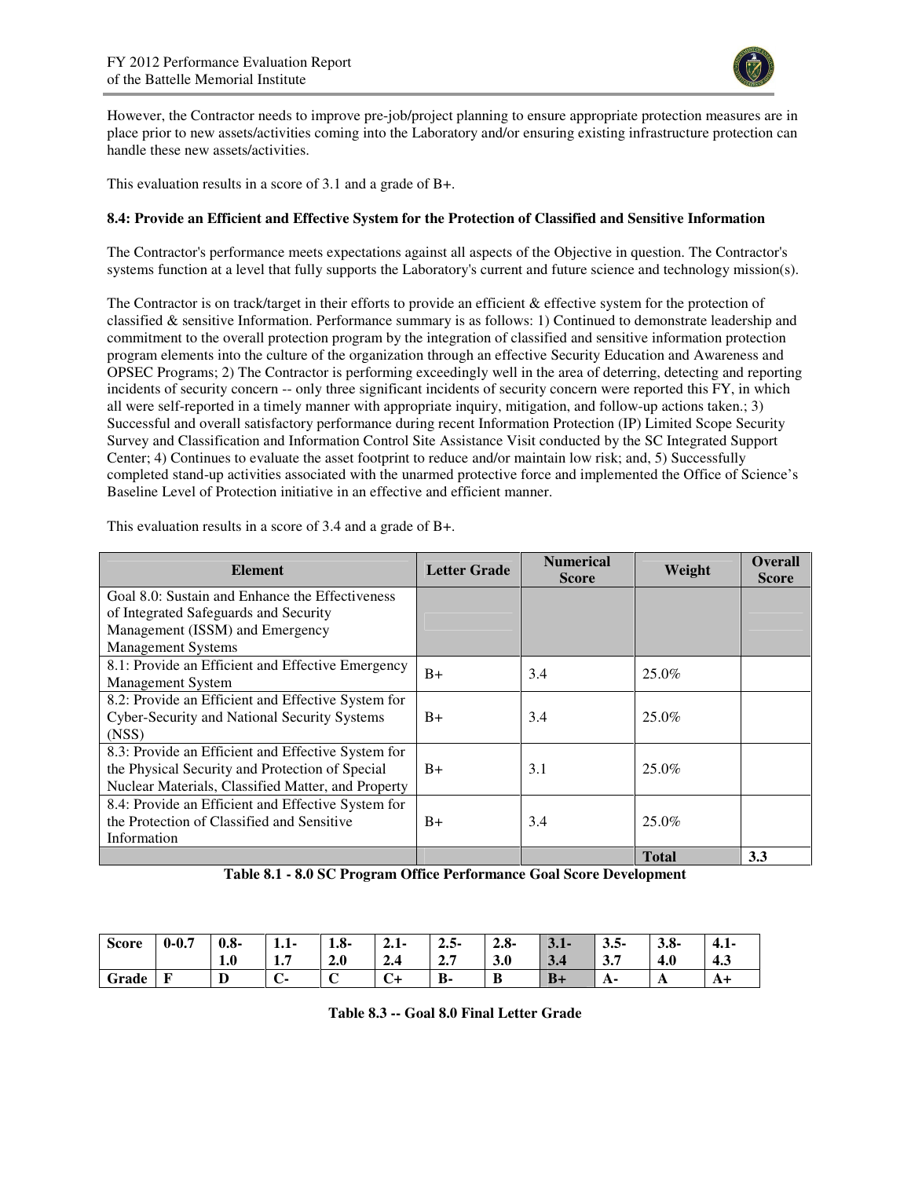However, the Contractor needs to improve pre-job/project planning to ensure appropriate protection measures are in place prior to new assets/activities coming into the Laboratory and/or ensuring existing infrastructure protection can handle these new assets/activities.

This evaluation results in a score of 3.1 and a grade of B+.

**8.4: Provide an Efficient and Effective System for the Protection of Classified and Sensitive Information**

The Contractor's performance meets expectations against all aspects of the Objective in question. The Contractor's systems function at a level that fully supports the Laboratory's current and future science and technology mission(s).

The Contractor is on track/target in their efforts to provide an efficient & effective system for the protection of classified & sensitive Information. Performance summary is as follows: 1) Continued to demonstrate leadership and commitment to the overall protection program by the integration of classified and sensitive information protection program elements into the culture of the organization through an effective Security Education and Awareness and OPSEC Programs; 2) The Contractor is performing exceedingly well in the area of deterring, detecting and reporting incidents of security concern -- only three significant incidents of security concern were reported this FY, in which all were self-reported in a timely manner with appropriate inquiry, mitigation, and follow-up actions taken.; 3) Successful and overall satisfactory performance during recent Information Protection (IP) Limited Scope Security Survey and Classification and Information Control Site Assistance Visit conducted by the SC Integrated Support Center; 4) Continues to evaluate the asset footprint to reduce and/or maintain low risk; and, 5) Successfully completed stand-up activities associated with the unarmed protective force and implemented the Office of Science's Baseline Level of Protection initiative in an effective and efficient manner.

This evaluation results in a score of 3.4 and a grade of B+.

| Element | Letter Grade | Numerical Score | Weight | Overall Score |
|---|---|---|---|---|
| Goal 8.0: Sustain and Enhance the Effectiveness of Integrated Safeguards and Security Management (ISSM) and Emergency Management Systems | | | | |
| 8.1: Provide an Efficient and Effective Emergency Management System | B+ | 3.4 | 25.0% | |
| 8.2: Provide an Efficient and Effective System for Cyber-Security and National Security Systems (NSS) | B+ | 3.4 | 25.0% | |
| 8.3: Provide an Efficient and Effective System for the Physical Security and Protection of Special Nuclear Materials, Classified Matter, and Property | B+ | 3.1 | 25.0% | |
| 8.4: Provide an Efficient and Effective System for the Protection of Classified and Sensitive Information | B+ | 3.4 | 25.0% | |
| | | | **Total** | **3.3** |

**Table 8.1 - 8.0 SC Program Office Performance Goal Score Development**

| **Score** | **0-0.7** | **0.8-1.0** | **1.1-1.7** | **1.8-2.0** | **2.1-2.4** | **2.5-2.7** | **2.8-3.0** | **3.1-3.4** | **3.5-3.7** | **3.8-4.0** | **4.1-4.3** |
|---|---|---|---|---|---|---|---|---|---|---|---|
| **Grade** | **F** | **D** | **C-** | **C** | **C+** | **B-** | **B** | **B+** | **A-** | **A** | **A+** |

**Table 8.3 -- Goal 8.0 Final Letter Grade**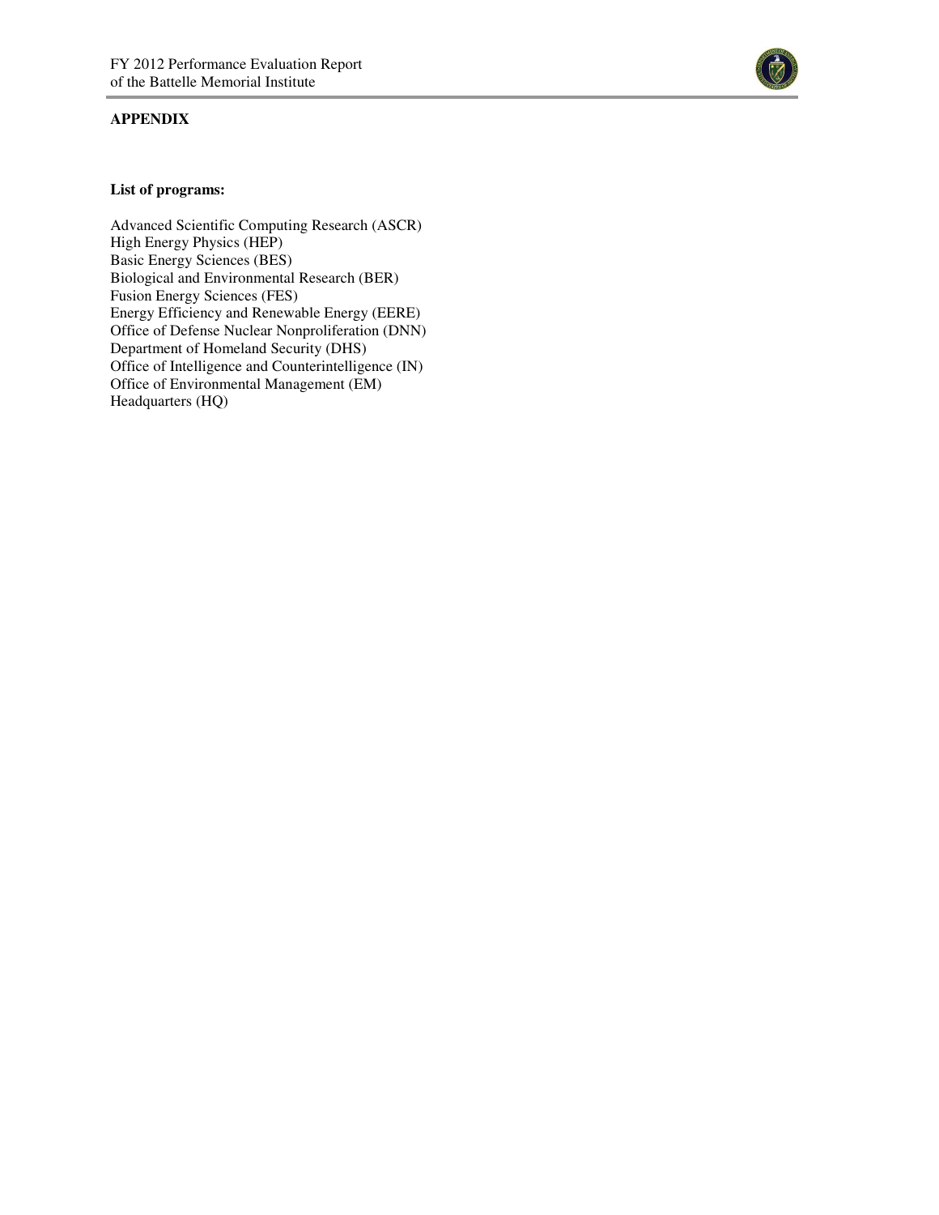**APPENDIX**

**List of programs:**

Advanced Scientific Computing Research (ASCR)
High Energy Physics (HEP)
Basic Energy Sciences (BES)
Biological and Environmental Research (BER)
Fusion Energy Sciences (FES)
Energy Efficiency and Renewable Energy (EERE)
Office of Defense Nuclear Nonproliferation (DNN)
Department of Homeland Security (DHS)
Office of Intelligence and Counterintelligence (IN)
Office of Environmental Management (EM)
Headquarters (HQ)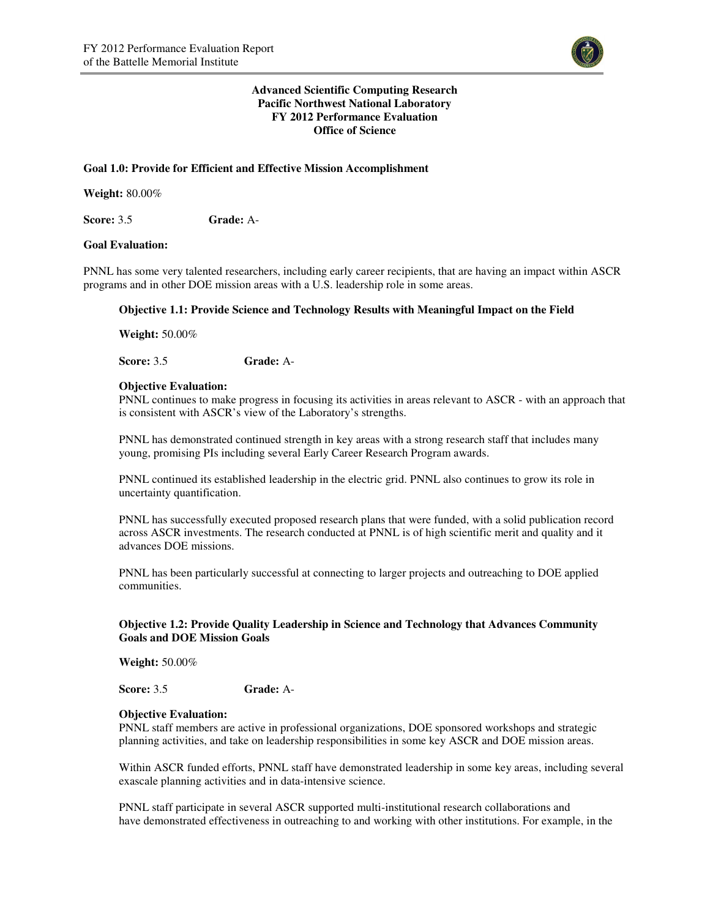**Advanced Scientific Computing Research**
**Pacific Northwest National Laboratory**
**FY 2012 Performance Evaluation**
**Office of Science**

**Goal 1.0: Provide for Efficient and Effective Mission Accomplishment**

**Weight:** 80.00%

**Score:** 3.5 **Grade:** A-

**Goal Evaluation:**

PNNL has some very talented researchers, including early career recipients, that are having an impact within ASCR programs and in other DOE mission areas with a U.S. leadership role in some areas.

**Objective 1.1: Provide Science and Technology Results with Meaningful Impact on the Field**

**Weight:** 50.00%

**Score:** 3.5 **Grade:** A-

**Objective Evaluation:**

PNNL continues to make progress in focusing its activities in areas relevant to ASCR - with an approach that is consistent with ASCR's view of the Laboratory's strengths.

PNNL has demonstrated continued strength in key areas with a strong research staff that includes many young, promising PIs including several Early Career Research Program awards.

PNNL continued its established leadership in the electric grid. PNNL also continues to grow its role in uncertainty quantification.

PNNL has successfully executed proposed research plans that were funded, with a solid publication record across ASCR investments. The research conducted at PNNL is of high scientific merit and quality and it advances DOE missions.

PNNL has been particularly successful at connecting to larger projects and outreaching to DOE applied communities.

**Objective 1.2: Provide Quality Leadership in Science and Technology that Advances Community Goals and DOE Mission Goals**

**Weight:** 50.00%

**Score:** 3.5 **Grade:** A-

**Objective Evaluation:**

PNNL staff members are active in professional organizations, DOE sponsored workshops and strategic planning activities, and take on leadership responsibilities in some key ASCR and DOE mission areas.

Within ASCR funded efforts, PNNL staff have demonstrated leadership in some key areas, including several exascale planning activities and in data-intensive science.

PNNL staff participate in several ASCR supported multi-institutional research collaborations and have demonstrated effectiveness in outreaching to and working with other institutions. For example, in the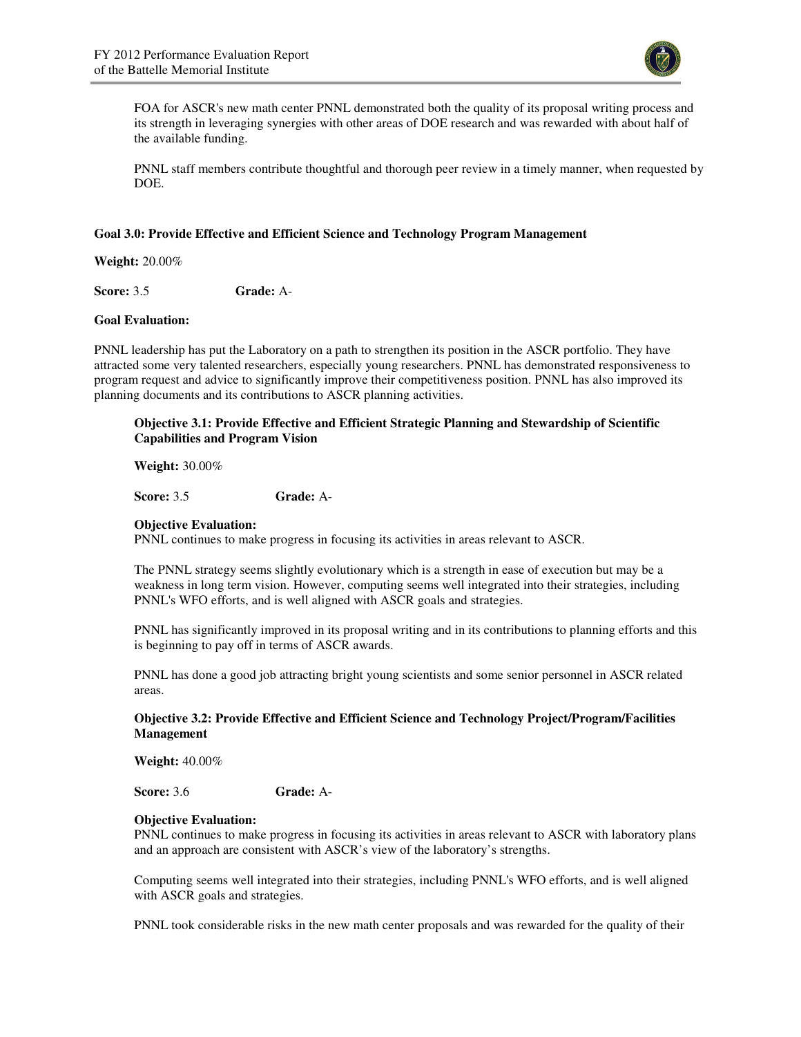FOA for ASCR's new math center PNNL demonstrated both the quality of its proposal writing process and its strength in leveraging synergies with other areas of DOE research and was rewarded with about half of the available funding.

PNNL staff members contribute thoughtful and thorough peer review in a timely manner, when requested by DOE.

**Goal 3.0: Provide Effective and Efficient Science and Technology Program Management**

**Weight:** 20.00%

**Score:** 3.5 **Grade:** A-

**Goal Evaluation:**

PNNL leadership has put the Laboratory on a path to strengthen its position in the ASCR portfolio. They have attracted some very talented researchers, especially young researchers. PNNL has demonstrated responsiveness to program request and advice to significantly improve their competitiveness position. PNNL has also improved its planning documents and its contributions to ASCR planning activities.

**Objective 3.1: Provide Effective and Efficient Strategic Planning and Stewardship of Scientific Capabilities and Program Vision**

**Weight:** 30.00%

**Score:** 3.5 **Grade:** A-

**Objective Evaluation:**
PNNL continues to make progress in focusing its activities in areas relevant to ASCR.

The PNNL strategy seems slightly evolutionary which is a strength in ease of execution but may be a weakness in long term vision. However, computing seems well integrated into their strategies, including PNNL's WFO efforts, and is well aligned with ASCR goals and strategies.

PNNL has significantly improved in its proposal writing and in its contributions to planning efforts and this is beginning to pay off in terms of ASCR awards.

PNNL has done a good job attracting bright young scientists and some senior personnel in ASCR related areas.

**Objective 3.2: Provide Effective and Efficient Science and Technology Project/Program/Facilities Management**

**Weight:** 40.00%

**Score:** 3.6 **Grade:** A-

**Objective Evaluation:**
PNNL continues to make progress in focusing its activities in areas relevant to ASCR with laboratory plans and an approach are consistent with ASCR's view of the laboratory's strengths.

Computing seems well integrated into their strategies, including PNNL's WFO efforts, and is well aligned with ASCR goals and strategies.

PNNL took considerable risks in the new math center proposals and was rewarded for the quality of their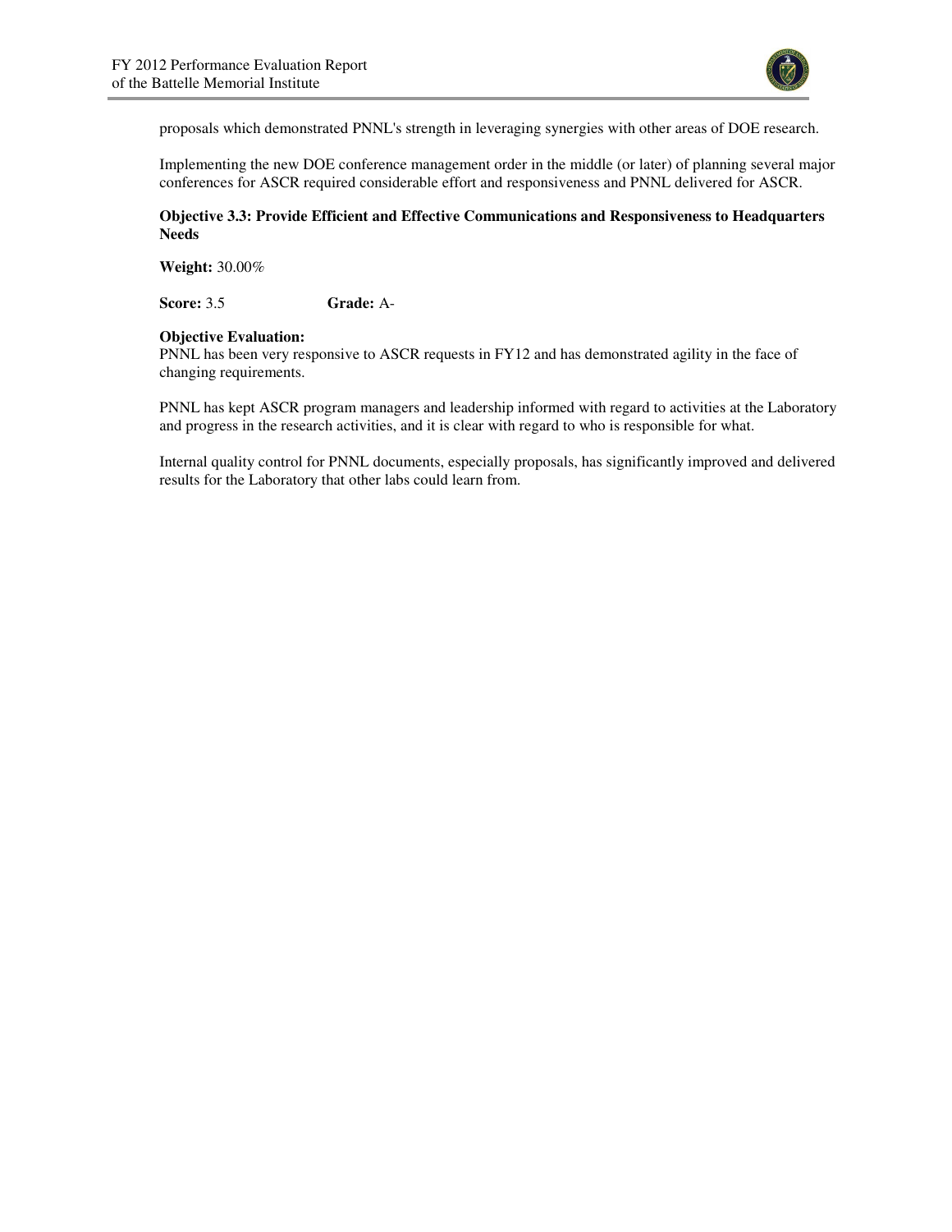proposals which demonstrated PNNL's strength in leveraging synergies with other areas of DOE research.

Implementing the new DOE conference management order in the middle (or later) of planning several major conferences for ASCR required considerable effort and responsiveness and PNNL delivered for ASCR.

**Objective 3.3: Provide Efficient and Effective Communications and Responsiveness to Headquarters Needs**

**Weight:** 30.00%

**Score:** 3.5 **Grade:** A-

**Objective Evaluation:**
PNNL has been very responsive to ASCR requests in FY12 and has demonstrated agility in the face of changing requirements.

PNNL has kept ASCR program managers and leadership informed with regard to activities at the Laboratory and progress in the research activities, and it is clear with regard to who is responsible for what.

Internal quality control for PNNL documents, especially proposals, has significantly improved and delivered results for the Laboratory that other labs could learn from.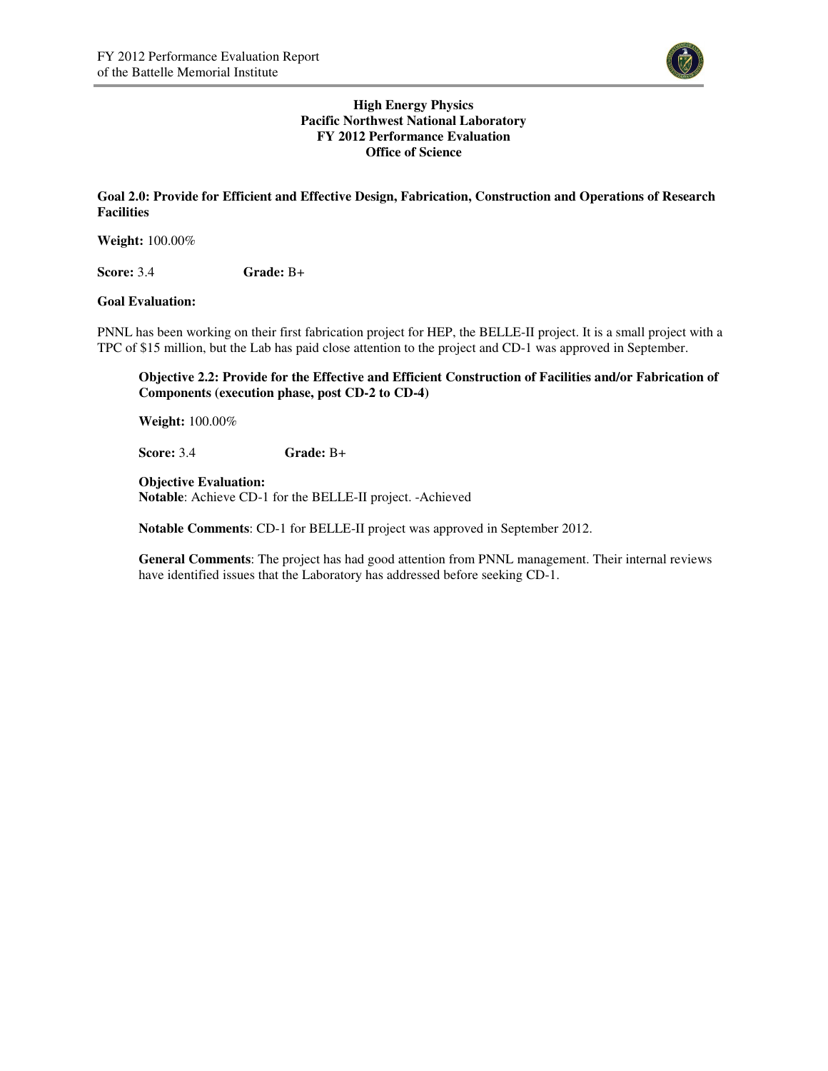**High Energy Physics**
**Pacific Northwest National Laboratory**
**FY 2012 Performance Evaluation**
**Office of Science**

**Goal 2.0: Provide for Efficient and Effective Design, Fabrication, Construction and Operations of Research Facilities**

**Weight:** 100.00%

**Score:** 3.4 **Grade:** B+

**Goal Evaluation:**

PNNL has been working on their first fabrication project for HEP, the BELLE-II project. It is a small project with a TPC of $15 million, but the Lab has paid close attention to the project and CD-1 was approved in September.

**Objective 2.2: Provide for the Effective and Efficient Construction of Facilities and/or Fabrication of Components (execution phase, post CD-2 to CD-4)**

**Weight:** 100.00%

**Score:** 3.4 **Grade:** B+

**Objective Evaluation:**
**Notable**: Achieve CD-1 for the BELLE-II project. -Achieved

**Notable Comments**: CD-1 for BELLE-II project was approved in September 2012.

**General Comments**: The project has had good attention from PNNL management. Their internal reviews have identified issues that the Laboratory has addressed before seeking CD-1.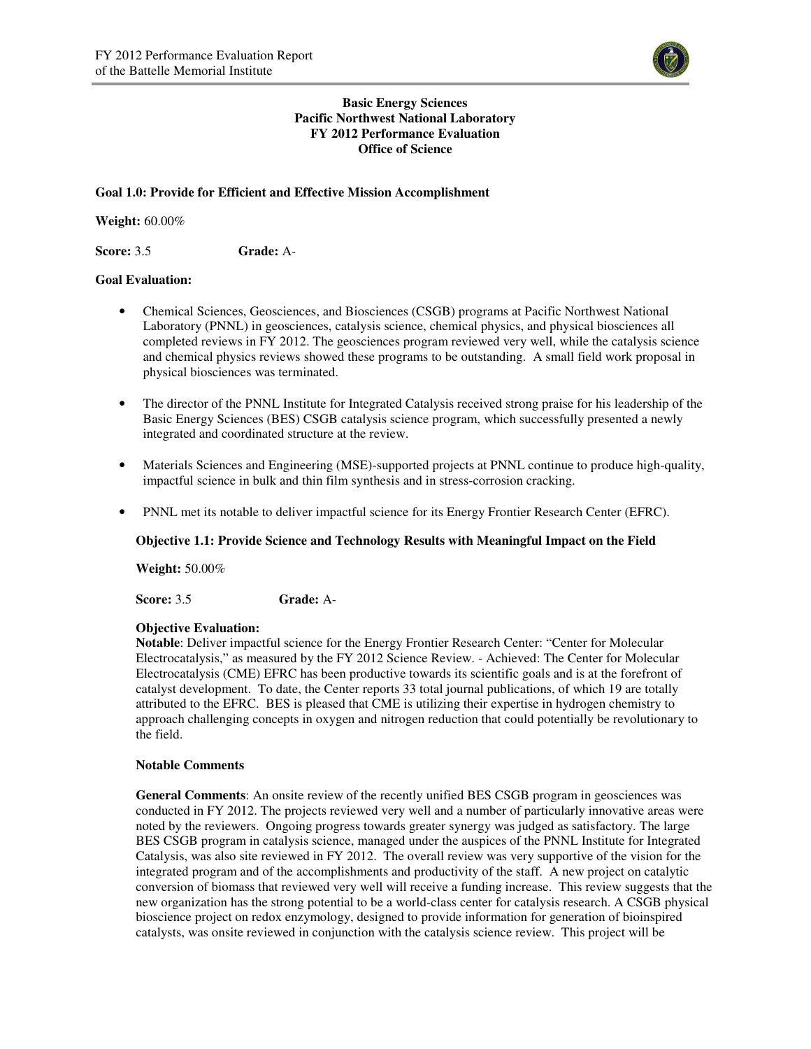**Basic Energy Sciences**
**Pacific Northwest National Laboratory**
**FY 2012 Performance Evaluation**
**Office of Science**

**Goal 1.0: Provide for Efficient and Effective Mission Accomplishment**

**Weight:** 60.00%

**Score:** 3.5 **Grade:** A-

**Goal Evaluation:**

- Chemical Sciences, Geosciences, and Biosciences (CSGB) programs at Pacific Northwest National Laboratory (PNNL) in geosciences, catalysis science, chemical physics, and physical biosciences all completed reviews in FY 2012. The geosciences program reviewed very well, while the catalysis science and chemical physics reviews showed these programs to be outstanding. A small field work proposal in physical biosciences was terminated.

- The director of the PNNL Institute for Integrated Catalysis received strong praise for his leadership of the Basic Energy Sciences (BES) CSGB catalysis science program, which successfully presented a newly integrated and coordinated structure at the review.

- Materials Sciences and Engineering (MSE)-supported projects at PNNL continue to produce high-quality, impactful science in bulk and thin film synthesis and in stress-corrosion cracking.

- PNNL met its notable to deliver impactful science for its Energy Frontier Research Center (EFRC).

**Objective 1.1: Provide Science and Technology Results with Meaningful Impact on the Field**

**Weight:** 50.00%

**Score:** 3.5 **Grade:** A-

**Objective Evaluation:**
**Notable**: Deliver impactful science for the Energy Frontier Research Center: "Center for Molecular Electrocatalysis," as measured by the FY 2012 Science Review. - Achieved: The Center for Molecular Electrocatalysis (CME) EFRC has been productive towards its scientific goals and is at the forefront of catalyst development. To date, the Center reports 33 total journal publications, of which 19 are totally attributed to the EFRC. BES is pleased that CME is utilizing their expertise in hydrogen chemistry to approach challenging concepts in oxygen and nitrogen reduction that could potentially be revolutionary to the field.

**Notable Comments**

**General Comments**: An onsite review of the recently unified BES CSGB program in geosciences was conducted in FY 2012. The projects reviewed very well and a number of particularly innovative areas were noted by the reviewers. Ongoing progress towards greater synergy was judged as satisfactory. The large BES CSGB program in catalysis science, managed under the auspices of the PNNL Institute for Integrated Catalysis, was also site reviewed in FY 2012. The overall review was very supportive of the vision for the integrated program and of the accomplishments and productivity of the staff. A new project on catalytic conversion of biomass that reviewed very well will receive a funding increase. This review suggests that the new organization has the strong potential to be a world-class center for catalysis research. A CSGB physical bioscience project on redox enzymology, designed to provide information for generation of bioinspired catalysts, was onsite reviewed in conjunction with the catalysis science review. This project will be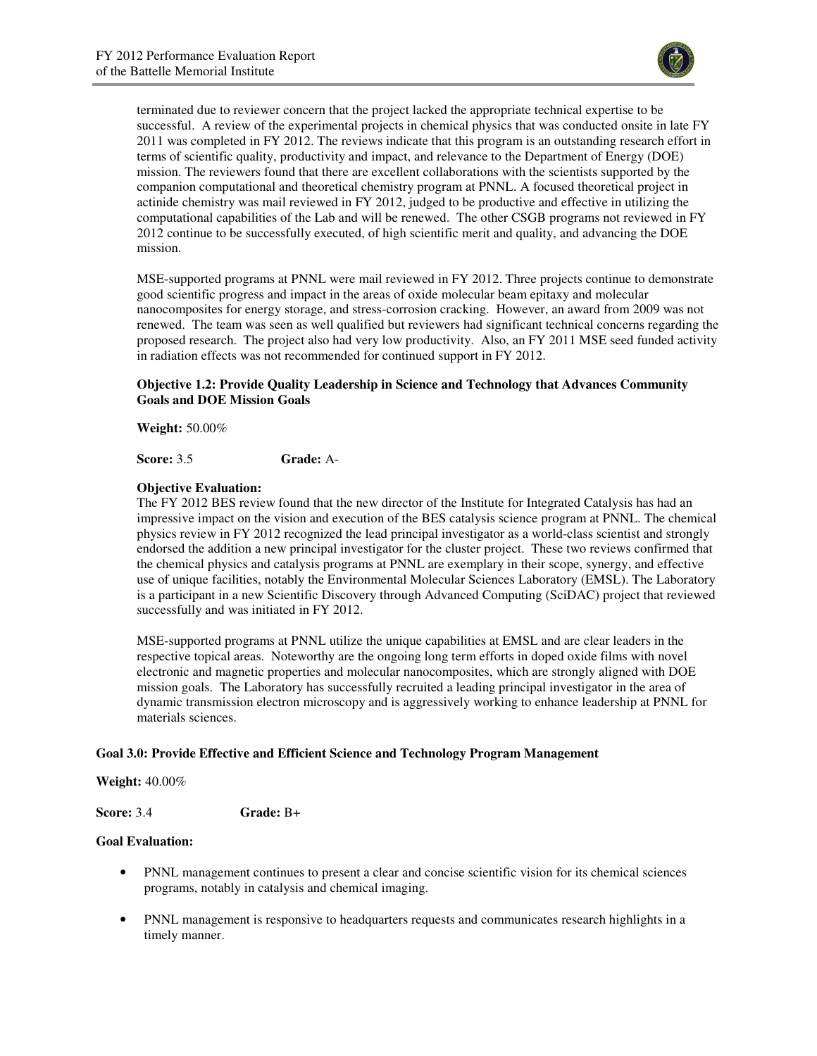terminated due to reviewer concern that the project lacked the appropriate technical expertise to be successful. A review of the experimental projects in chemical physics that was conducted onsite in late FY 2011 was completed in FY 2012. The reviews indicate that this program is an outstanding research effort in terms of scientific quality, productivity and impact, and relevance to the Department of Energy (DOE) mission. The reviewers found that there are excellent collaborations with the scientists supported by the companion computational and theoretical chemistry program at PNNL. A focused theoretical project in actinide chemistry was mail reviewed in FY 2012, judged to be productive and effective in utilizing the computational capabilities of the Lab and will be renewed. The other CSGB programs not reviewed in FY 2012 continue to be successfully executed, of high scientific merit and quality, and advancing the DOE mission.

MSE-supported programs at PNNL were mail reviewed in FY 2012. Three projects continue to demonstrate good scientific progress and impact in the areas of oxide molecular beam epitaxy and molecular nanocomposites for energy storage, and stress-corrosion cracking. However, an award from 2009 was not renewed. The team was seen as well qualified but reviewers had significant technical concerns regarding the proposed research. The project also had very low productivity. Also, an FY 2011 MSE seed funded activity in radiation effects was not recommended for continued support in FY 2012.

**Objective 1.2: Provide Quality Leadership in Science and Technology that Advances Community Goals and DOE Mission Goals**

**Weight:** 50.00%

**Score:** 3.5 **Grade:** A-

**Objective Evaluation:**

The FY 2012 BES review found that the new director of the Institute for Integrated Catalysis has had an impressive impact on the vision and execution of the BES catalysis science program at PNNL. The chemical physics review in FY 2012 recognized the lead principal investigator as a world-class scientist and strongly endorsed the addition a new principal investigator for the cluster project. These two reviews confirmed that the chemical physics and catalysis programs at PNNL are exemplary in their scope, synergy, and effective use of unique facilities, notably the Environmental Molecular Sciences Laboratory (EMSL). The Laboratory is a participant in a new Scientific Discovery through Advanced Computing (SciDAC) project that reviewed successfully and was initiated in FY 2012.

MSE-supported programs at PNNL utilize the unique capabilities at EMSL and are clear leaders in the respective topical areas. Noteworthy are the ongoing long term efforts in doped oxide films with novel electronic and magnetic properties and molecular nanocomposites, which are strongly aligned with DOE mission goals. The Laboratory has successfully recruited a leading principal investigator in the area of dynamic transmission electron microscopy and is aggressively working to enhance leadership at PNNL for materials sciences.

**Goal 3.0: Provide Effective and Efficient Science and Technology Program Management**

**Weight:** 40.00%

**Score:** 3.4 **Grade:** B+

**Goal Evaluation:**

- PNNL management continues to present a clear and concise scientific vision for its chemical sciences programs, notably in catalysis and chemical imaging.
- PNNL management is responsive to headquarters requests and communicates research highlights in a timely manner.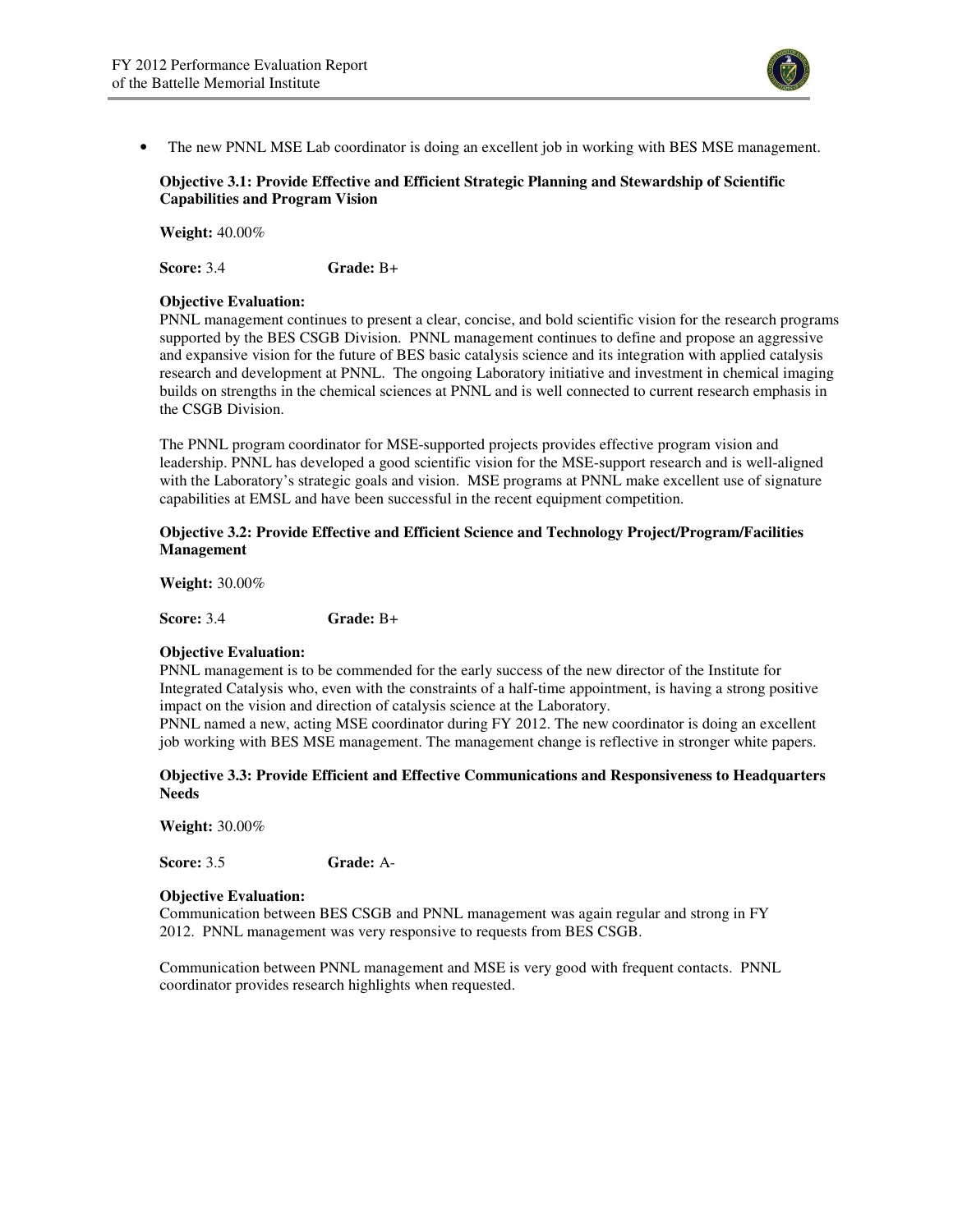- The new PNNL MSE Lab coordinator is doing an excellent job in working with BES MSE management.

**Objective 3.1: Provide Effective and Efficient Strategic Planning and Stewardship of Scientific Capabilities and Program Vision**

**Weight:** 40.00%

**Score:** 3.4 **Grade:** B+

**Objective Evaluation:**
PNNL management continues to present a clear, concise, and bold scientific vision for the research programs supported by the BES CSGB Division. PNNL management continues to define and propose an aggressive and expansive vision for the future of BES basic catalysis science and its integration with applied catalysis research and development at PNNL. The ongoing Laboratory initiative and investment in chemical imaging builds on strengths in the chemical sciences at PNNL and is well connected to current research emphasis in the CSGB Division.

The PNNL program coordinator for MSE-supported projects provides effective program vision and leadership. PNNL has developed a good scientific vision for the MSE-support research and is well-aligned with the Laboratory's strategic goals and vision. MSE programs at PNNL make excellent use of signature capabilities at EMSL and have been successful in the recent equipment competition.

**Objective 3.2: Provide Effective and Efficient Science and Technology Project/Program/Facilities Management**

**Weight:** 30.00%

**Score:** 3.4 **Grade:** B+

**Objective Evaluation:**
PNNL management is to be commended for the early success of the new director of the Institute for Integrated Catalysis who, even with the constraints of a half-time appointment, is having a strong positive impact on the vision and direction of catalysis science at the Laboratory.
PNNL named a new, acting MSE coordinator during FY 2012. The new coordinator is doing an excellent job working with BES MSE management. The management change is reflective in stronger white papers.

**Objective 3.3: Provide Efficient and Effective Communications and Responsiveness to Headquarters Needs**

**Weight:** 30.00%

**Score:** 3.5 **Grade:** A-

**Objective Evaluation:**
Communication between BES CSGB and PNNL management was again regular and strong in FY 2012. PNNL management was very responsive to requests from BES CSGB.

Communication between PNNL management and MSE is very good with frequent contacts. PNNL coordinator provides research highlights when requested.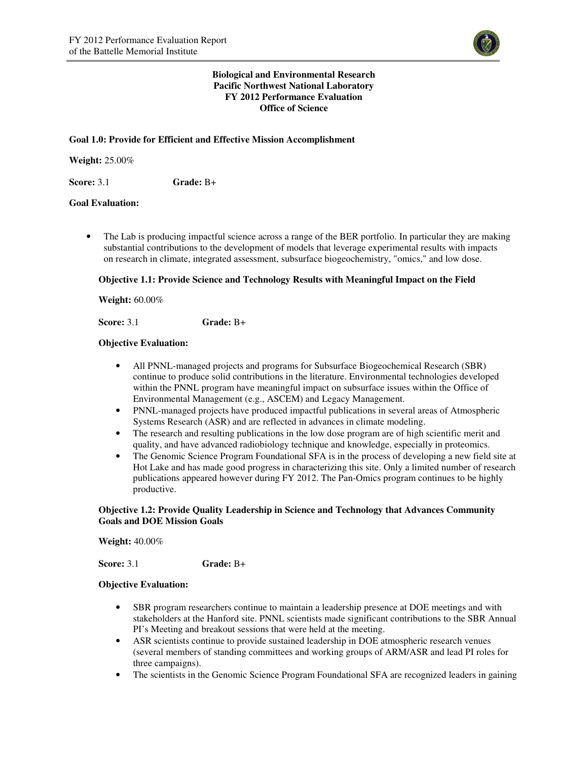**Biological and Environmental Research**
**Pacific Northwest National Laboratory**
**FY 2012 Performance Evaluation**
**Office of Science**

**Goal 1.0: Provide for Efficient and Effective Mission Accomplishment**

**Weight:** 25.00%

**Score:** 3.1 **Grade:** B+

**Goal Evaluation:**

- The Lab is producing impactful science across a range of the BER portfolio. In particular they are making substantial contributions to the development of models that leverage experimental results with impacts on research in climate, integrated assessment, subsurface biogeochemistry, "omics," and low dose.

**Objective 1.1: Provide Science and Technology Results with Meaningful Impact on the Field**

**Weight:** 60.00%

**Score:** 3.1 **Grade:** B+

**Objective Evaluation:**

- All PNNL-managed projects and programs for Subsurface Biogeochemical Research (SBR) continue to produce solid contributions in the literature. Environmental technologies developed within the PNNL program have meaningful impact on subsurface issues within the Office of Environmental Management (e.g., ASCEM) and Legacy Management.
- PNNL-managed projects have produced impactful publications in several areas of Atmospheric Systems Research (ASR) and are reflected in advances in climate modeling.
- The research and resulting publications in the low dose program are of high scientific merit and quality, and have advanced radiobiology technique and knowledge, especially in proteomics.
- The Genomic Science Program Foundational SFA is in the process of developing a new field site at Hot Lake and has made good progress in characterizing this site. Only a limited number of research publications appeared however during FY 2012. The Pan-Omics program continues to be highly productive.

**Objective 1.2: Provide Quality Leadership in Science and Technology that Advances Community Goals and DOE Mission Goals**

**Weight:** 40.00%

**Score:** 3.1 **Grade:** B+

**Objective Evaluation:**

- SBR program researchers continue to maintain a leadership presence at DOE meetings and with stakeholders at the Hanford site. PNNL scientists made significant contributions to the SBR Annual PI's Meeting and breakout sessions that were held at the meeting.
- ASR scientists continue to provide sustained leadership in DOE atmospheric research venues (several members of standing committees and working groups of ARM/ASR and lead PI roles for three campaigns).
- The scientists in the Genomic Science Program Foundational SFA are recognized leaders in gaining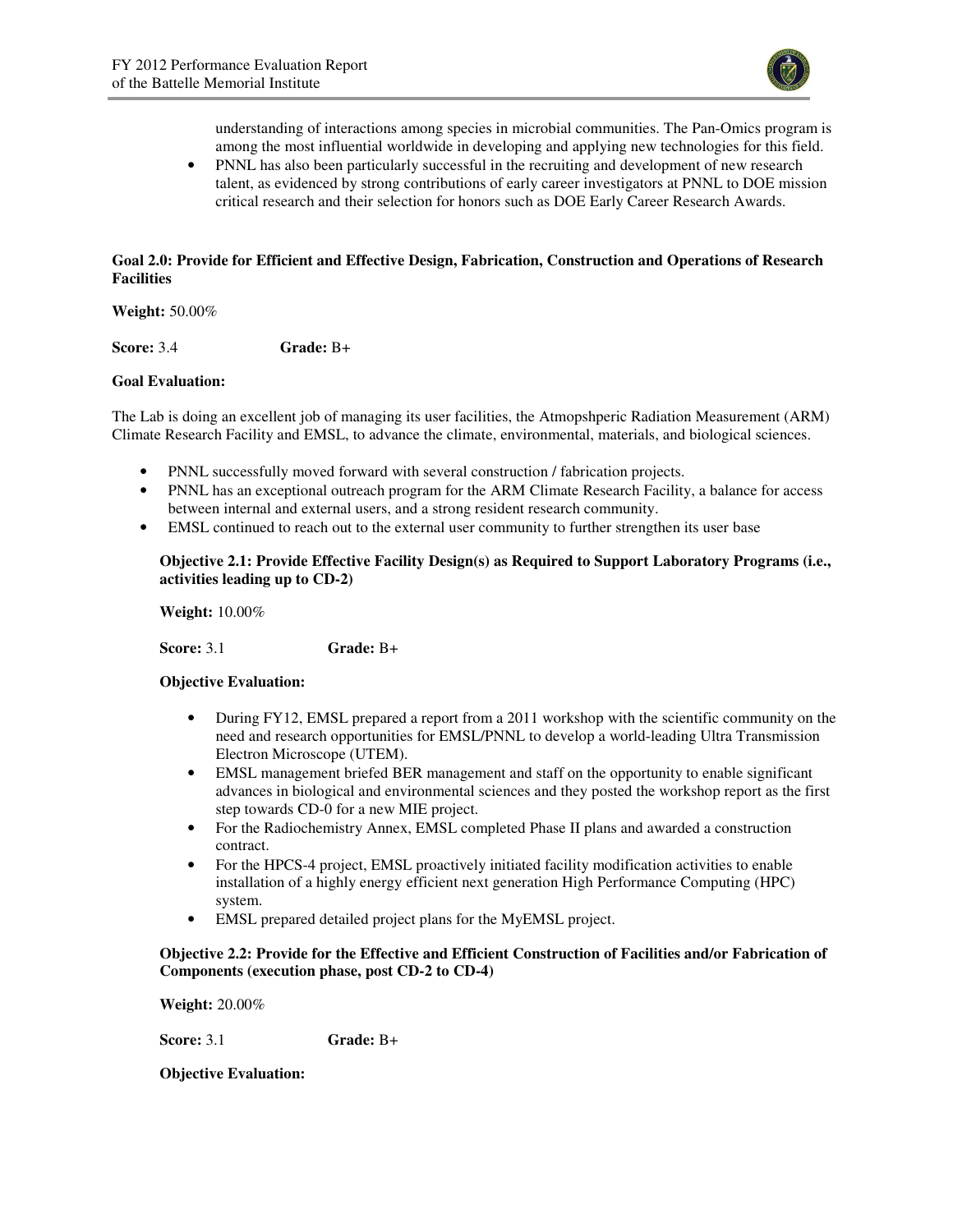understanding of interactions among species in microbial communities. The Pan-Omics program is among the most influential worldwide in developing and applying new technologies for this field.
- PNNL has also been particularly successful in the recruiting and development of new research talent, as evidenced by strong contributions of early career investigators at PNNL to DOE mission critical research and their selection for honors such as DOE Early Career Research Awards.

**Goal 2.0: Provide for Efficient and Effective Design, Fabrication, Construction and Operations of Research Facilities**

**Weight:** 50.00%

**Score:** 3.4 **Grade:** B+

**Goal Evaluation:**

The Lab is doing an excellent job of managing its user facilities, the Atmopshperic Radiation Measurement (ARM) Climate Research Facility and EMSL, to advance the climate, environmental, materials, and biological sciences.

- PNNL successfully moved forward with several construction / fabrication projects.
- PNNL has an exceptional outreach program for the ARM Climate Research Facility, a balance for access between internal and external users, and a strong resident research community.
- EMSL continued to reach out to the external user community to further strengthen its user base

**Objective 2.1: Provide Effective Facility Design(s) as Required to Support Laboratory Programs (i.e., activities leading up to CD-2)**

**Weight:** 10.00%

**Score:** 3.1 **Grade:** B+

**Objective Evaluation:**

- During FY12, EMSL prepared a report from a 2011 workshop with the scientific community on the need and research opportunities for EMSL/PNNL to develop a world-leading Ultra Transmission Electron Microscope (UTEM).
- EMSL management briefed BER management and staff on the opportunity to enable significant advances in biological and environmental sciences and they posted the workshop report as the first step towards CD-0 for a new MIE project.
- For the Radiochemistry Annex, EMSL completed Phase II plans and awarded a construction contract.
- For the HPCS-4 project, EMSL proactively initiated facility modification activities to enable installation of a highly energy efficient next generation High Performance Computing (HPC) system.
- EMSL prepared detailed project plans for the MyEMSL project.

**Objective 2.2: Provide for the Effective and Efficient Construction of Facilities and/or Fabrication of Components (execution phase, post CD-2 to CD-4)**

**Weight:** 20.00%

**Score:** 3.1 **Grade:** B+

**Objective Evaluation:**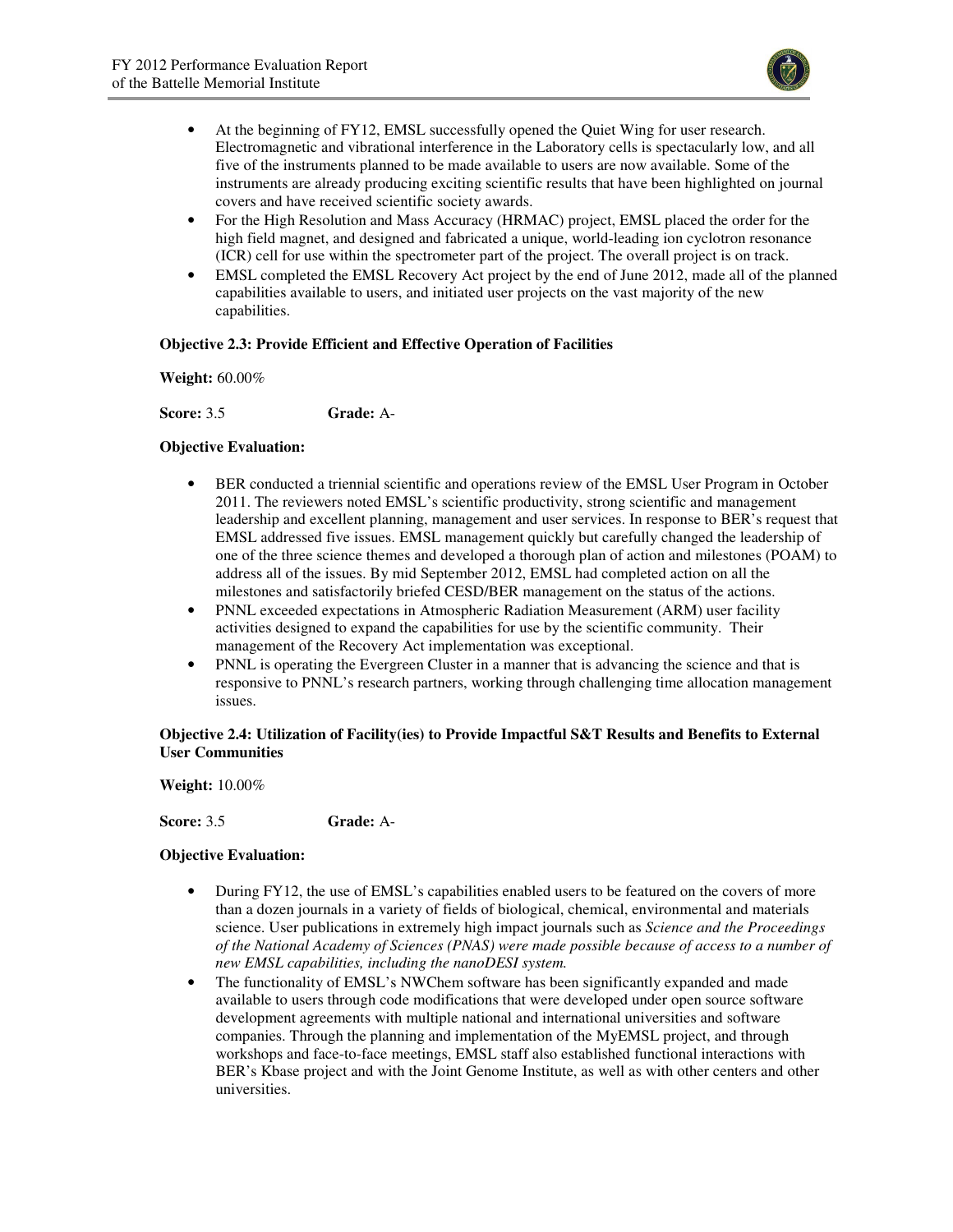- At the beginning of FY12, EMSL successfully opened the Quiet Wing for user research. Electromagnetic and vibrational interference in the Laboratory cells is spectacularly low, and all five of the instruments planned to be made available to users are now available. Some of the instruments are already producing exciting scientific results that have been highlighted on journal covers and have received scientific society awards.
- For the High Resolution and Mass Accuracy (HRMAC) project, EMSL placed the order for the high field magnet, and designed and fabricated a unique, world-leading ion cyclotron resonance (ICR) cell for use within the spectrometer part of the project. The overall project is on track.
- EMSL completed the EMSL Recovery Act project by the end of June 2012, made all of the planned capabilities available to users, and initiated user projects on the vast majority of the new capabilities.

**Objective 2.3: Provide Efficient and Effective Operation of Facilities**

**Weight:** 60.00%

**Score:** 3.5 **Grade:** A-

**Objective Evaluation:**

- BER conducted a triennial scientific and operations review of the EMSL User Program in October 2011. The reviewers noted EMSL's scientific productivity, strong scientific and management leadership and excellent planning, management and user services. In response to BER's request that EMSL addressed five issues. EMSL management quickly but carefully changed the leadership of one of the three science themes and developed a thorough plan of action and milestones (POAM) to address all of the issues. By mid September 2012, EMSL had completed action on all the milestones and satisfactorily briefed CESD/BER management on the status of the actions.
- PNNL exceeded expectations in Atmospheric Radiation Measurement (ARM) user facility activities designed to expand the capabilities for use by the scientific community. Their management of the Recovery Act implementation was exceptional.
- PNNL is operating the Evergreen Cluster in a manner that is advancing the science and that is responsive to PNNL's research partners, working through challenging time allocation management issues.

**Objective 2.4: Utilization of Facility(ies) to Provide Impactful S&T Results and Benefits to External User Communities**

**Weight:** 10.00%

**Score:** 3.5 **Grade:** A-

**Objective Evaluation:**

- During FY12, the use of EMSL's capabilities enabled users to be featured on the covers of more than a dozen journals in a variety of fields of biological, chemical, environmental and materials science. User publications in extremely high impact journals such as *Science and the Proceedings of the National Academy of Sciences (PNAS) were made possible because of access to a number of new EMSL capabilities, including the nanoDESI system.*
- The functionality of EMSL's NWChem software has been significantly expanded and made available to users through code modifications that were developed under open source software development agreements with multiple national and international universities and software companies. Through the planning and implementation of the MyEMSL project, and through workshops and face-to-face meetings, EMSL staff also established functional interactions with BER's Kbase project and with the Joint Genome Institute, as well as with other centers and other universities.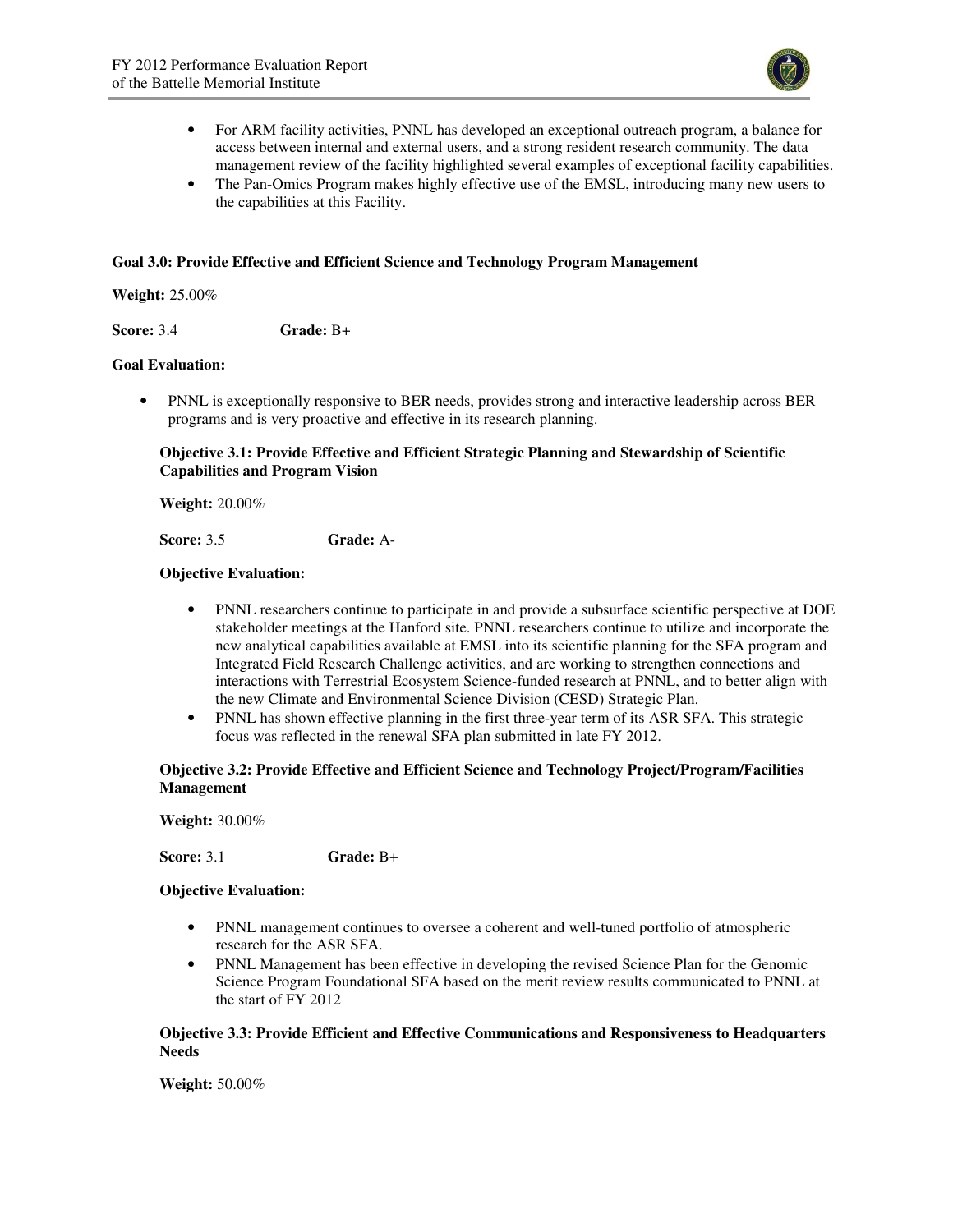- For ARM facility activities, PNNL has developed an exceptional outreach program, a balance for access between internal and external users, and a strong resident research community. The data management review of the facility highlighted several examples of exceptional facility capabilities.
- The Pan-Omics Program makes highly effective use of the EMSL, introducing many new users to the capabilities at this Facility.

### Goal 3.0: Provide Effective and Efficient Science and Technology Program Management

**Weight:** 25.00%

**Score:** 3.4 **Grade:** B+

**Goal Evaluation:**

- PNNL is exceptionally responsive to BER needs, provides strong and interactive leadership across BER programs and is very proactive and effective in its research planning.

#### Objective 3.1: Provide Effective and Efficient Strategic Planning and Stewardship of Scientific Capabilities and Program Vision

**Weight:** 20.00%

**Score:** 3.5 **Grade:** A-

**Objective Evaluation:**

- PNNL researchers continue to participate in and provide a subsurface scientific perspective at DOE stakeholder meetings at the Hanford site. PNNL researchers continue to utilize and incorporate the new analytical capabilities available at EMSL into its scientific planning for the SFA program and Integrated Field Research Challenge activities, and are working to strengthen connections and interactions with Terrestrial Ecosystem Science-funded research at PNNL, and to better align with the new Climate and Environmental Science Division (CESD) Strategic Plan.
- PNNL has shown effective planning in the first three-year term of its ASR SFA. This strategic focus was reflected in the renewal SFA plan submitted in late FY 2012.

#### Objective 3.2: Provide Effective and Efficient Science and Technology Project/Program/Facilities Management

**Weight:** 30.00%

**Score:** 3.1 **Grade:** B+

**Objective Evaluation:**

- PNNL management continues to oversee a coherent and well-tuned portfolio of atmospheric research for the ASR SFA.
- PNNL Management has been effective in developing the revised Science Plan for the Genomic Science Program Foundational SFA based on the merit review results communicated to PNNL at the start of FY 2012

#### Objective 3.3: Provide Efficient and Effective Communications and Responsiveness to Headquarters Needs

**Weight:** 50.00%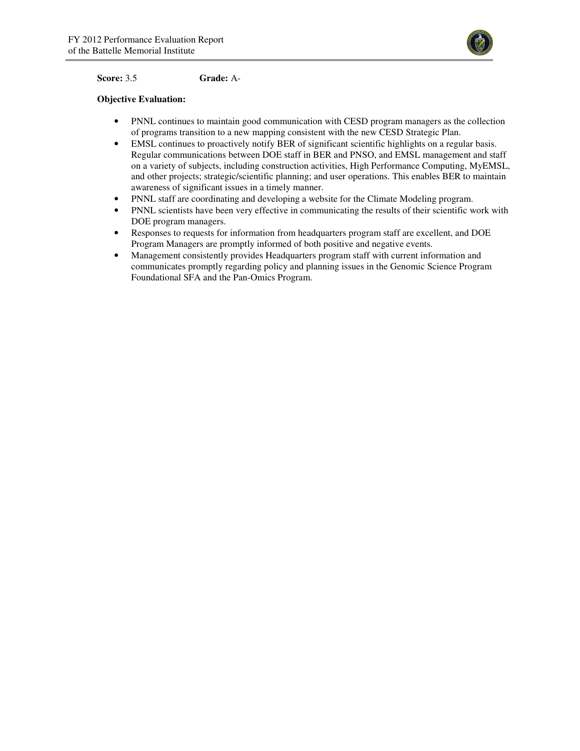**Score:** 3.5 **Grade:** A-

**Objective Evaluation:**

- PNNL continues to maintain good communication with CESD program managers as the collection of programs transition to a new mapping consistent with the new CESD Strategic Plan.
- EMSL continues to proactively notify BER of significant scientific highlights on a regular basis. Regular communications between DOE staff in BER and PNSO, and EMSL management and staff on a variety of subjects, including construction activities, High Performance Computing, MyEMSL, and other projects; strategic/scientific planning; and user operations. This enables BER to maintain awareness of significant issues in a timely manner.
- PNNL staff are coordinating and developing a website for the Climate Modeling program.
- PNNL scientists have been very effective in communicating the results of their scientific work with DOE program managers.
- Responses to requests for information from headquarters program staff are excellent, and DOE Program Managers are promptly informed of both positive and negative events.
- Management consistently provides Headquarters program staff with current information and communicates promptly regarding policy and planning issues in the Genomic Science Program Foundational SFA and the Pan-Omics Program.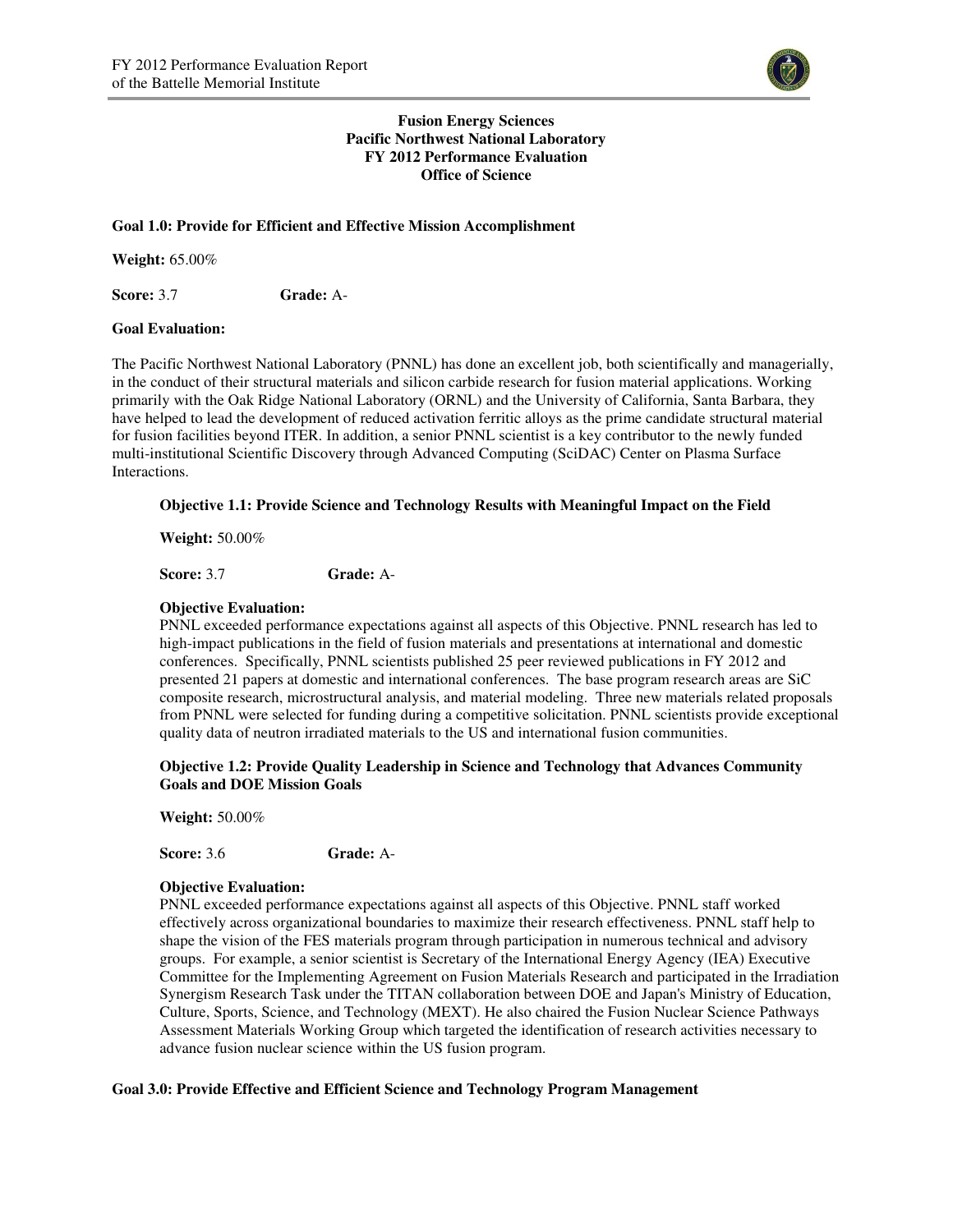**Fusion Energy Sciences**
**Pacific Northwest National Laboratory**
**FY 2012 Performance Evaluation**
**Office of Science**

**Goal 1.0: Provide for Efficient and Effective Mission Accomplishment**

**Weight:** 65.00%

**Score:** 3.7 **Grade:** A-

**Goal Evaluation:**

The Pacific Northwest National Laboratory (PNNL) has done an excellent job, both scientifically and managerially, in the conduct of their structural materials and silicon carbide research for fusion material applications. Working primarily with the Oak Ridge National Laboratory (ORNL) and the University of California, Santa Barbara, they have helped to lead the development of reduced activation ferritic alloys as the prime candidate structural material for fusion facilities beyond ITER. In addition, a senior PNNL scientist is a key contributor to the newly funded multi-institutional Scientific Discovery through Advanced Computing (SciDAC) Center on Plasma Surface Interactions.

**Objective 1.1: Provide Science and Technology Results with Meaningful Impact on the Field**

**Weight:** 50.00%

**Score:** 3.7 **Grade:** A-

**Objective Evaluation:**
PNNL exceeded performance expectations against all aspects of this Objective. PNNL research has led to high-impact publications in the field of fusion materials and presentations at international and domestic conferences. Specifically, PNNL scientists published 25 peer reviewed publications in FY 2012 and presented 21 papers at domestic and international conferences. The base program research areas are SiC composite research, microstructural analysis, and material modeling. Three new materials related proposals from PNNL were selected for funding during a competitive solicitation. PNNL scientists provide exceptional quality data of neutron irradiated materials to the US and international fusion communities.

**Objective 1.2: Provide Quality Leadership in Science and Technology that Advances Community Goals and DOE Mission Goals**

**Weight:** 50.00%

**Score:** 3.6 **Grade:** A-

**Objective Evaluation:**
PNNL exceeded performance expectations against all aspects of this Objective. PNNL staff worked effectively across organizational boundaries to maximize their research effectiveness. PNNL staff help to shape the vision of the FES materials program through participation in numerous technical and advisory groups. For example, a senior scientist is Secretary of the International Energy Agency (IEA) Executive Committee for the Implementing Agreement on Fusion Materials Research and participated in the Irradiation Synergism Research Task under the TITAN collaboration between DOE and Japan's Ministry of Education, Culture, Sports, Science, and Technology (MEXT). He also chaired the Fusion Nuclear Science Pathways Assessment Materials Working Group which targeted the identification of research activities necessary to advance fusion nuclear science within the US fusion program.

**Goal 3.0: Provide Effective and Efficient Science and Technology Program Management**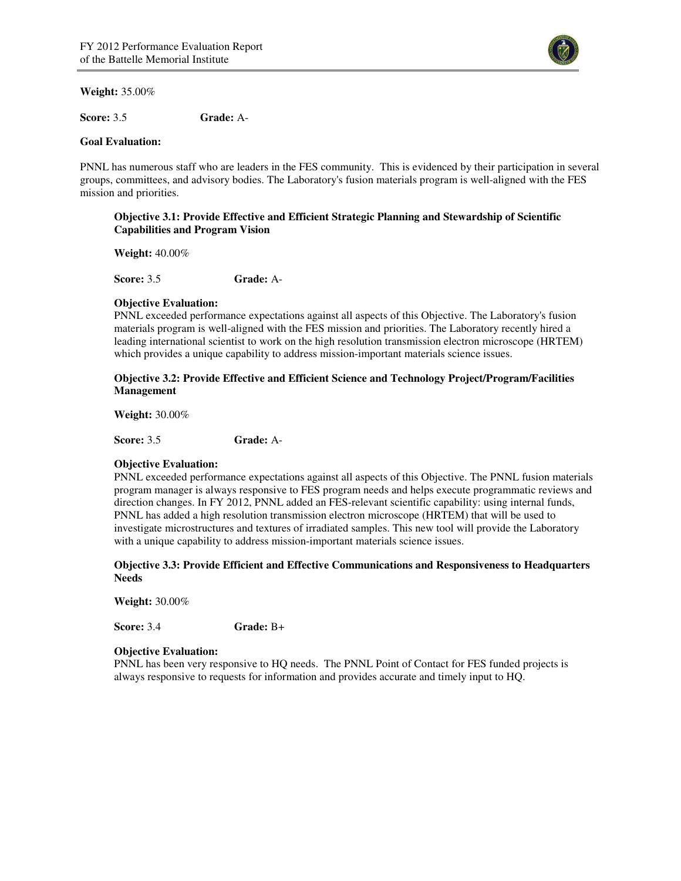**Weight:** 35.00%

**Score:** 3.5 **Grade:** A-

**Goal Evaluation:**

PNNL has numerous staff who are leaders in the FES community. This is evidenced by their participation in several groups, committees, and advisory bodies. The Laboratory's fusion materials program is well-aligned with the FES mission and priorities.

### Objective 3.1: Provide Effective and Efficient Strategic Planning and Stewardship of Scientific Capabilities and Program Vision

**Weight:** 40.00%

**Score:** 3.5 **Grade:** A-

**Objective Evaluation:**

PNNL exceeded performance expectations against all aspects of this Objective. The Laboratory's fusion materials program is well-aligned with the FES mission and priorities. The Laboratory recently hired a leading international scientist to work on the high resolution transmission electron microscope (HRTEM) which provides a unique capability to address mission-important materials science issues.

### Objective 3.2: Provide Effective and Efficient Science and Technology Project/Program/Facilities Management

**Weight:** 30.00%

**Score:** 3.5 **Grade:** A-

**Objective Evaluation:**

PNNL exceeded performance expectations against all aspects of this Objective. The PNNL fusion materials program manager is always responsive to FES program needs and helps execute programmatic reviews and direction changes. In FY 2012, PNNL added an FES-relevant scientific capability: using internal funds, PNNL has added a high resolution transmission electron microscope (HRTEM) that will be used to investigate microstructures and textures of irradiated samples. This new tool will provide the Laboratory with a unique capability to address mission-important materials science issues.

### Objective 3.3: Provide Efficient and Effective Communications and Responsiveness to Headquarters Needs

**Weight:** 30.00%

**Score:** 3.4 **Grade:** B+

**Objective Evaluation:**

PNNL has been very responsive to HQ needs. The PNNL Point of Contact for FES funded projects is always responsive to requests for information and provides accurate and timely input to HQ.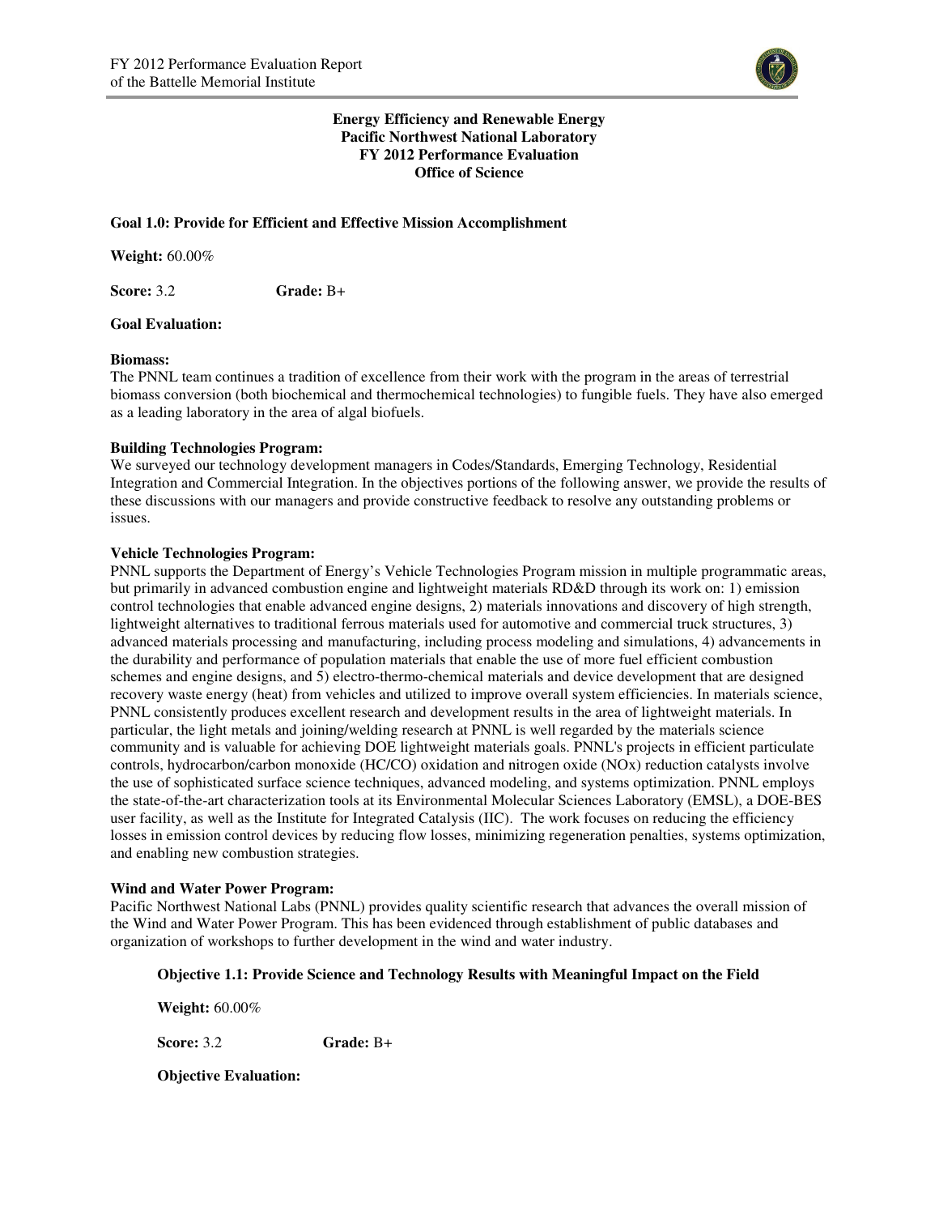**Energy Efficiency and Renewable Energy**
**Pacific Northwest National Laboratory**
**FY 2012 Performance Evaluation**
**Office of Science**

**Goal 1.0: Provide for Efficient and Effective Mission Accomplishment**

**Weight:** 60.00%

**Score:** 3.2 **Grade:** B+

**Goal Evaluation:**

**Biomass:**
The PNNL team continues a tradition of excellence from their work with the program in the areas of terrestrial biomass conversion (both biochemical and thermochemical technologies) to fungible fuels. They have also emerged as a leading laboratory in the area of algal biofuels.

**Building Technologies Program:**
We surveyed our technology development managers in Codes/Standards, Emerging Technology, Residential Integration and Commercial Integration. In the objectives portions of the following answer, we provide the results of these discussions with our managers and provide constructive feedback to resolve any outstanding problems or issues.

**Vehicle Technologies Program:**
PNNL supports the Department of Energy's Vehicle Technologies Program mission in multiple programmatic areas, but primarily in advanced combustion engine and lightweight materials RD&D through its work on: 1) emission control technologies that enable advanced engine designs, 2) materials innovations and discovery of high strength, lightweight alternatives to traditional ferrous materials used for automotive and commercial truck structures, 3) advanced materials processing and manufacturing, including process modeling and simulations, 4) advancements in the durability and performance of population materials that enable the use of more fuel efficient combustion schemes and engine designs, and 5) electro-thermo-chemical materials and device development that are designed recovery waste energy (heat) from vehicles and utilized to improve overall system efficiencies. In materials science, PNNL consistently produces excellent research and development results in the area of lightweight materials. In particular, the light metals and joining/welding research at PNNL is well regarded by the materials science community and is valuable for achieving DOE lightweight materials goals. PNNL's projects in efficient particulate controls, hydrocarbon/carbon monoxide (HC/CO) oxidation and nitrogen oxide (NOx) reduction catalysts involve the use of sophisticated surface science techniques, advanced modeling, and systems optimization. PNNL employs the state-of-the-art characterization tools at its Environmental Molecular Sciences Laboratory (EMSL), a DOE-BES user facility, as well as the Institute for Integrated Catalysis (IIC). The work focuses on reducing the efficiency losses in emission control devices by reducing flow losses, minimizing regeneration penalties, systems optimization, and enabling new combustion strategies.

**Wind and Water Power Program:**
Pacific Northwest National Labs (PNNL) provides quality scientific research that advances the overall mission of the Wind and Water Power Program. This has been evidenced through establishment of public databases and organization of workshops to further development in the wind and water industry.

**Objective 1.1: Provide Science and Technology Results with Meaningful Impact on the Field**

**Weight:** 60.00%

**Score:** 3.2 **Grade:** B+

**Objective Evaluation:**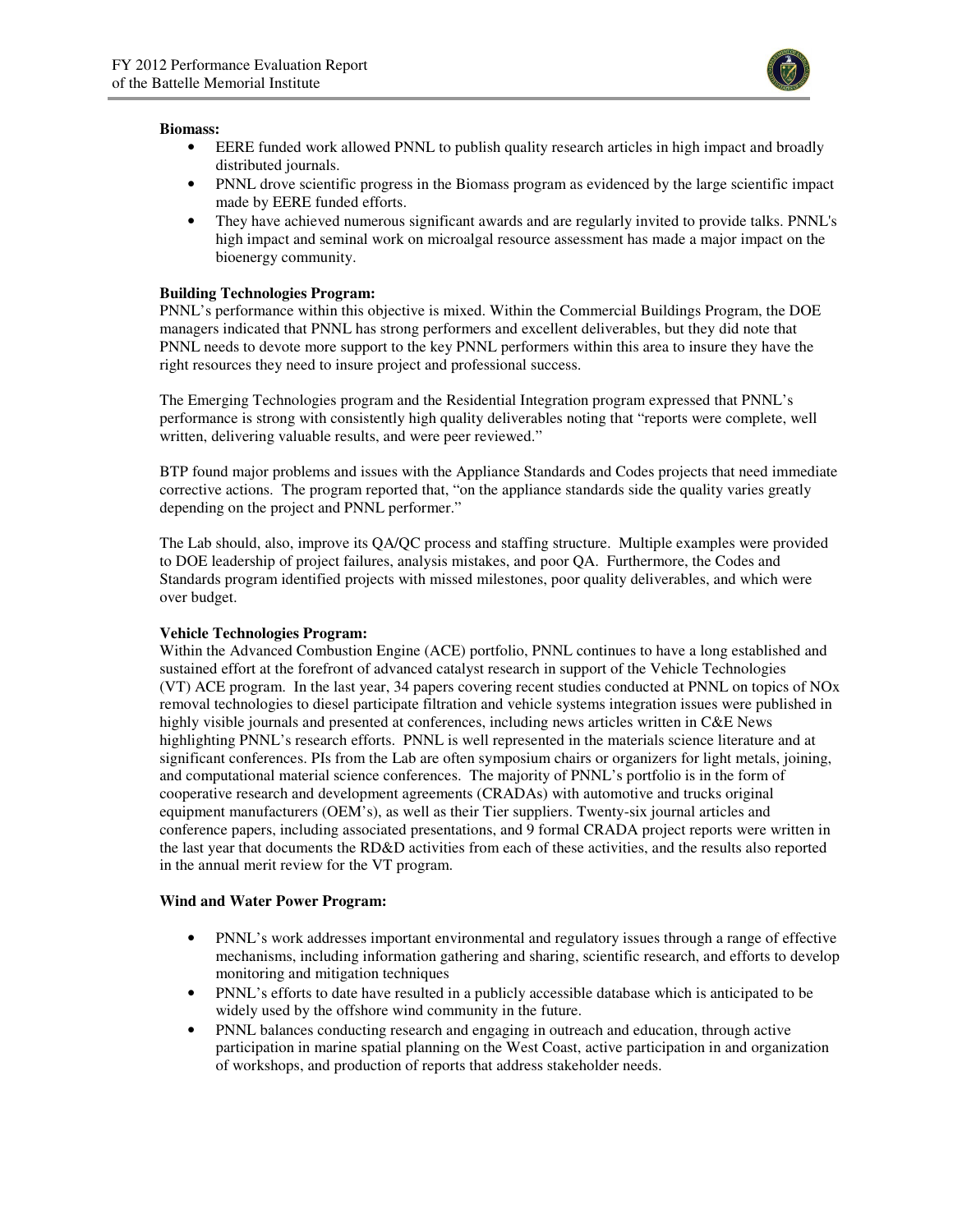**Biomass:**

- EERE funded work allowed PNNL to publish quality research articles in high impact and broadly distributed journals.
- PNNL drove scientific progress in the Biomass program as evidenced by the large scientific impact made by EERE funded efforts.
- They have achieved numerous significant awards and are regularly invited to provide talks. PNNL's high impact and seminal work on microalgal resource assessment has made a major impact on the bioenergy community.

**Building Technologies Program:**

PNNL's performance within this objective is mixed. Within the Commercial Buildings Program, the DOE managers indicated that PNNL has strong performers and excellent deliverables, but they did note that PNNL needs to devote more support to the key PNNL performers within this area to insure they have the right resources they need to insure project and professional success.

The Emerging Technologies program and the Residential Integration program expressed that PNNL's performance is strong with consistently high quality deliverables noting that "reports were complete, well written, delivering valuable results, and were peer reviewed."

BTP found major problems and issues with the Appliance Standards and Codes projects that need immediate corrective actions. The program reported that, "on the appliance standards side the quality varies greatly depending on the project and PNNL performer."

The Lab should, also, improve its QA/QC process and staffing structure. Multiple examples were provided to DOE leadership of project failures, analysis mistakes, and poor QA. Furthermore, the Codes and Standards program identified projects with missed milestones, poor quality deliverables, and which were over budget.

**Vehicle Technologies Program:**

Within the Advanced Combustion Engine (ACE) portfolio, PNNL continues to have a long established and sustained effort at the forefront of advanced catalyst research in support of the Vehicle Technologies (VT) ACE program. In the last year, 34 papers covering recent studies conducted at PNNL on topics of NOx removal technologies to diesel participate filtration and vehicle systems integration issues were published in highly visible journals and presented at conferences, including news articles written in C&E News highlighting PNNL's research efforts. PNNL is well represented in the materials science literature and at significant conferences. PIs from the Lab are often symposium chairs or organizers for light metals, joining, and computational material science conferences. The majority of PNNL's portfolio is in the form of cooperative research and development agreements (CRADAs) with automotive and trucks original equipment manufacturers (OEM's), as well as their Tier suppliers. Twenty-six journal articles and conference papers, including associated presentations, and 9 formal CRADA project reports were written in the last year that documents the RD&D activities from each of these activities, and the results also reported in the annual merit review for the VT program.

**Wind and Water Power Program:**

- PNNL's work addresses important environmental and regulatory issues through a range of effective mechanisms, including information gathering and sharing, scientific research, and efforts to develop monitoring and mitigation techniques
- PNNL's efforts to date have resulted in a publicly accessible database which is anticipated to be widely used by the offshore wind community in the future.
- PNNL balances conducting research and engaging in outreach and education, through active participation in marine spatial planning on the West Coast, active participation in and organization of workshops, and production of reports that address stakeholder needs.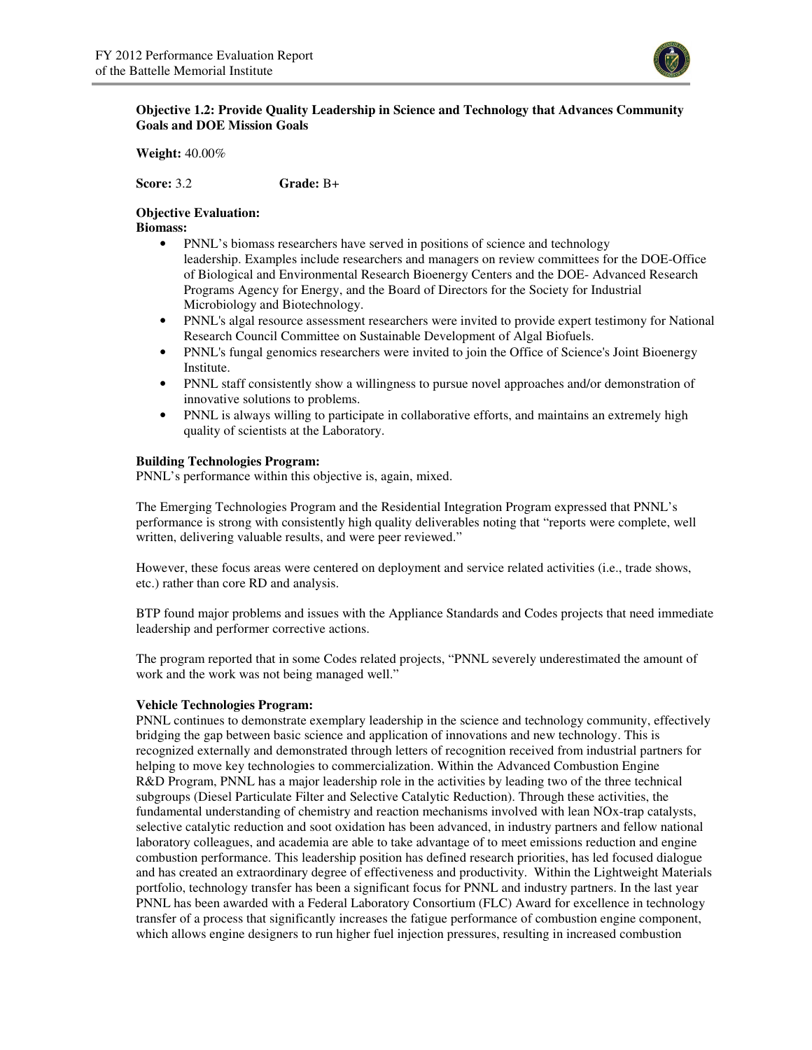**Objective 1.2: Provide Quality Leadership in Science and Technology that Advances Community Goals and DOE Mission Goals**

**Weight:** 40.00%

**Score:** 3.2 **Grade:** B+

**Objective Evaluation:**

**Biomass:**

- PNNL's biomass researchers have served in positions of science and technology leadership. Examples include researchers and managers on review committees for the DOE-Office of Biological and Environmental Research Bioenergy Centers and the DOE- Advanced Research Programs Agency for Energy, and the Board of Directors for the Society for Industrial Microbiology and Biotechnology.
- PNNL's algal resource assessment researchers were invited to provide expert testimony for National Research Council Committee on Sustainable Development of Algal Biofuels.
- PNNL's fungal genomics researchers were invited to join the Office of Science's Joint Bioenergy Institute.
- PNNL staff consistently show a willingness to pursue novel approaches and/or demonstration of innovative solutions to problems.
- PNNL is always willing to participate in collaborative efforts, and maintains an extremely high quality of scientists at the Laboratory.

**Building Technologies Program:**

PNNL's performance within this objective is, again, mixed.

The Emerging Technologies Program and the Residential Integration Program expressed that PNNL's performance is strong with consistently high quality deliverables noting that "reports were complete, well written, delivering valuable results, and were peer reviewed."

However, these focus areas were centered on deployment and service related activities (i.e., trade shows, etc.) rather than core RD and analysis.

BTP found major problems and issues with the Appliance Standards and Codes projects that need immediate leadership and performer corrective actions.

The program reported that in some Codes related projects, "PNNL severely underestimated the amount of work and the work was not being managed well."

**Vehicle Technologies Program:**

PNNL continues to demonstrate exemplary leadership in the science and technology community, effectively bridging the gap between basic science and application of innovations and new technology. This is recognized externally and demonstrated through letters of recognition received from industrial partners for helping to move key technologies to commercialization. Within the Advanced Combustion Engine R&D Program, PNNL has a major leadership role in the activities by leading two of the three technical subgroups (Diesel Particulate Filter and Selective Catalytic Reduction). Through these activities, the fundamental understanding of chemistry and reaction mechanisms involved with lean NOx-trap catalysts, selective catalytic reduction and soot oxidation has been advanced, in industry partners and fellow national laboratory colleagues, and academia are able to take advantage of to meet emissions reduction and engine combustion performance. This leadership position has defined research priorities, has led focused dialogue and has created an extraordinary degree of effectiveness and productivity. Within the Lightweight Materials portfolio, technology transfer has been a significant focus for PNNL and industry partners. In the last year PNNL has been awarded with a Federal Laboratory Consortium (FLC) Award for excellence in technology transfer of a process that significantly increases the fatigue performance of combustion engine component, which allows engine designers to run higher fuel injection pressures, resulting in increased combustion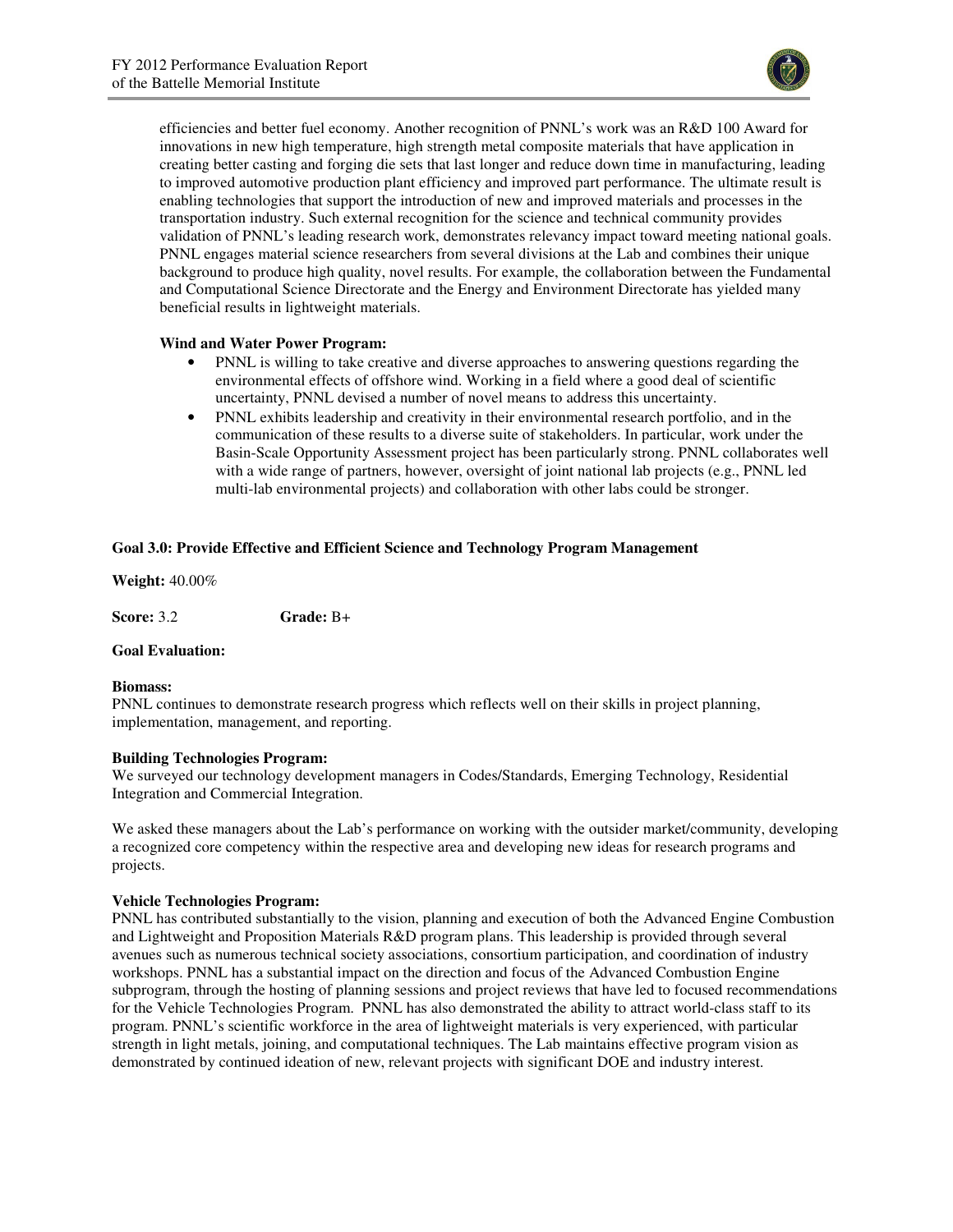efficiencies and better fuel economy. Another recognition of PNNL's work was an R&D 100 Award for innovations in new high temperature, high strength metal composite materials that have application in creating better casting and forging die sets that last longer and reduce down time in manufacturing, leading to improved automotive production plant efficiency and improved part performance. The ultimate result is enabling technologies that support the introduction of new and improved materials and processes in the transportation industry. Such external recognition for the science and technical community provides validation of PNNL's leading research work, demonstrates relevancy impact toward meeting national goals. PNNL engages material science researchers from several divisions at the Lab and combines their unique background to produce high quality, novel results. For example, the collaboration between the Fundamental and Computational Science Directorate and the Energy and Environment Directorate has yielded many beneficial results in lightweight materials.

**Wind and Water Power Program:**

- PNNL is willing to take creative and diverse approaches to answering questions regarding the environmental effects of offshore wind. Working in a field where a good deal of scientific uncertainty, PNNL devised a number of novel means to address this uncertainty.
- PNNL exhibits leadership and creativity in their environmental research portfolio, and in the communication of these results to a diverse suite of stakeholders. In particular, work under the Basin-Scale Opportunity Assessment project has been particularly strong. PNNL collaborates well with a wide range of partners, however, oversight of joint national lab projects (e.g., PNNL led multi-lab environmental projects) and collaboration with other labs could be stronger.

**Goal 3.0: Provide Effective and Efficient Science and Technology Program Management**

**Weight:** 40.00%

**Score:** 3.2 **Grade:** B+

**Goal Evaluation:**

**Biomass:**
PNNL continues to demonstrate research progress which reflects well on their skills in project planning, implementation, management, and reporting.

**Building Technologies Program:**
We surveyed our technology development managers in Codes/Standards, Emerging Technology, Residential Integration and Commercial Integration.

We asked these managers about the Lab's performance on working with the outsider market/community, developing a recognized core competency within the respective area and developing new ideas for research programs and projects.

**Vehicle Technologies Program:**
PNNL has contributed substantially to the vision, planning and execution of both the Advanced Engine Combustion and Lightweight and Proposition Materials R&D program plans. This leadership is provided through several avenues such as numerous technical society associations, consortium participation, and coordination of industry workshops. PNNL has a substantial impact on the direction and focus of the Advanced Combustion Engine subprogram, through the hosting of planning sessions and project reviews that have led to focused recommendations for the Vehicle Technologies Program. PNNL has also demonstrated the ability to attract world-class staff to its program. PNNL's scientific workforce in the area of lightweight materials is very experienced, with particular strength in light metals, joining, and computational techniques. The Lab maintains effective program vision as demonstrated by continued ideation of new, relevant projects with significant DOE and industry interest.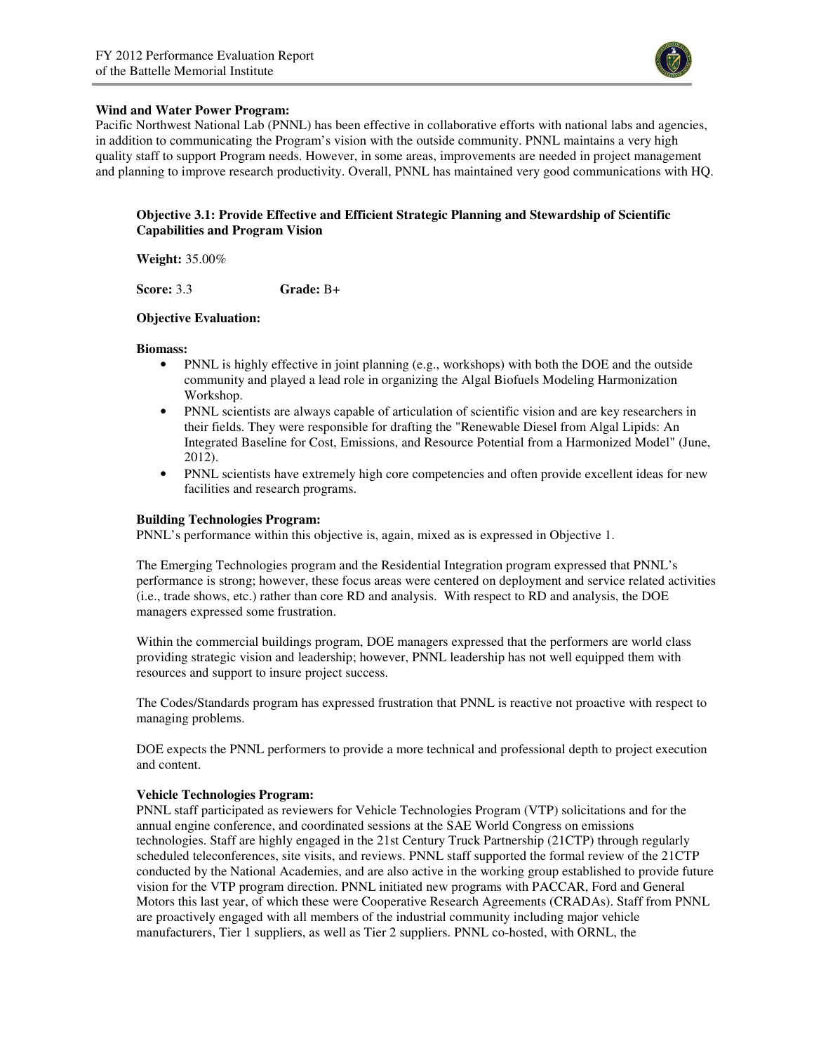**Wind and Water Power Program:**
Pacific Northwest National Lab (PNNL) has been effective in collaborative efforts with national labs and agencies, in addition to communicating the Program's vision with the outside community. PNNL maintains a very high quality staff to support Program needs. However, in some areas, improvements are needed in project management and planning to improve research productivity. Overall, PNNL has maintained very good communications with HQ.

**Objective 3.1: Provide Effective and Efficient Strategic Planning and Stewardship of Scientific Capabilities and Program Vision**

**Weight:** 35.00%

**Score:** 3.3 **Grade:** B+

**Objective Evaluation:**

**Biomass:**

- PNNL is highly effective in joint planning (e.g., workshops) with both the DOE and the outside community and played a lead role in organizing the Algal Biofuels Modeling Harmonization Workshop.
- PNNL scientists are always capable of articulation of scientific vision and are key researchers in their fields. They were responsible for drafting the "Renewable Diesel from Algal Lipids: An Integrated Baseline for Cost, Emissions, and Resource Potential from a Harmonized Model" (June, 2012).
- PNNL scientists have extremely high core competencies and often provide excellent ideas for new facilities and research programs.

**Building Technologies Program:**
PNNL's performance within this objective is, again, mixed as is expressed in Objective 1.

The Emerging Technologies program and the Residential Integration program expressed that PNNL's performance is strong; however, these focus areas were centered on deployment and service related activities (i.e., trade shows, etc.) rather than core RD and analysis. With respect to RD and analysis, the DOE managers expressed some frustration.

Within the commercial buildings program, DOE managers expressed that the performers are world class providing strategic vision and leadership; however, PNNL leadership has not well equipped them with resources and support to insure project success.

The Codes/Standards program has expressed frustration that PNNL is reactive not proactive with respect to managing problems.

DOE expects the PNNL performers to provide a more technical and professional depth to project execution and content.

**Vehicle Technologies Program:**
PNNL staff participated as reviewers for Vehicle Technologies Program (VTP) solicitations and for the annual engine conference, and coordinated sessions at the SAE World Congress on emissions technologies. Staff are highly engaged in the 21st Century Truck Partnership (21CTP) through regularly scheduled teleconferences, site visits, and reviews. PNNL staff supported the formal review of the 21CTP conducted by the National Academies, and are also active in the working group established to provide future vision for the VTP program direction. PNNL initiated new programs with PACCAR, Ford and General Motors this last year, of which these were Cooperative Research Agreements (CRADAs). Staff from PNNL are proactively engaged with all members of the industrial community including major vehicle manufacturers, Tier 1 suppliers, as well as Tier 2 suppliers. PNNL co-hosted, with ORNL, the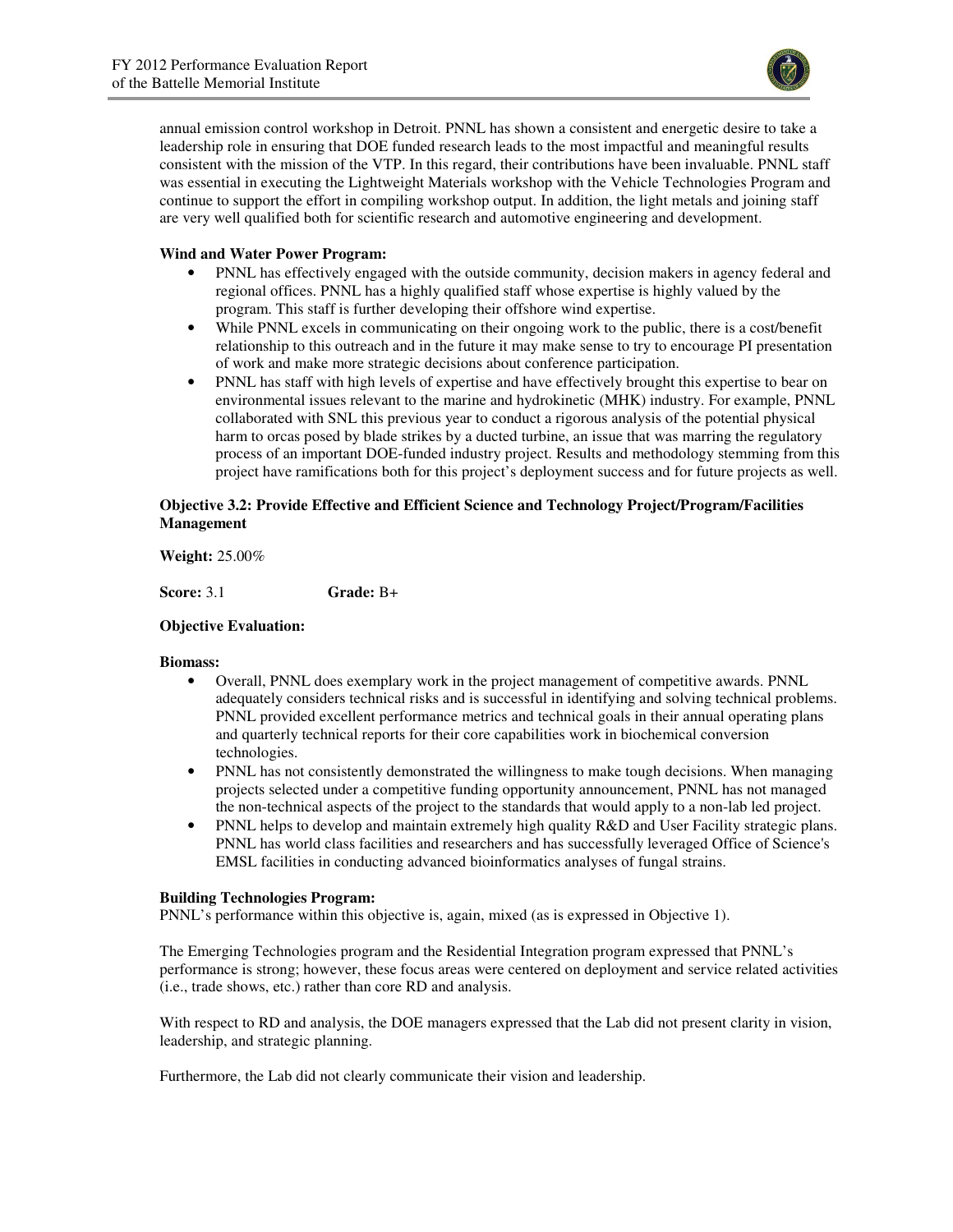annual emission control workshop in Detroit. PNNL has shown a consistent and energetic desire to take a leadership role in ensuring that DOE funded research leads to the most impactful and meaningful results consistent with the mission of the VTP. In this regard, their contributions have been invaluable. PNNL staff was essential in executing the Lightweight Materials workshop with the Vehicle Technologies Program and continue to support the effort in compiling workshop output. In addition, the light metals and joining staff are very well qualified both for scientific research and automotive engineering and development.

**Wind and Water Power Program:**

- PNNL has effectively engaged with the outside community, decision makers in agency federal and regional offices. PNNL has a highly qualified staff whose expertise is highly valued by the program. This staff is further developing their offshore wind expertise.
- While PNNL excels in communicating on their ongoing work to the public, there is a cost/benefit relationship to this outreach and in the future it may make sense to try to encourage PI presentation of work and make more strategic decisions about conference participation.
- PNNL has staff with high levels of expertise and have effectively brought this expertise to bear on environmental issues relevant to the marine and hydrokinetic (MHK) industry. For example, PNNL collaborated with SNL this previous year to conduct a rigorous analysis of the potential physical harm to orcas posed by blade strikes by a ducted turbine, an issue that was marring the regulatory process of an important DOE-funded industry project. Results and methodology stemming from this project have ramifications both for this project's deployment success and for future projects as well.

**Objective 3.2: Provide Effective and Efficient Science and Technology Project/Program/Facilities Management**

**Weight:** 25.00%

**Score:** 3.1 **Grade:** B+

**Objective Evaluation:**

**Biomass:**

- Overall, PNNL does exemplary work in the project management of competitive awards. PNNL adequately considers technical risks and is successful in identifying and solving technical problems. PNNL provided excellent performance metrics and technical goals in their annual operating plans and quarterly technical reports for their core capabilities work in biochemical conversion technologies.
- PNNL has not consistently demonstrated the willingness to make tough decisions. When managing projects selected under a competitive funding opportunity announcement, PNNL has not managed the non-technical aspects of the project to the standards that would apply to a non-lab led project.
- PNNL helps to develop and maintain extremely high quality R&D and User Facility strategic plans. PNNL has world class facilities and researchers and has successfully leveraged Office of Science's EMSL facilities in conducting advanced bioinformatics analyses of fungal strains.

**Building Technologies Program:**

PNNL's performance within this objective is, again, mixed (as is expressed in Objective 1).

The Emerging Technologies program and the Residential Integration program expressed that PNNL's performance is strong; however, these focus areas were centered on deployment and service related activities (i.e., trade shows, etc.) rather than core RD and analysis.

With respect to RD and analysis, the DOE managers expressed that the Lab did not present clarity in vision, leadership, and strategic planning.

Furthermore, the Lab did not clearly communicate their vision and leadership.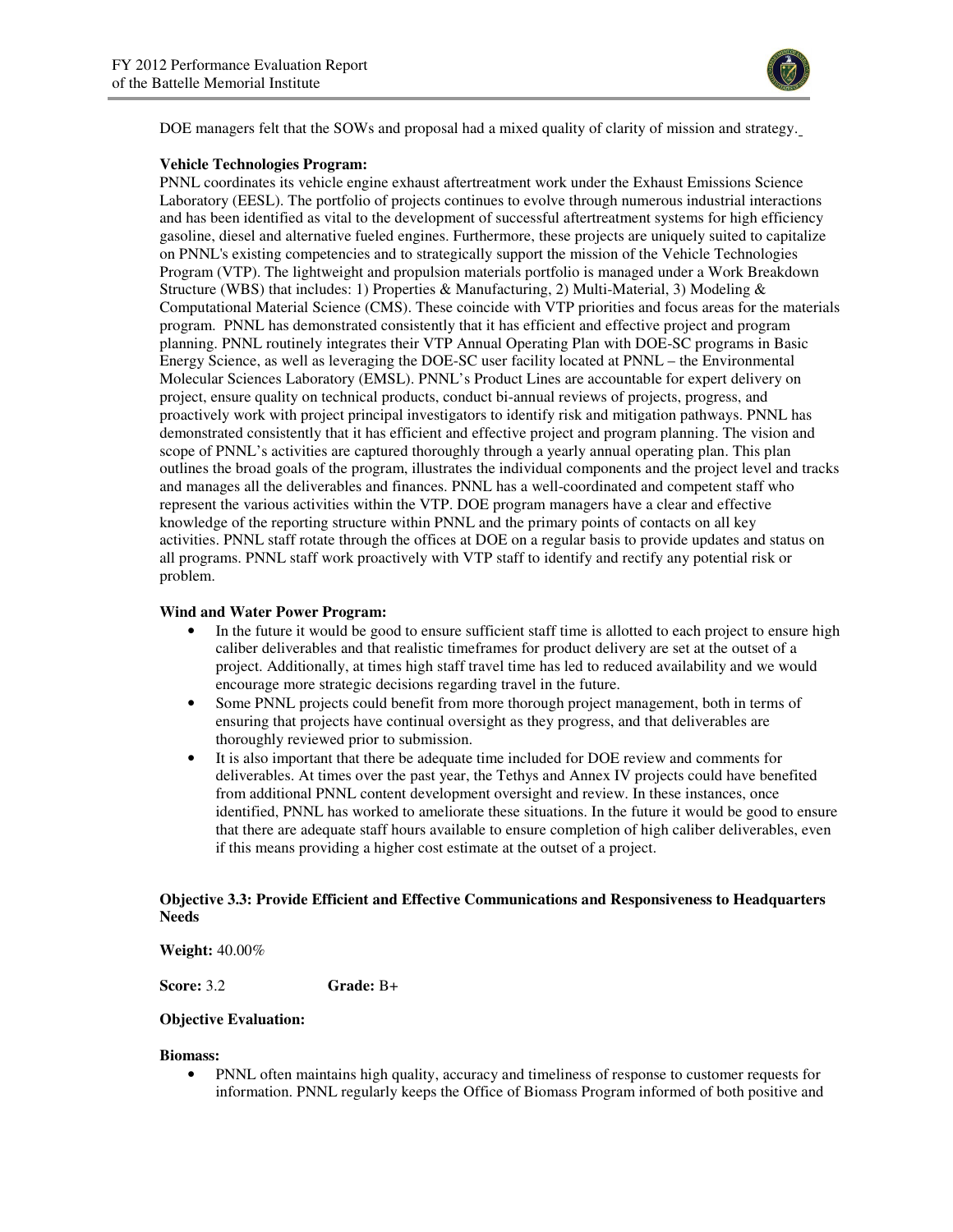DOE managers felt that the SOWs and proposal had a mixed quality of clarity of mission and strategy.

**Vehicle Technologies Program:**
PNNL coordinates its vehicle engine exhaust aftertreatment work under the Exhaust Emissions Science Laboratory (EESL). The portfolio of projects continues to evolve through numerous industrial interactions and has been identified as vital to the development of successful aftertreatment systems for high efficiency gasoline, diesel and alternative fueled engines. Furthermore, these projects are uniquely suited to capitalize on PNNL's existing competencies and to strategically support the mission of the Vehicle Technologies Program (VTP). The lightweight and propulsion materials portfolio is managed under a Work Breakdown Structure (WBS) that includes: 1) Properties & Manufacturing, 2) Multi-Material, 3) Modeling & Computational Material Science (CMS). These coincide with VTP priorities and focus areas for the materials program. PNNL has demonstrated consistently that it has efficient and effective project and program planning. PNNL routinely integrates their VTP Annual Operating Plan with DOE-SC programs in Basic Energy Science, as well as leveraging the DOE-SC user facility located at PNNL – the Environmental Molecular Sciences Laboratory (EMSL). PNNL's Product Lines are accountable for expert delivery on project, ensure quality on technical products, conduct bi-annual reviews of projects, progress, and proactively work with project principal investigators to identify risk and mitigation pathways. PNNL has demonstrated consistently that it has efficient and effective project and program planning. The vision and scope of PNNL's activities are captured thoroughly through a yearly annual operating plan. This plan outlines the broad goals of the program, illustrates the individual components and the project level and tracks and manages all the deliverables and finances. PNNL has a well-coordinated and competent staff who represent the various activities within the VTP. DOE program managers have a clear and effective knowledge of the reporting structure within PNNL and the primary points of contacts on all key activities. PNNL staff rotate through the offices at DOE on a regular basis to provide updates and status on all programs. PNNL staff work proactively with VTP staff to identify and rectify any potential risk or problem.

**Wind and Water Power Program:**

- In the future it would be good to ensure sufficient staff time is allotted to each project to ensure high caliber deliverables and that realistic timeframes for product delivery are set at the outset of a project. Additionally, at times high staff travel time has led to reduced availability and we would encourage more strategic decisions regarding travel in the future.
- Some PNNL projects could benefit from more thorough project management, both in terms of ensuring that projects have continual oversight as they progress, and that deliverables are thoroughly reviewed prior to submission.
- It is also important that there be adequate time included for DOE review and comments for deliverables. At times over the past year, the Tethys and Annex IV projects could have benefited from additional PNNL content development oversight and review. In these instances, once identified, PNNL has worked to ameliorate these situations. In the future it would be good to ensure that there are adequate staff hours available to ensure completion of high caliber deliverables, even if this means providing a higher cost estimate at the outset of a project.

**Objective 3.3: Provide Efficient and Effective Communications and Responsiveness to Headquarters Needs**

**Weight:** 40.00%

**Score:** 3.2 **Grade:** B+

**Objective Evaluation:**

**Biomass:**

- PNNL often maintains high quality, accuracy and timeliness of response to customer requests for information. PNNL regularly keeps the Office of Biomass Program informed of both positive and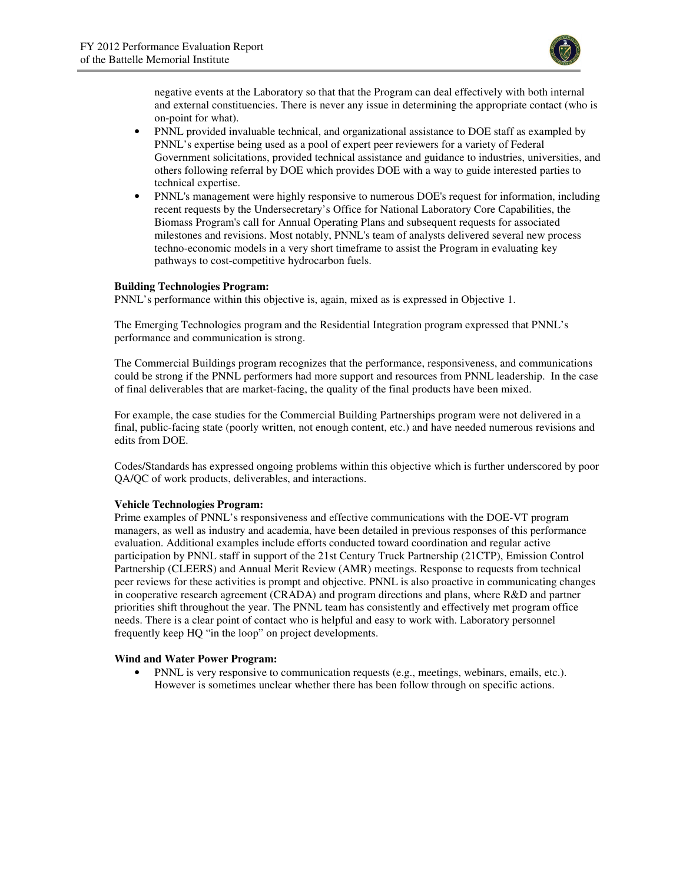negative events at the Laboratory so that that the Program can deal effectively with both internal and external constituencies. There is never any issue in determining the appropriate contact (who is on-point for what).

- PNNL provided invaluable technical, and organizational assistance to DOE staff as exampled by PNNL's expertise being used as a pool of expert peer reviewers for a variety of Federal Government solicitations, provided technical assistance and guidance to industries, universities, and others following referral by DOE which provides DOE with a way to guide interested parties to technical expertise.
- PNNL's management were highly responsive to numerous DOE's request for information, including recent requests by the Undersecretary's Office for National Laboratory Core Capabilities, the Biomass Program's call for Annual Operating Plans and subsequent requests for associated milestones and revisions. Most notably, PNNL's team of analysts delivered several new process techno-economic models in a very short timeframe to assist the Program in evaluating key pathways to cost-competitive hydrocarbon fuels.

**Building Technologies Program:**

PNNL's performance within this objective is, again, mixed as is expressed in Objective 1.

The Emerging Technologies program and the Residential Integration program expressed that PNNL's performance and communication is strong.

The Commercial Buildings program recognizes that the performance, responsiveness, and communications could be strong if the PNNL performers had more support and resources from PNNL leadership. In the case of final deliverables that are market-facing, the quality of the final products have been mixed.

For example, the case studies for the Commercial Building Partnerships program were not delivered in a final, public-facing state (poorly written, not enough content, etc.) and have needed numerous revisions and edits from DOE.

Codes/Standards has expressed ongoing problems within this objective which is further underscored by poor QA/QC of work products, deliverables, and interactions.

**Vehicle Technologies Program:**

Prime examples of PNNL's responsiveness and effective communications with the DOE-VT program managers, as well as industry and academia, have been detailed in previous responses of this performance evaluation. Additional examples include efforts conducted toward coordination and regular active participation by PNNL staff in support of the 21st Century Truck Partnership (21CTP), Emission Control Partnership (CLEERS) and Annual Merit Review (AMR) meetings. Response to requests from technical peer reviews for these activities is prompt and objective. PNNL is also proactive in communicating changes in cooperative research agreement (CRADA) and program directions and plans, where R&D and partner priorities shift throughout the year. The PNNL team has consistently and effectively met program office needs. There is a clear point of contact who is helpful and easy to work with. Laboratory personnel frequently keep HQ "in the loop" on project developments.

**Wind and Water Power Program:**

- PNNL is very responsive to communication requests (e.g., meetings, webinars, emails, etc.). However is sometimes unclear whether there has been follow through on specific actions.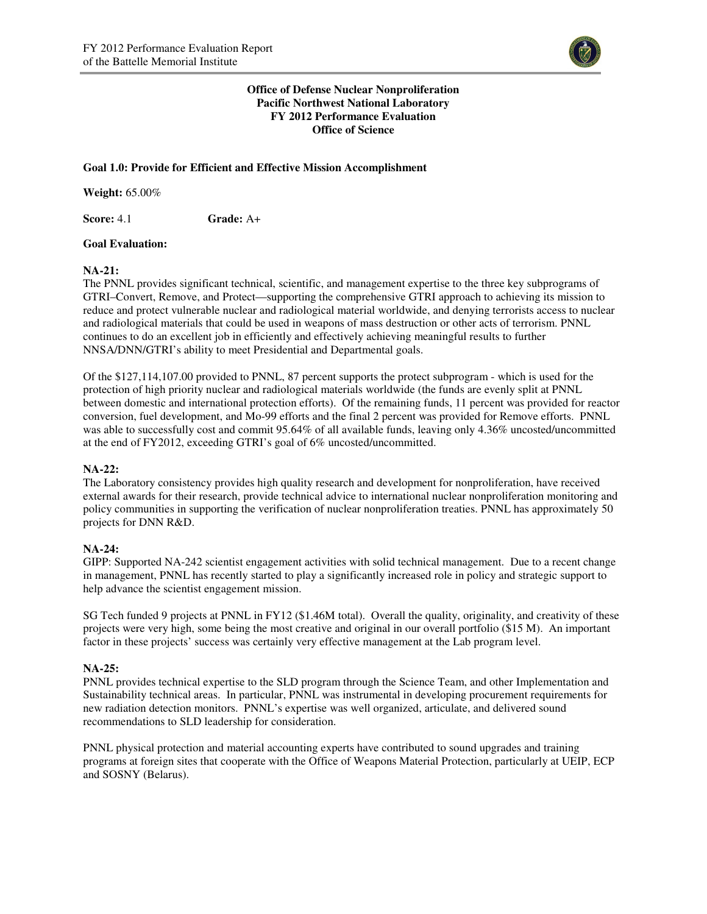**Office of Defense Nuclear Nonproliferation**
**Pacific Northwest National Laboratory**
**FY 2012 Performance Evaluation**
**Office of Science**

**Goal 1.0: Provide for Efficient and Effective Mission Accomplishment**

**Weight:** 65.00%

**Score:** 4.1 **Grade:** A+

**Goal Evaluation:**

**NA-21:**
The PNNL provides significant technical, scientific, and management expertise to the three key subprograms of GTRI–Convert, Remove, and Protect—supporting the comprehensive GTRI approach to achieving its mission to reduce and protect vulnerable nuclear and radiological material worldwide, and denying terrorists access to nuclear and radiological materials that could be used in weapons of mass destruction or other acts of terrorism. PNNL continues to do an excellent job in efficiently and effectively achieving meaningful results to further NNSA/DNN/GTRI's ability to meet Presidential and Departmental goals.

Of the $127,114,107.00 provided to PNNL, 87 percent supports the protect subprogram - which is used for the protection of high priority nuclear and radiological materials worldwide (the funds are evenly split at PNNL between domestic and international protection efforts). Of the remaining funds, 11 percent was provided for reactor conversion, fuel development, and Mo-99 efforts and the final 2 percent was provided for Remove efforts. PNNL was able to successfully cost and commit 95.64% of all available funds, leaving only 4.36% uncosted/uncommitted at the end of FY2012, exceeding GTRI's goal of 6% uncosted/uncommitted.

**NA-22:**
The Laboratory consistency provides high quality research and development for nonproliferation, have received external awards for their research, provide technical advice to international nuclear nonproliferation monitoring and policy communities in supporting the verification of nuclear nonproliferation treaties. PNNL has approximately 50 projects for DNN R&D.

**NA-24:**
GIPP: Supported NA-242 scientist engagement activities with solid technical management. Due to a recent change in management, PNNL has recently started to play a significantly increased role in policy and strategic support to help advance the scientist engagement mission.

SG Tech funded 9 projects at PNNL in FY12 ($1.46M total). Overall the quality, originality, and creativity of these projects were very high, some being the most creative and original in our overall portfolio ($15 M). An important factor in these projects' success was certainly very effective management at the Lab program level.

**NA-25:**
PNNL provides technical expertise to the SLD program through the Science Team, and other Implementation and Sustainability technical areas. In particular, PNNL was instrumental in developing procurement requirements for new radiation detection monitors. PNNL's expertise was well organized, articulate, and delivered sound recommendations to SLD leadership for consideration.

PNNL physical protection and material accounting experts have contributed to sound upgrades and training programs at foreign sites that cooperate with the Office of Weapons Material Protection, particularly at UEIP, ECP and SOSNY (Belarus).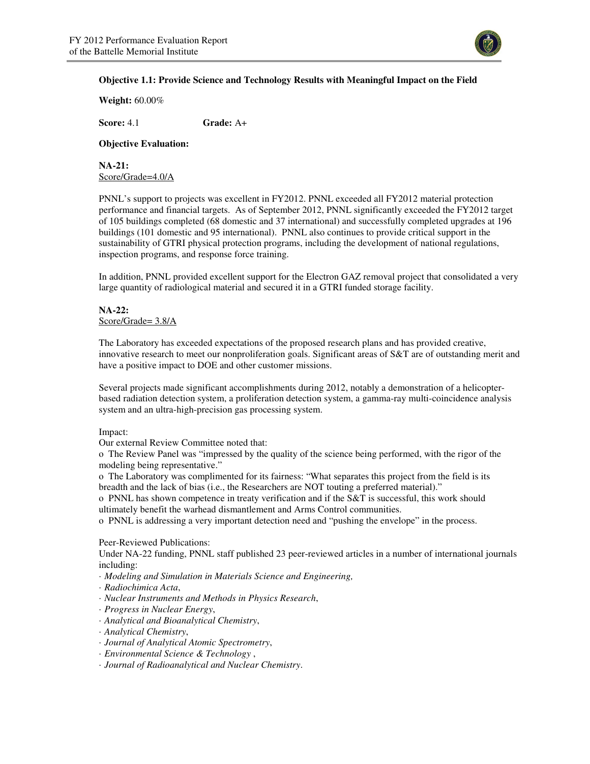**Objective 1.1: Provide Science and Technology Results with Meaningful Impact on the Field**

**Weight:** 60.00%

**Score:** 4.1 **Grade:** A+

**Objective Evaluation:**

**NA-21:**
Score/Grade=4.0/A

PNNL's support to projects was excellent in FY2012. PNNL exceeded all FY2012 material protection performance and financial targets. As of September 2012, PNNL significantly exceeded the FY2012 target of 105 buildings completed (68 domestic and 37 international) and successfully completed upgrades at 196 buildings (101 domestic and 95 international). PNNL also continues to provide critical support in the sustainability of GTRI physical protection programs, including the development of national regulations, inspection programs, and response force training.

In addition, PNNL provided excellent support for the Electron GAZ removal project that consolidated a very large quantity of radiological material and secured it in a GTRI funded storage facility.

**NA-22:**
Score/Grade= 3.8/A

The Laboratory has exceeded expectations of the proposed research plans and has provided creative, innovative research to meet our nonproliferation goals. Significant areas of S&T are of outstanding merit and have a positive impact to DOE and other customer missions.

Several projects made significant accomplishments during 2012, notably a demonstration of a helicopter-based radiation detection system, a proliferation detection system, a gamma-ray multi-coincidence analysis system and an ultra-high-precision gas processing system.

Impact:
Our external Review Committee noted that:

- The Review Panel was "impressed by the quality of the science being performed, with the rigor of the modeling being representative."
- The Laboratory was complimented for its fairness: "What separates this project from the field is its breadth and the lack of bias (i.e., the Researchers are NOT touting a preferred material)."
- PNNL has shown competence in treaty verification and if the S&T is successful, this work should ultimately benefit the warhead dismantlement and Arms Control communities.
- PNNL is addressing a very important detection need and "pushing the envelope" in the process.

Peer-Reviewed Publications:
Under NA-22 funding, PNNL staff published 23 peer-reviewed articles in a number of international journals including:

- *Modeling and Simulation in Materials Science and Engineering,*
- *Radiochimica Acta*,
- *Nuclear Instruments and Methods in Physics Research*,
- *Progress in Nuclear Energy*,
- *Analytical and Bioanalytical Chemistry*,
- *Analytical Chemistry*,
- *Journal of Analytical Atomic Spectrometry*,
- *Environmental Science & Technology* ,
- *Journal of Radioanalytical and Nuclear Chemistry*.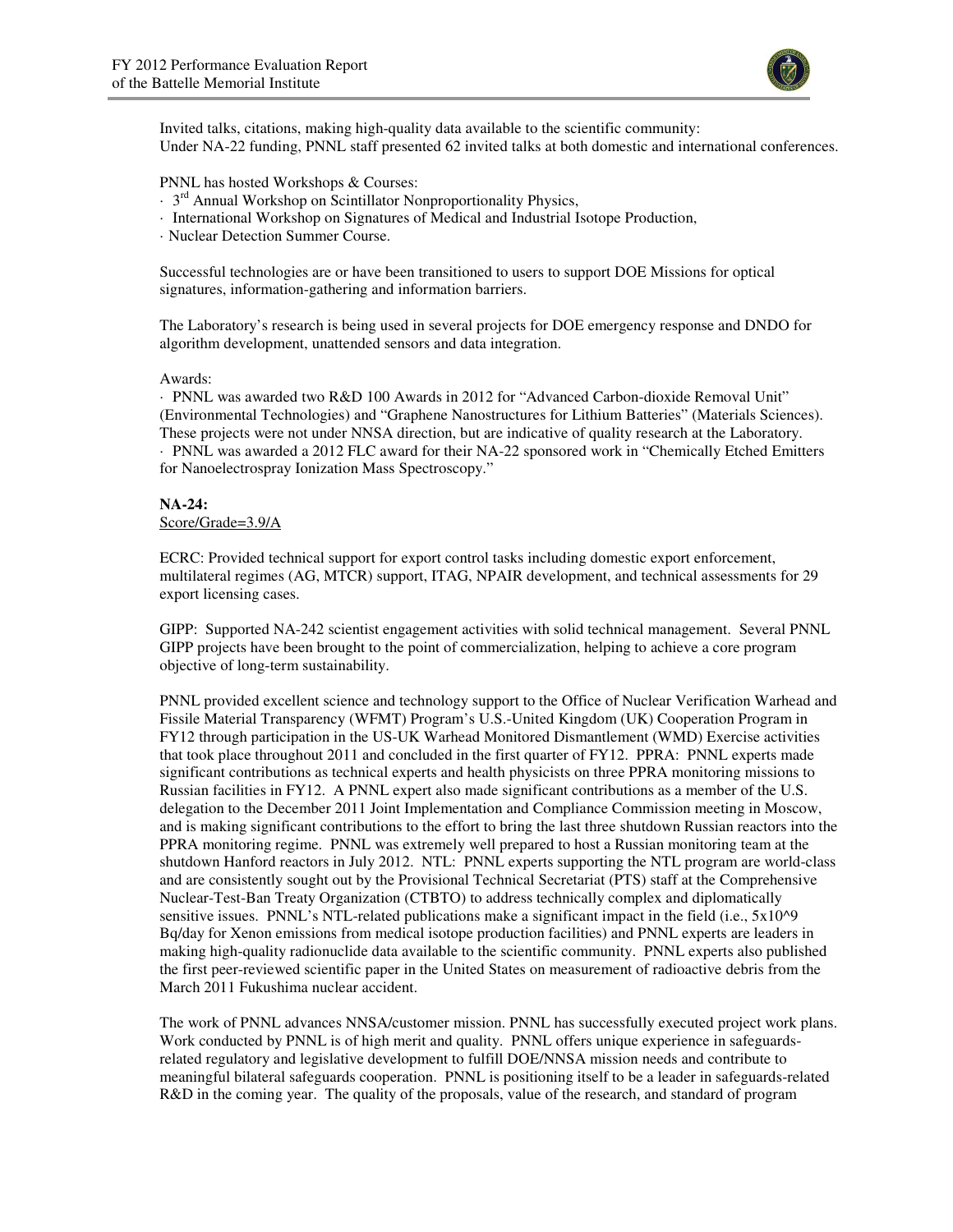Invited talks, citations, making high-quality data available to the scientific community:
Under NA-22 funding, PNNL staff presented 62 invited talks at both domestic and international conferences.

PNNL has hosted Workshops & Courses:

- 3rd Annual Workshop on Scintillator Nonproportionality Physics,
- International Workshop on Signatures of Medical and Industrial Isotope Production,
- Nuclear Detection Summer Course.

Successful technologies are or have been transitioned to users to support DOE Missions for optical signatures, information-gathering and information barriers.

The Laboratory's research is being used in several projects for DOE emergency response and DNDO for algorithm development, unattended sensors and data integration.

Awards:

- PNNL was awarded two R&D 100 Awards in 2012 for "Advanced Carbon-dioxide Removal Unit" (Environmental Technologies) and "Graphene Nanostructures for Lithium Batteries" (Materials Sciences). These projects were not under NNSA direction, but are indicative of quality research at the Laboratory.
- PNNL was awarded a 2012 FLC award for their NA-22 sponsored work in "Chemically Etched Emitters for Nanoelectrospray Ionization Mass Spectroscopy."

**NA-24:**
Score/Grade=3.9/A

ECRC: Provided technical support for export control tasks including domestic export enforcement, multilateral regimes (AG, MTCR) support, ITAG, NPAIR development, and technical assessments for 29 export licensing cases.

GIPP: Supported NA-242 scientist engagement activities with solid technical management. Several PNNL GIPP projects have been brought to the point of commercialization, helping to achieve a core program objective of long-term sustainability.

PNNL provided excellent science and technology support to the Office of Nuclear Verification Warhead and Fissile Material Transparency (WFMT) Program's U.S.-United Kingdom (UK) Cooperation Program in FY12 through participation in the US-UK Warhead Monitored Dismantlement (WMD) Exercise activities that took place throughout 2011 and concluded in the first quarter of FY12. PPRA: PNNL experts made significant contributions as technical experts and health physicists on three PPRA monitoring missions to Russian facilities in FY12. A PNNL expert also made significant contributions as a member of the U.S. delegation to the December 2011 Joint Implementation and Compliance Commission meeting in Moscow, and is making significant contributions to the effort to bring the last three shutdown Russian reactors into the PPRA monitoring regime. PNNL was extremely well prepared to host a Russian monitoring team at the shutdown Hanford reactors in July 2012. NTL: PNNL experts supporting the NTL program are world-class and are consistently sought out by the Provisional Technical Secretariat (PTS) staff at the Comprehensive Nuclear-Test-Ban Treaty Organization (CTBTO) to address technically complex and diplomatically sensitive issues. PNNL's NTL-related publications make a significant impact in the field (i.e., $5x10^9$ Bq/day for Xenon emissions from medical isotope production facilities) and PNNL experts are leaders in making high-quality radionuclide data available to the scientific community. PNNL experts also published the first peer-reviewed scientific paper in the United States on measurement of radioactive debris from the March 2011 Fukushima nuclear accident.

The work of PNNL advances NNSA/customer mission. PNNL has successfully executed project work plans. Work conducted by PNNL is of high merit and quality. PNNL offers unique experience in safeguards-related regulatory and legislative development to fulfill DOE/NNSA mission needs and contribute to meaningful bilateral safeguards cooperation. PNNL is positioning itself to be a leader in safeguards-related R&D in the coming year. The quality of the proposals, value of the research, and standard of program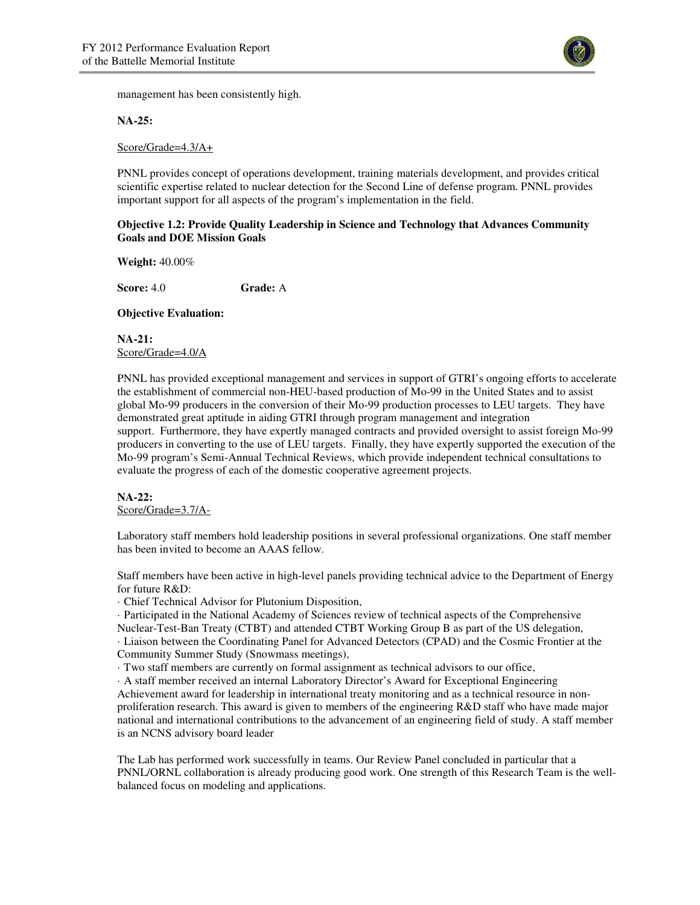management has been consistently high.

**NA-25:**

Score/Grade=4.3/A+

PNNL provides concept of operations development, training materials development, and provides critical scientific expertise related to nuclear detection for the Second Line of defense program. PNNL provides important support for all aspects of the program's implementation in the field.

**Objective 1.2: Provide Quality Leadership in Science and Technology that Advances Community Goals and DOE Mission Goals**

**Weight:** 40.00%

**Score:** 4.0 **Grade:** A

**Objective Evaluation:**

**NA-21:**
Score/Grade=4.0/A

PNNL has provided exceptional management and services in support of GTRI's ongoing efforts to accelerate the establishment of commercial non-HEU-based production of Mo-99 in the United States and to assist global Mo-99 producers in the conversion of their Mo-99 production processes to LEU targets. They have demonstrated great aptitude in aiding GTRI through program management and integration support. Furthermore, they have expertly managed contracts and provided oversight to assist foreign Mo-99 producers in converting to the use of LEU targets. Finally, they have expertly supported the execution of the Mo-99 program's Semi-Annual Technical Reviews, which provide independent technical consultations to evaluate the progress of each of the domestic cooperative agreement projects.

**NA-22:**
Score/Grade=3.7/A-

Laboratory staff members hold leadership positions in several professional organizations. One staff member has been invited to become an AAAS fellow.

Staff members have been active in high-level panels providing technical advice to the Department of Energy for future R&D:

- Chief Technical Advisor for Plutonium Disposition,
- Participated in the National Academy of Sciences review of technical aspects of the Comprehensive Nuclear-Test-Ban Treaty (CTBT) and attended CTBT Working Group B as part of the US delegation,
- Liaison between the Coordinating Panel for Advanced Detectors (CPAD) and the Cosmic Frontier at the Community Summer Study (Snowmass meetings),
- Two staff members are currently on formal assignment as technical advisors to our office,
- A staff member received an internal Laboratory Director's Award for Exceptional Engineering Achievement award for leadership in international treaty monitoring and as a technical resource in non-proliferation research. This award is given to members of the engineering R&D staff who have made major national and international contributions to the advancement of an engineering field of study. A staff member is an NCNS advisory board leader

The Lab has performed work successfully in teams. Our Review Panel concluded in particular that a PNNL/ORNL collaboration is already producing good work. One strength of this Research Team is the well-balanced focus on modeling and applications.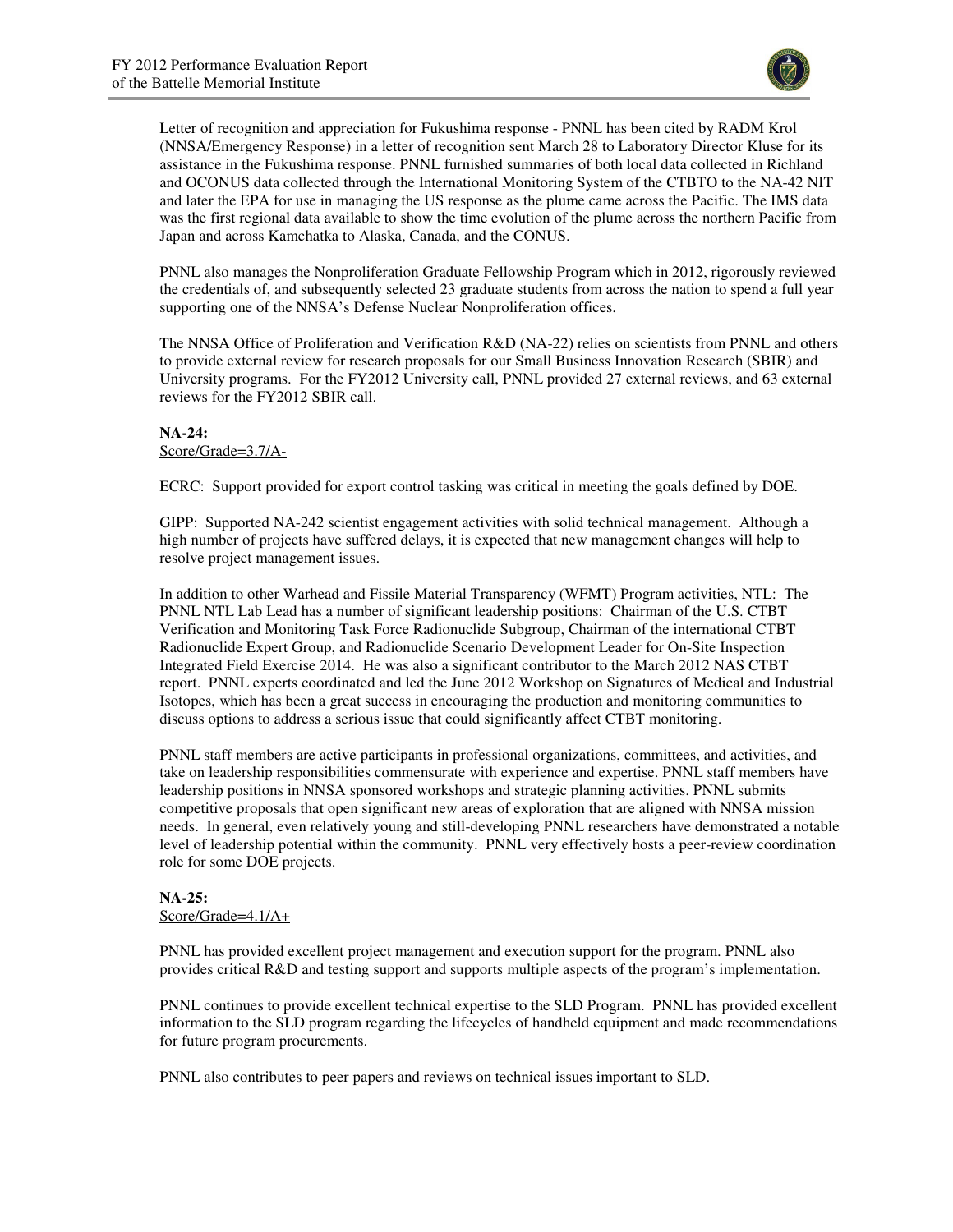Letter of recognition and appreciation for Fukushima response - PNNL has been cited by RADM Krol (NNSA/Emergency Response) in a letter of recognition sent March 28 to Laboratory Director Kluse for its assistance in the Fukushima response. PNNL furnished summaries of both local data collected in Richland and OCONUS data collected through the International Monitoring System of the CTBTO to the NA-42 NIT and later the EPA for use in managing the US response as the plume came across the Pacific. The IMS data was the first regional data available to show the time evolution of the plume across the northern Pacific from Japan and across Kamchatka to Alaska, Canada, and the CONUS.

PNNL also manages the Nonproliferation Graduate Fellowship Program which in 2012, rigorously reviewed the credentials of, and subsequently selected 23 graduate students from across the nation to spend a full year supporting one of the NNSA's Defense Nuclear Nonproliferation offices.

The NNSA Office of Proliferation and Verification R&D (NA-22) relies on scientists from PNNL and others to provide external review for research proposals for our Small Business Innovation Research (SBIR) and University programs. For the FY2012 University call, PNNL provided 27 external reviews, and 63 external reviews for the FY2012 SBIR call.

**NA-24:**
Score/Grade=3.7/A-

ECRC: Support provided for export control tasking was critical in meeting the goals defined by DOE.

GIPP: Supported NA-242 scientist engagement activities with solid technical management. Although a high number of projects have suffered delays, it is expected that new management changes will help to resolve project management issues.

In addition to other Warhead and Fissile Material Transparency (WFMT) Program activities, NTL: The PNNL NTL Lab Lead has a number of significant leadership positions: Chairman of the U.S. CTBT Verification and Monitoring Task Force Radionuclide Subgroup, Chairman of the international CTBT Radionuclide Expert Group, and Radionuclide Scenario Development Leader for On-Site Inspection Integrated Field Exercise 2014. He was also a significant contributor to the March 2012 NAS CTBT report. PNNL experts coordinated and led the June 2012 Workshop on Signatures of Medical and Industrial Isotopes, which has been a great success in encouraging the production and monitoring communities to discuss options to address a serious issue that could significantly affect CTBT monitoring.

PNNL staff members are active participants in professional organizations, committees, and activities, and take on leadership responsibilities commensurate with experience and expertise. PNNL staff members have leadership positions in NNSA sponsored workshops and strategic planning activities. PNNL submits competitive proposals that open significant new areas of exploration that are aligned with NNSA mission needs. In general, even relatively young and still-developing PNNL researchers have demonstrated a notable level of leadership potential within the community. PNNL very effectively hosts a peer-review coordination role for some DOE projects.

**NA-25:**
Score/Grade=4.1/A+

PNNL has provided excellent project management and execution support for the program. PNNL also provides critical R&D and testing support and supports multiple aspects of the program's implementation.

PNNL continues to provide excellent technical expertise to the SLD Program. PNNL has provided excellent information to the SLD program regarding the lifecycles of handheld equipment and made recommendations for future program procurements.

PNNL also contributes to peer papers and reviews on technical issues important to SLD.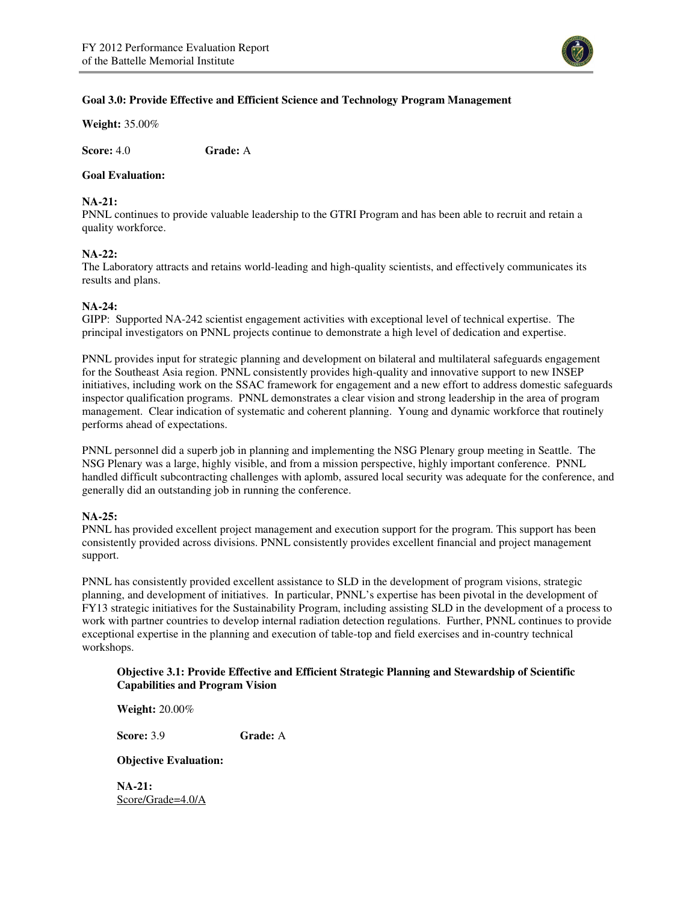**Goal 3.0: Provide Effective and Efficient Science and Technology Program Management**

**Weight:** 35.00%

**Score:** 4.0 **Grade:** A

**Goal Evaluation:**

**NA-21:**
PNNL continues to provide valuable leadership to the GTRI Program and has been able to recruit and retain a quality workforce.

**NA-22:**
The Laboratory attracts and retains world-leading and high-quality scientists, and effectively communicates its results and plans.

**NA-24:**
GIPP: Supported NA-242 scientist engagement activities with exceptional level of technical expertise. The principal investigators on PNNL projects continue to demonstrate a high level of dedication and expertise.

PNNL provides input for strategic planning and development on bilateral and multilateral safeguards engagement for the Southeast Asia region. PNNL consistently provides high-quality and innovative support to new INSEP initiatives, including work on the SSAC framework for engagement and a new effort to address domestic safeguards inspector qualification programs. PNNL demonstrates a clear vision and strong leadership in the area of program management. Clear indication of systematic and coherent planning. Young and dynamic workforce that routinely performs ahead of expectations.

PNNL personnel did a superb job in planning and implementing the NSG Plenary group meeting in Seattle. The NSG Plenary was a large, highly visible, and from a mission perspective, highly important conference. PNNL handled difficult subcontracting challenges with aplomb, assured local security was adequate for the conference, and generally did an outstanding job in running the conference.

**NA-25:**
PNNL has provided excellent project management and execution support for the program. This support has been consistently provided across divisions. PNNL consistently provides excellent financial and project management support.

PNNL has consistently provided excellent assistance to SLD in the development of program visions, strategic planning, and development of initiatives. In particular, PNNL's expertise has been pivotal in the development of FY13 strategic initiatives for the Sustainability Program, including assisting SLD in the development of a process to work with partner countries to develop internal radiation detection regulations. Further, PNNL continues to provide exceptional expertise in the planning and execution of table-top and field exercises and in-country technical workshops.

**Objective 3.1: Provide Effective and Efficient Strategic Planning and Stewardship of Scientific Capabilities and Program Vision**

**Weight:** 20.00%

**Score:** 3.9 **Grade:** A

**Objective Evaluation:**

**NA-21:**
Score/Grade=4.0/A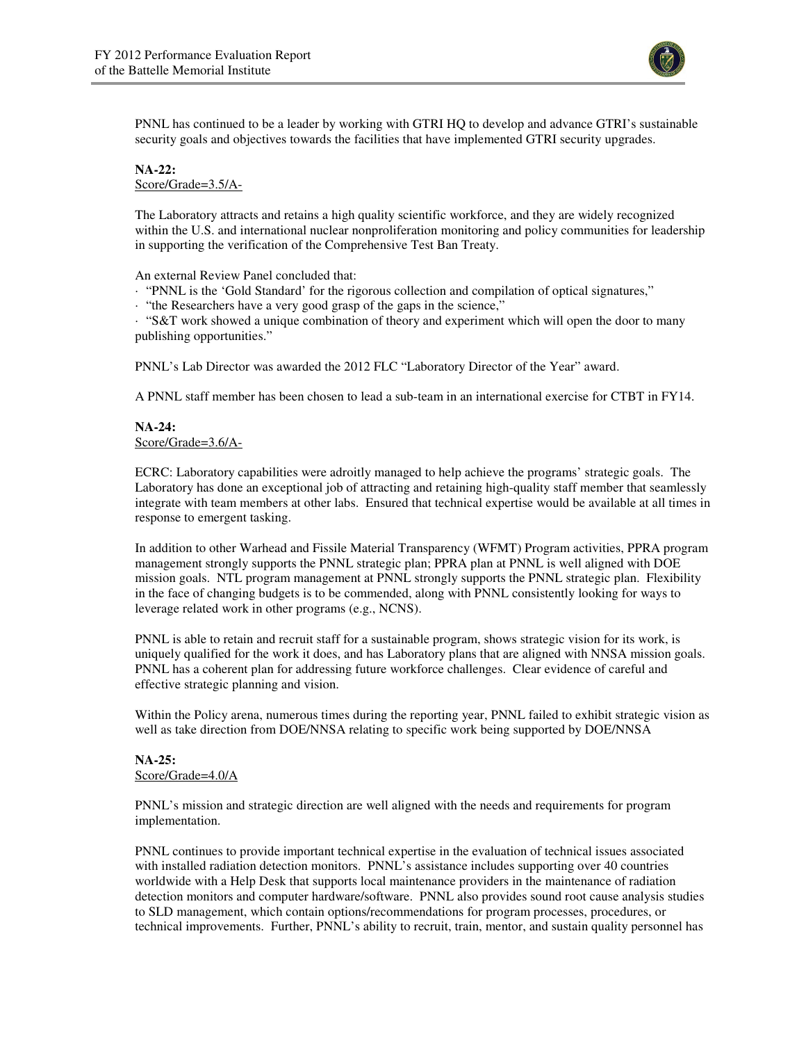PNNL has continued to be a leader by working with GTRI HQ to develop and advance GTRI's sustainable security goals and objectives towards the facilities that have implemented GTRI security upgrades.

**NA-22:**
Score/Grade=3.5/A-

The Laboratory attracts and retains a high quality scientific workforce, and they are widely recognized within the U.S. and international nuclear nonproliferation monitoring and policy communities for leadership in supporting the verification of the Comprehensive Test Ban Treaty.

An external Review Panel concluded that:

- "PNNL is the 'Gold Standard' for the rigorous collection and compilation of optical signatures,"
- "the Researchers have a very good grasp of the gaps in the science,"
- "S&T work showed a unique combination of theory and experiment which will open the door to many publishing opportunities."

PNNL's Lab Director was awarded the 2012 FLC "Laboratory Director of the Year" award.

A PNNL staff member has been chosen to lead a sub-team in an international exercise for CTBT in FY14.

**NA-24:**
Score/Grade=3.6/A-

ECRC: Laboratory capabilities were adroitly managed to help achieve the programs' strategic goals. The Laboratory has done an exceptional job of attracting and retaining high-quality staff member that seamlessly integrate with team members at other labs. Ensured that technical expertise would be available at all times in response to emergent tasking.

In addition to other Warhead and Fissile Material Transparency (WFMT) Program activities, PPRA program management strongly supports the PNNL strategic plan; PPRA plan at PNNL is well aligned with DOE mission goals. NTL program management at PNNL strongly supports the PNNL strategic plan. Flexibility in the face of changing budgets is to be commended, along with PNNL consistently looking for ways to leverage related work in other programs (e.g., NCNS).

PNNL is able to retain and recruit staff for a sustainable program, shows strategic vision for its work, is uniquely qualified for the work it does, and has Laboratory plans that are aligned with NNSA mission goals. PNNL has a coherent plan for addressing future workforce challenges. Clear evidence of careful and effective strategic planning and vision.

Within the Policy arena, numerous times during the reporting year, PNNL failed to exhibit strategic vision as well as take direction from DOE/NNSA relating to specific work being supported by DOE/NNSA

**NA-25:**
Score/Grade=4.0/A

PNNL's mission and strategic direction are well aligned with the needs and requirements for program implementation.

PNNL continues to provide important technical expertise in the evaluation of technical issues associated with installed radiation detection monitors. PNNL's assistance includes supporting over 40 countries worldwide with a Help Desk that supports local maintenance providers in the maintenance of radiation detection monitors and computer hardware/software. PNNL also provides sound root cause analysis studies to SLD management, which contain options/recommendations for program processes, procedures, or technical improvements. Further, PNNL's ability to recruit, train, mentor, and sustain quality personnel has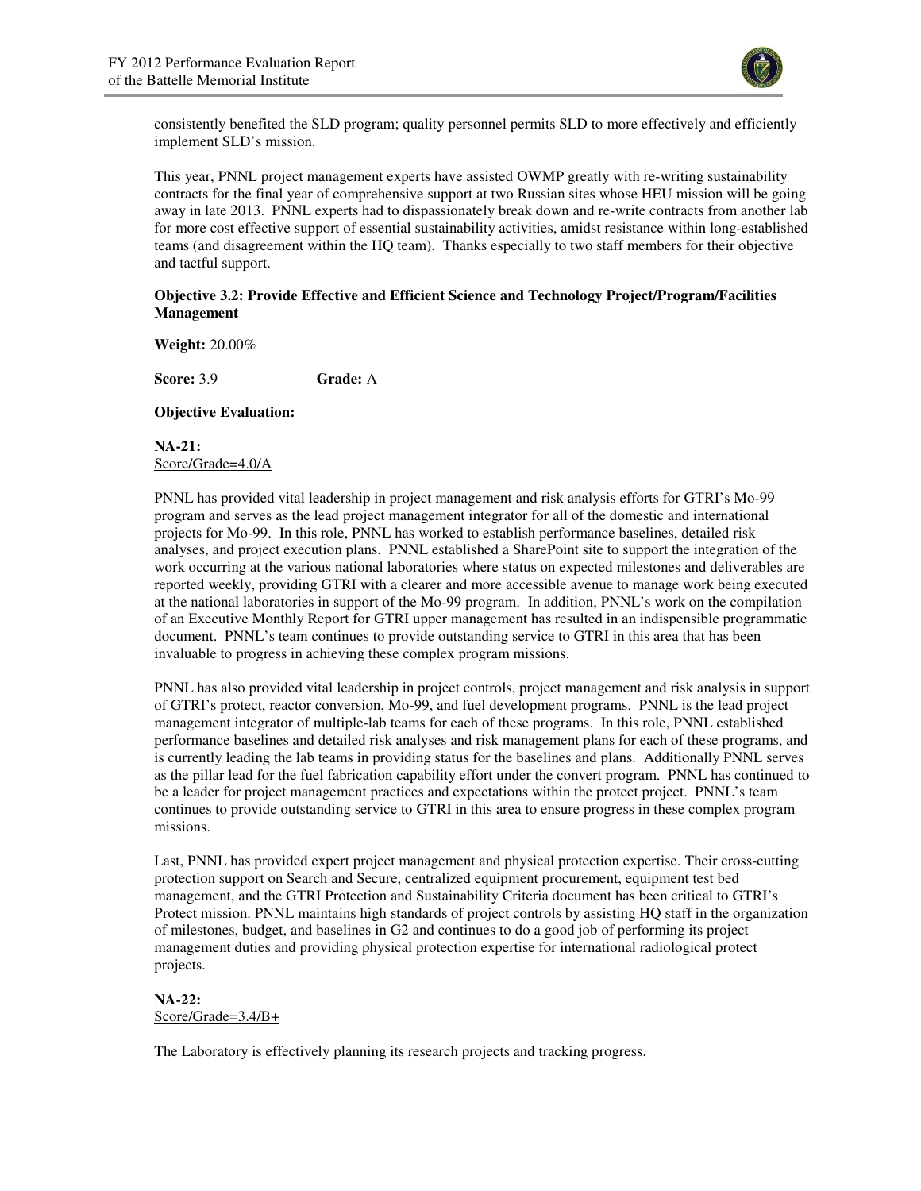consistently benefited the SLD program; quality personnel permits SLD to more effectively and efficiently implement SLD's mission.

This year, PNNL project management experts have assisted OWMP greatly with re-writing sustainability contracts for the final year of comprehensive support at two Russian sites whose HEU mission will be going away in late 2013. PNNL experts had to dispassionately break down and re-write contracts from another lab for more cost effective support of essential sustainability activities, amidst resistance within long-established teams (and disagreement within the HQ team). Thanks especially to two staff members for their objective and tactful support.

**Objective 3.2: Provide Effective and Efficient Science and Technology Project/Program/Facilities Management**

**Weight:** 20.00%

**Score:** 3.9 **Grade:** A

**Objective Evaluation:**

**NA-21:**
Score/Grade=4.0/A

PNNL has provided vital leadership in project management and risk analysis efforts for GTRI's Mo-99 program and serves as the lead project management integrator for all of the domestic and international projects for Mo-99. In this role, PNNL has worked to establish performance baselines, detailed risk analyses, and project execution plans. PNNL established a SharePoint site to support the integration of the work occurring at the various national laboratories where status on expected milestones and deliverables are reported weekly, providing GTRI with a clearer and more accessible avenue to manage work being executed at the national laboratories in support of the Mo-99 program. In addition, PNNL's work on the compilation of an Executive Monthly Report for GTRI upper management has resulted in an indispensible programmatic document. PNNL's team continues to provide outstanding service to GTRI in this area that has been invaluable to progress in achieving these complex program missions.

PNNL has also provided vital leadership in project controls, project management and risk analysis in support of GTRI's protect, reactor conversion, Mo-99, and fuel development programs. PNNL is the lead project management integrator of multiple-lab teams for each of these programs. In this role, PNNL established performance baselines and detailed risk analyses and risk management plans for each of these programs, and is currently leading the lab teams in providing status for the baselines and plans. Additionally PNNL serves as the pillar lead for the fuel fabrication capability effort under the convert program. PNNL has continued to be a leader for project management practices and expectations within the protect project. PNNL's team continues to provide outstanding service to GTRI in this area to ensure progress in these complex program missions.

Last, PNNL has provided expert project management and physical protection expertise. Their cross-cutting protection support on Search and Secure, centralized equipment procurement, equipment test bed management, and the GTRI Protection and Sustainability Criteria document has been critical to GTRI's Protect mission. PNNL maintains high standards of project controls by assisting HQ staff in the organization of milestones, budget, and baselines in G2 and continues to do a good job of performing its project management duties and providing physical protection expertise for international radiological protect projects.

**NA-22:**
Score/Grade=3.4/B+

The Laboratory is effectively planning its research projects and tracking progress.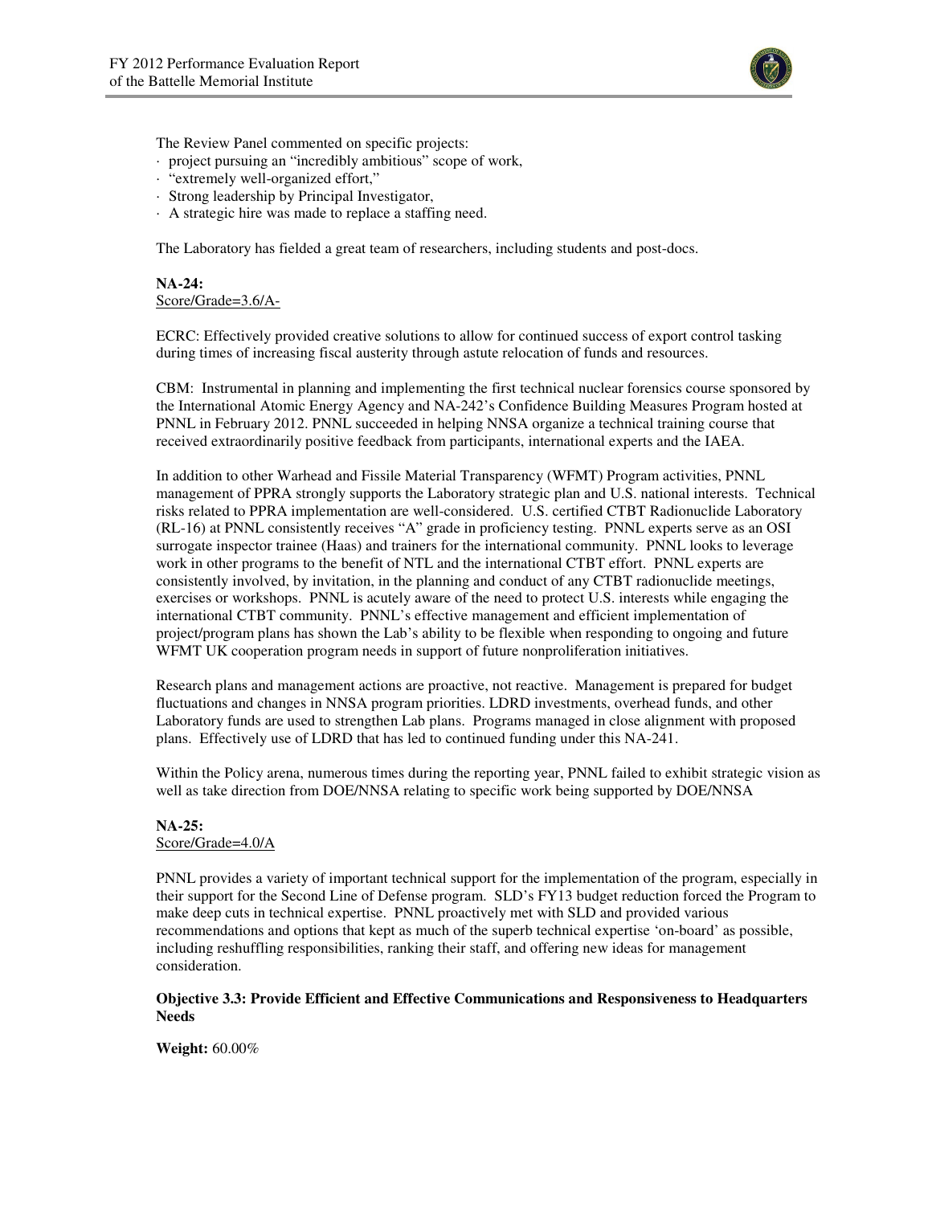The Review Panel commented on specific projects:

- project pursuing an "incredibly ambitious" scope of work,
- "extremely well-organized effort,"
- Strong leadership by Principal Investigator,
- A strategic hire was made to replace a staffing need.

The Laboratory has fielded a great team of researchers, including students and post-docs.

**NA-24:**
Score/Grade=3.6/A-

ECRC: Effectively provided creative solutions to allow for continued success of export control tasking during times of increasing fiscal austerity through astute relocation of funds and resources.

CBM: Instrumental in planning and implementing the first technical nuclear forensics course sponsored by the International Atomic Energy Agency and NA-242's Confidence Building Measures Program hosted at PNNL in February 2012. PNNL succeeded in helping NNSA organize a technical training course that received extraordinarily positive feedback from participants, international experts and the IAEA.

In addition to other Warhead and Fissile Material Transparency (WFMT) Program activities, PNNL management of PPRA strongly supports the Laboratory strategic plan and U.S. national interests. Technical risks related to PPRA implementation are well-considered. U.S. certified CTBT Radionuclide Laboratory (RL-16) at PNNL consistently receives "A" grade in proficiency testing. PNNL experts serve as an OSI surrogate inspector trainee (Haas) and trainers for the international community. PNNL looks to leverage work in other programs to the benefit of NTL and the international CTBT effort. PNNL experts are consistently involved, by invitation, in the planning and conduct of any CTBT radionuclide meetings, exercises or workshops. PNNL is acutely aware of the need to protect U.S. interests while engaging the international CTBT community. PNNL's effective management and efficient implementation of project/program plans has shown the Lab's ability to be flexible when responding to ongoing and future WFMT UK cooperation program needs in support of future nonproliferation initiatives.

Research plans and management actions are proactive, not reactive. Management is prepared for budget fluctuations and changes in NNSA program priorities. LDRD investments, overhead funds, and other Laboratory funds are used to strengthen Lab plans. Programs managed in close alignment with proposed plans. Effectively use of LDRD that has led to continued funding under this NA-241.

Within the Policy arena, numerous times during the reporting year, PNNL failed to exhibit strategic vision as well as take direction from DOE/NNSA relating to specific work being supported by DOE/NNSA

**NA-25:**
Score/Grade=4.0/A

PNNL provides a variety of important technical support for the implementation of the program, especially in their support for the Second Line of Defense program. SLD's FY13 budget reduction forced the Program to make deep cuts in technical expertise. PNNL proactively met with SLD and provided various recommendations and options that kept as much of the superb technical expertise 'on-board' as possible, including reshuffling responsibilities, ranking their staff, and offering new ideas for management consideration.

**Objective 3.3: Provide Efficient and Effective Communications and Responsiveness to Headquarters Needs**

**Weight:** 60.00%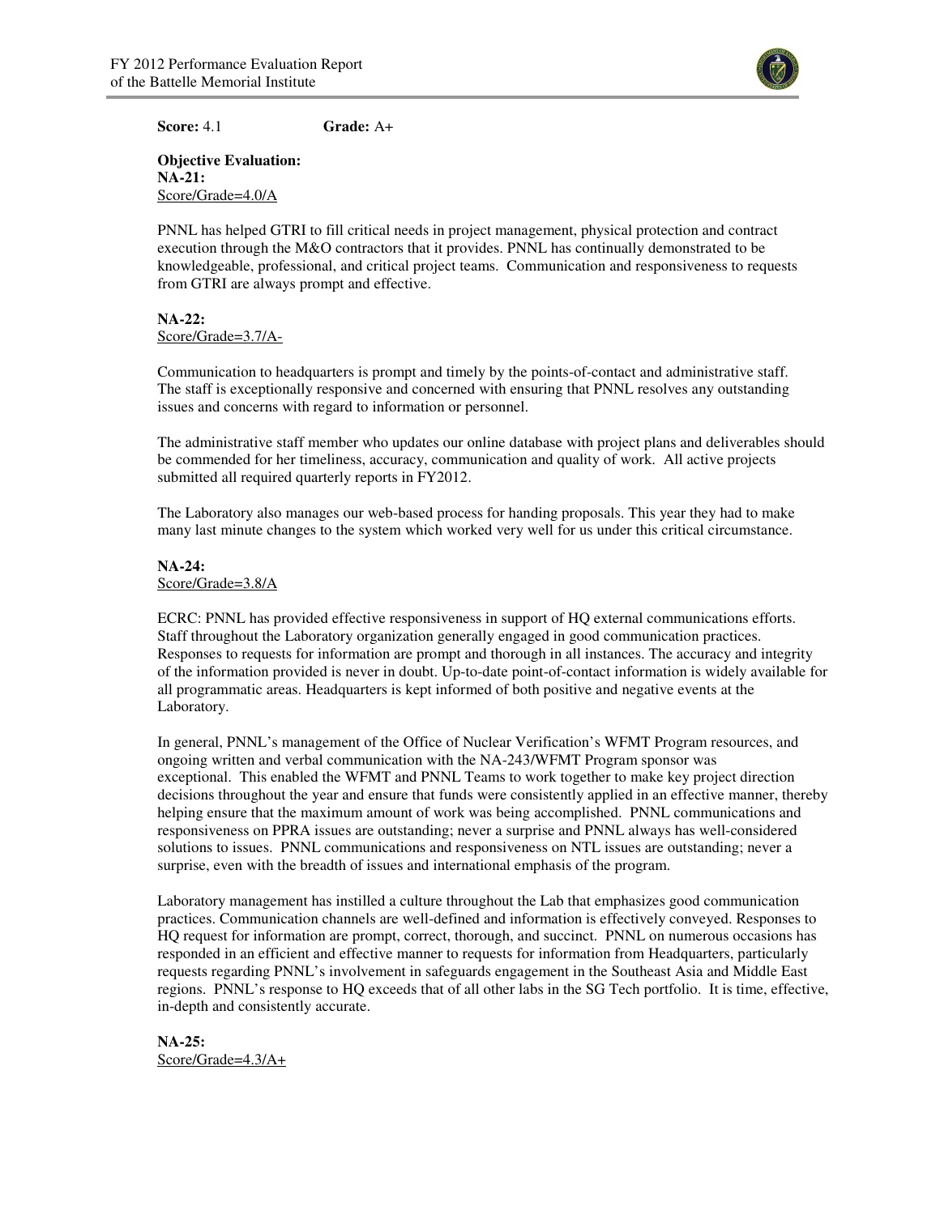**Score:** 4.1 **Grade:** A+

**Objective Evaluation:**
**NA-21:**
Score/Grade=4.0/A

PNNL has helped GTRI to fill critical needs in project management, physical protection and contract execution through the M&O contractors that it provides. PNNL has continually demonstrated to be knowledgeable, professional, and critical project teams. Communication and responsiveness to requests from GTRI are always prompt and effective.

**NA-22:**
Score/Grade=3.7/A-

Communication to headquarters is prompt and timely by the points-of-contact and administrative staff. The staff is exceptionally responsive and concerned with ensuring that PNNL resolves any outstanding issues and concerns with regard to information or personnel.

The administrative staff member who updates our online database with project plans and deliverables should be commended for her timeliness, accuracy, communication and quality of work. All active projects submitted all required quarterly reports in FY2012.

The Laboratory also manages our web-based process for handing proposals. This year they had to make many last minute changes to the system which worked very well for us under this critical circumstance.

**NA-24:**
Score/Grade=3.8/A

ECRC: PNNL has provided effective responsiveness in support of HQ external communications efforts. Staff throughout the Laboratory organization generally engaged in good communication practices. Responses to requests for information are prompt and thorough in all instances. The accuracy and integrity of the information provided is never in doubt. Up-to-date point-of-contact information is widely available for all programmatic areas. Headquarters is kept informed of both positive and negative events at the Laboratory.

In general, PNNL's management of the Office of Nuclear Verification's WFMT Program resources, and ongoing written and verbal communication with the NA-243/WFMT Program sponsor was exceptional. This enabled the WFMT and PNNL Teams to work together to make key project direction decisions throughout the year and ensure that funds were consistently applied in an effective manner, thereby helping ensure that the maximum amount of work was being accomplished. PNNL communications and responsiveness on PPRA issues are outstanding; never a surprise and PNNL always has well-considered solutions to issues. PNNL communications and responsiveness on NTL issues are outstanding; never a surprise, even with the breadth of issues and international emphasis of the program.

Laboratory management has instilled a culture throughout the Lab that emphasizes good communication practices. Communication channels are well-defined and information is effectively conveyed. Responses to HQ request for information are prompt, correct, thorough, and succinct. PNNL on numerous occasions has responded in an efficient and effective manner to requests for information from Headquarters, particularly requests regarding PNNL's involvement in safeguards engagement in the Southeast Asia and Middle East regions. PNNL's response to HQ exceeds that of all other labs in the SG Tech portfolio. It is time, effective, in-depth and consistently accurate.

**NA-25:**
Score/Grade=4.3/A+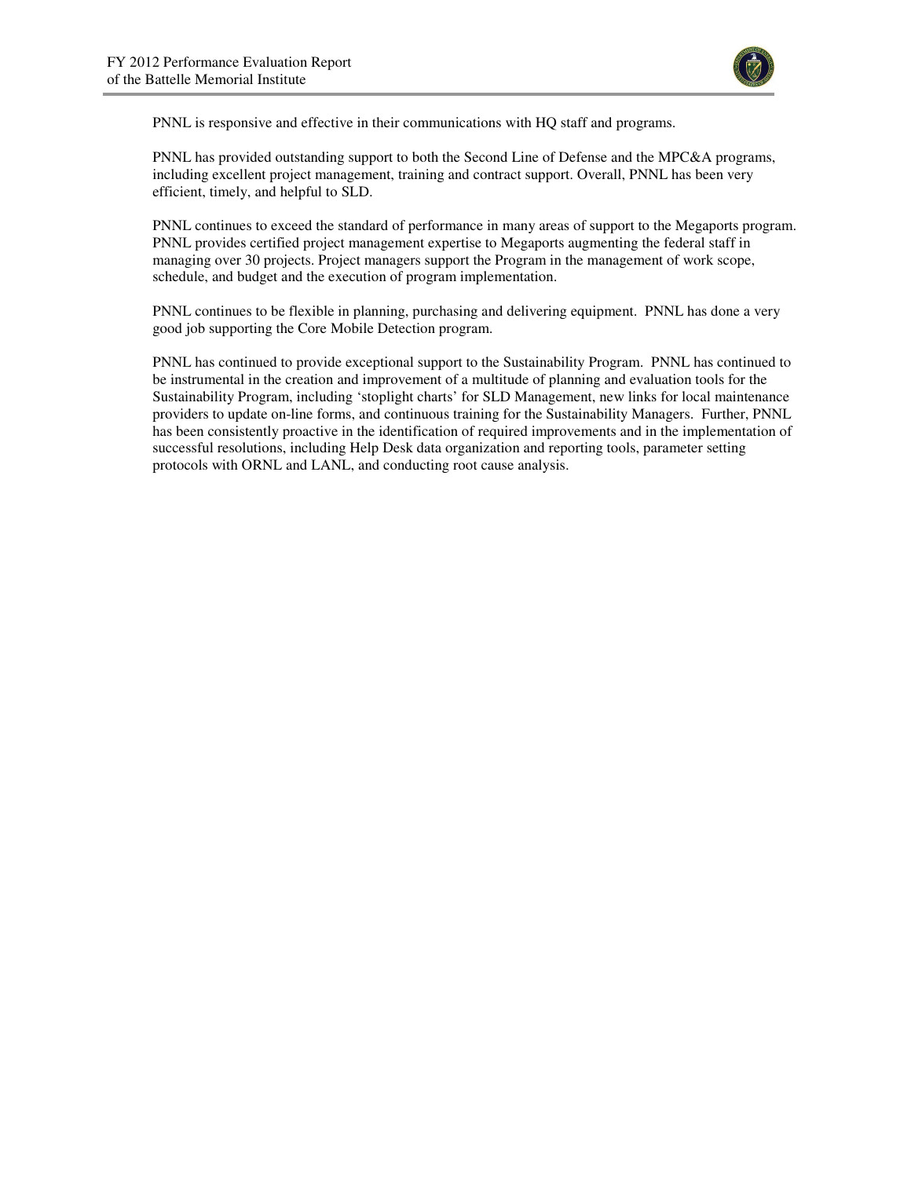PNNL is responsive and effective in their communications with HQ staff and programs.

PNNL has provided outstanding support to both the Second Line of Defense and the MPC&A programs, including excellent project management, training and contract support. Overall, PNNL has been very efficient, timely, and helpful to SLD.

PNNL continues to exceed the standard of performance in many areas of support to the Megaports program. PNNL provides certified project management expertise to Megaports augmenting the federal staff in managing over 30 projects. Project managers support the Program in the management of work scope, schedule, and budget and the execution of program implementation.

PNNL continues to be flexible in planning, purchasing and delivering equipment. PNNL has done a very good job supporting the Core Mobile Detection program.

PNNL has continued to provide exceptional support to the Sustainability Program. PNNL has continued to be instrumental in the creation and improvement of a multitude of planning and evaluation tools for the Sustainability Program, including 'stoplight charts' for SLD Management, new links for local maintenance providers to update on-line forms, and continuous training for the Sustainability Managers. Further, PNNL has been consistently proactive in the identification of required improvements and in the implementation of successful resolutions, including Help Desk data organization and reporting tools, parameter setting protocols with ORNL and LANL, and conducting root cause analysis.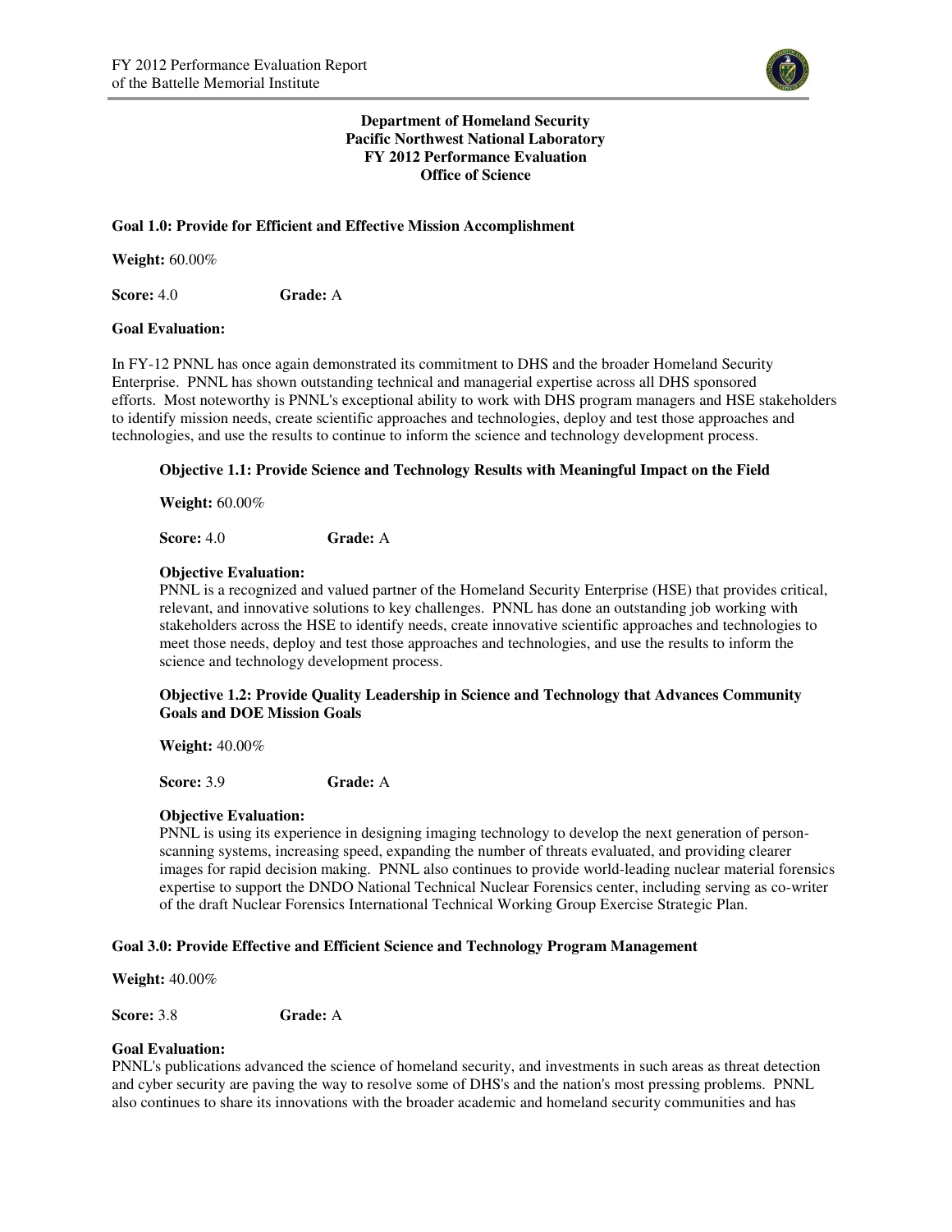**Department of Homeland Security**
**Pacific Northwest National Laboratory**
**FY 2012 Performance Evaluation**
**Office of Science**

**Goal 1.0: Provide for Efficient and Effective Mission Accomplishment**

**Weight:** 60.00%

**Score:** 4.0 **Grade:** A

**Goal Evaluation:**

In FY-12 PNNL has once again demonstrated its commitment to DHS and the broader Homeland Security Enterprise. PNNL has shown outstanding technical and managerial expertise across all DHS sponsored efforts. Most noteworthy is PNNL's exceptional ability to work with DHS program managers and HSE stakeholders to identify mission needs, create scientific approaches and technologies, deploy and test those approaches and technologies, and use the results to continue to inform the science and technology development process.

**Objective 1.1: Provide Science and Technology Results with Meaningful Impact on the Field**

**Weight:** 60.00%

**Score:** 4.0 **Grade:** A

**Objective Evaluation:**

PNNL is a recognized and valued partner of the Homeland Security Enterprise (HSE) that provides critical, relevant, and innovative solutions to key challenges. PNNL has done an outstanding job working with stakeholders across the HSE to identify needs, create innovative scientific approaches and technologies to meet those needs, deploy and test those approaches and technologies, and use the results to inform the science and technology development process.

**Objective 1.2: Provide Quality Leadership in Science and Technology that Advances Community Goals and DOE Mission Goals**

**Weight:** 40.00%

**Score:** 3.9 **Grade:** A

**Objective Evaluation:**

PNNL is using its experience in designing imaging technology to develop the next generation of person-scanning systems, increasing speed, expanding the number of threats evaluated, and providing clearer images for rapid decision making. PNNL also continues to provide world-leading nuclear material forensics expertise to support the DNDO National Technical Nuclear Forensics center, including serving as co-writer of the draft Nuclear Forensics International Technical Working Group Exercise Strategic Plan.

**Goal 3.0: Provide Effective and Efficient Science and Technology Program Management**

**Weight:** 40.00%

**Score:** 3.8 **Grade:** A

**Goal Evaluation:**

PNNL's publications advanced the science of homeland security, and investments in such areas as threat detection and cyber security are paving the way to resolve some of DHS's and the nation's most pressing problems. PNNL also continues to share its innovations with the broader academic and homeland security communities and has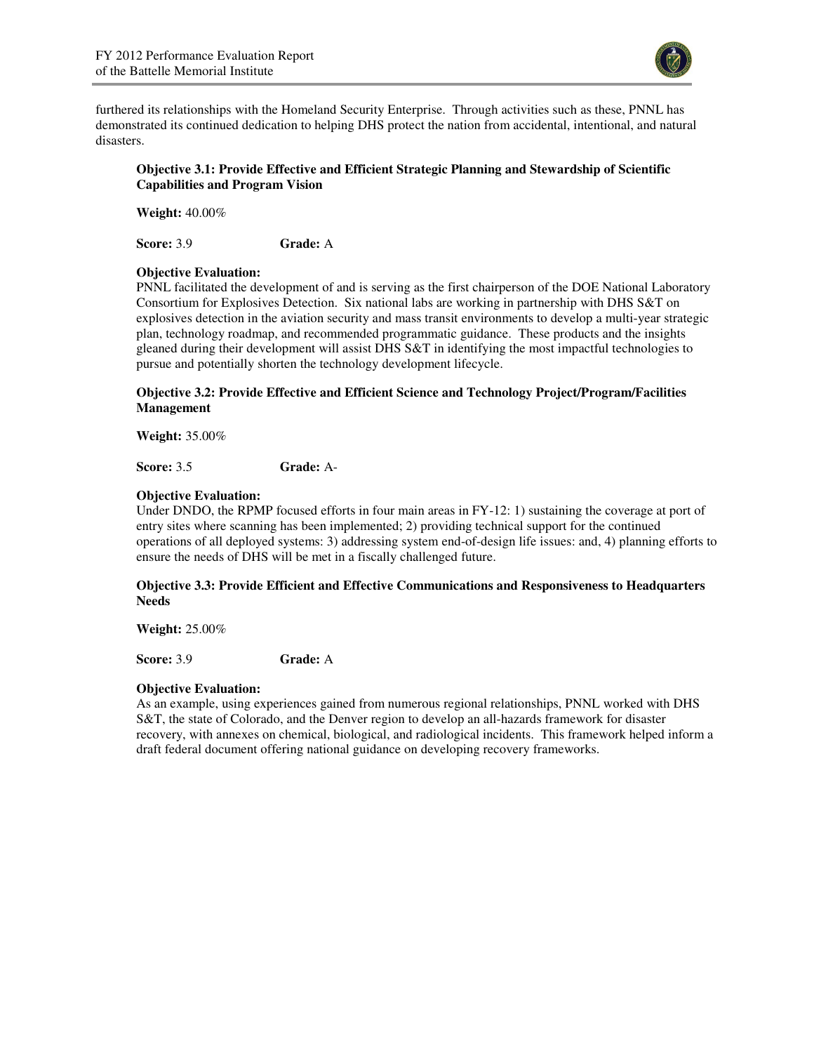furthered its relationships with the Homeland Security Enterprise. Through activities such as these, PNNL has demonstrated its continued dedication to helping DHS protect the nation from accidental, intentional, and natural disasters.

**Objective 3.1: Provide Effective and Efficient Strategic Planning and Stewardship of Scientific Capabilities and Program Vision**

**Weight:** 40.00%

**Score:** 3.9 **Grade:** A

**Objective Evaluation:**
PNNL facilitated the development of and is serving as the first chairperson of the DOE National Laboratory Consortium for Explosives Detection. Six national labs are working in partnership with DHS S&T on explosives detection in the aviation security and mass transit environments to develop a multi-year strategic plan, technology roadmap, and recommended programmatic guidance. These products and the insights gleaned during their development will assist DHS S&T in identifying the most impactful technologies to pursue and potentially shorten the technology development lifecycle.

**Objective 3.2: Provide Effective and Efficient Science and Technology Project/Program/Facilities Management**

**Weight:** 35.00%

**Score:** 3.5 **Grade:** A-

**Objective Evaluation:**
Under DNDO, the RPMP focused efforts in four main areas in FY-12: 1) sustaining the coverage at port of entry sites where scanning has been implemented; 2) providing technical support for the continued operations of all deployed systems: 3) addressing system end-of-design life issues: and, 4) planning efforts to ensure the needs of DHS will be met in a fiscally challenged future.

**Objective 3.3: Provide Efficient and Effective Communications and Responsiveness to Headquarters Needs**

**Weight:** 25.00%

**Score:** 3.9 **Grade:** A

**Objective Evaluation:**
As an example, using experiences gained from numerous regional relationships, PNNL worked with DHS S&T, the state of Colorado, and the Denver region to develop an all-hazards framework for disaster recovery, with annexes on chemical, biological, and radiological incidents. This framework helped inform a draft federal document offering national guidance on developing recovery frameworks.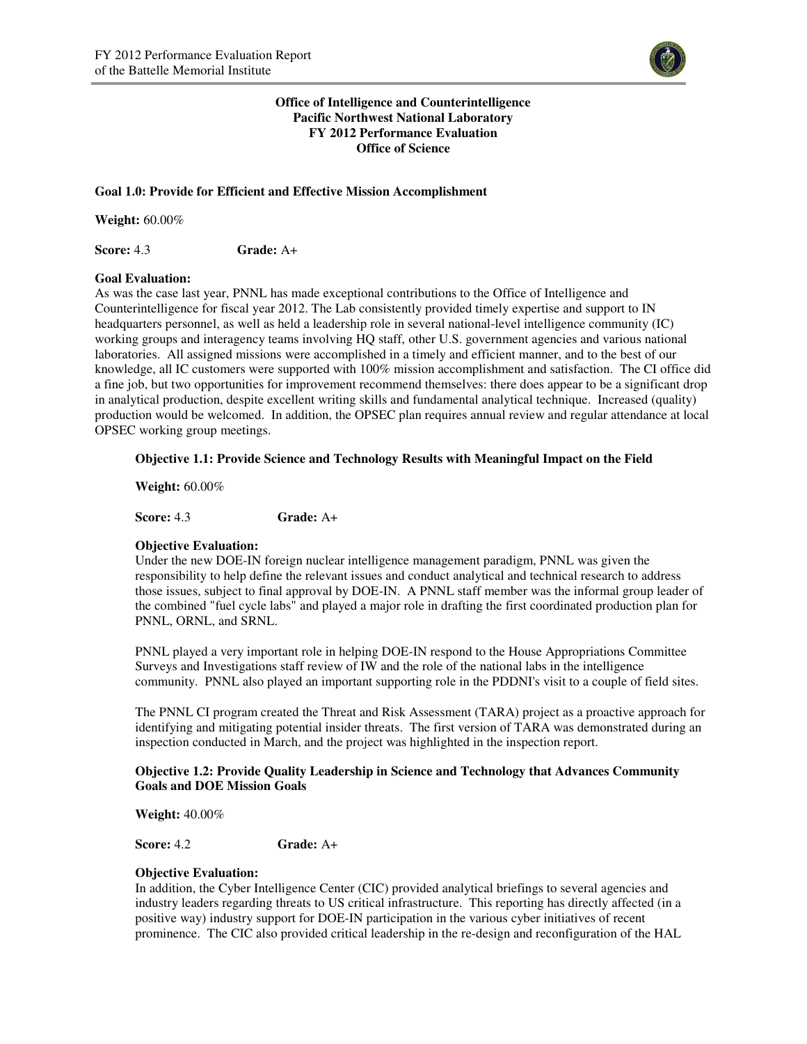**Office of Intelligence and Counterintelligence**
**Pacific Northwest National Laboratory**
**FY 2012 Performance Evaluation**
**Office of Science**

### Goal 1.0: Provide for Efficient and Effective Mission Accomplishment

**Weight:** 60.00%

**Score:** 4.3 **Grade:** A+

**Goal Evaluation:**
As was the case last year, PNNL has made exceptional contributions to the Office of Intelligence and Counterintelligence for fiscal year 2012. The Lab consistently provided timely expertise and support to IN headquarters personnel, as well as held a leadership role in several national-level intelligence community (IC) working groups and interagency teams involving HQ staff, other U.S. government agencies and various national laboratories. All assigned missions were accomplished in a timely and efficient manner, and to the best of our knowledge, all IC customers were supported with 100% mission accomplishment and satisfaction. The CI office did a fine job, but two opportunities for improvement recommend themselves: there does appear to be a significant drop in analytical production, despite excellent writing skills and fundamental analytical technique. Increased (quality) production would be welcomed. In addition, the OPSEC plan requires annual review and regular attendance at local OPSEC working group meetings.

#### Objective 1.1: Provide Science and Technology Results with Meaningful Impact on the Field

**Weight:** 60.00%

**Score:** 4.3 **Grade:** A+

**Objective Evaluation:**
Under the new DOE-IN foreign nuclear intelligence management paradigm, PNNL was given the responsibility to help define the relevant issues and conduct analytical and technical research to address those issues, subject to final approval by DOE-IN. A PNNL staff member was the informal group leader of the combined "fuel cycle labs" and played a major role in drafting the first coordinated production plan for PNNL, ORNL, and SRNL.

PNNL played a very important role in helping DOE-IN respond to the House Appropriations Committee Surveys and Investigations staff review of IW and the role of the national labs in the intelligence community. PNNL also played an important supporting role in the PDDNI's visit to a couple of field sites.

The PNNL CI program created the Threat and Risk Assessment (TARA) project as a proactive approach for identifying and mitigating potential insider threats. The first version of TARA was demonstrated during an inspection conducted in March, and the project was highlighted in the inspection report.

#### Objective 1.2: Provide Quality Leadership in Science and Technology that Advances Community Goals and DOE Mission Goals

**Weight:** 40.00%

**Score:** 4.2 **Grade:** A+

**Objective Evaluation:**
In addition, the Cyber Intelligence Center (CIC) provided analytical briefings to several agencies and industry leaders regarding threats to US critical infrastructure. This reporting has directly affected (in a positive way) industry support for DOE-IN participation in the various cyber initiatives of recent prominence. The CIC also provided critical leadership in the re-design and reconfiguration of the HAL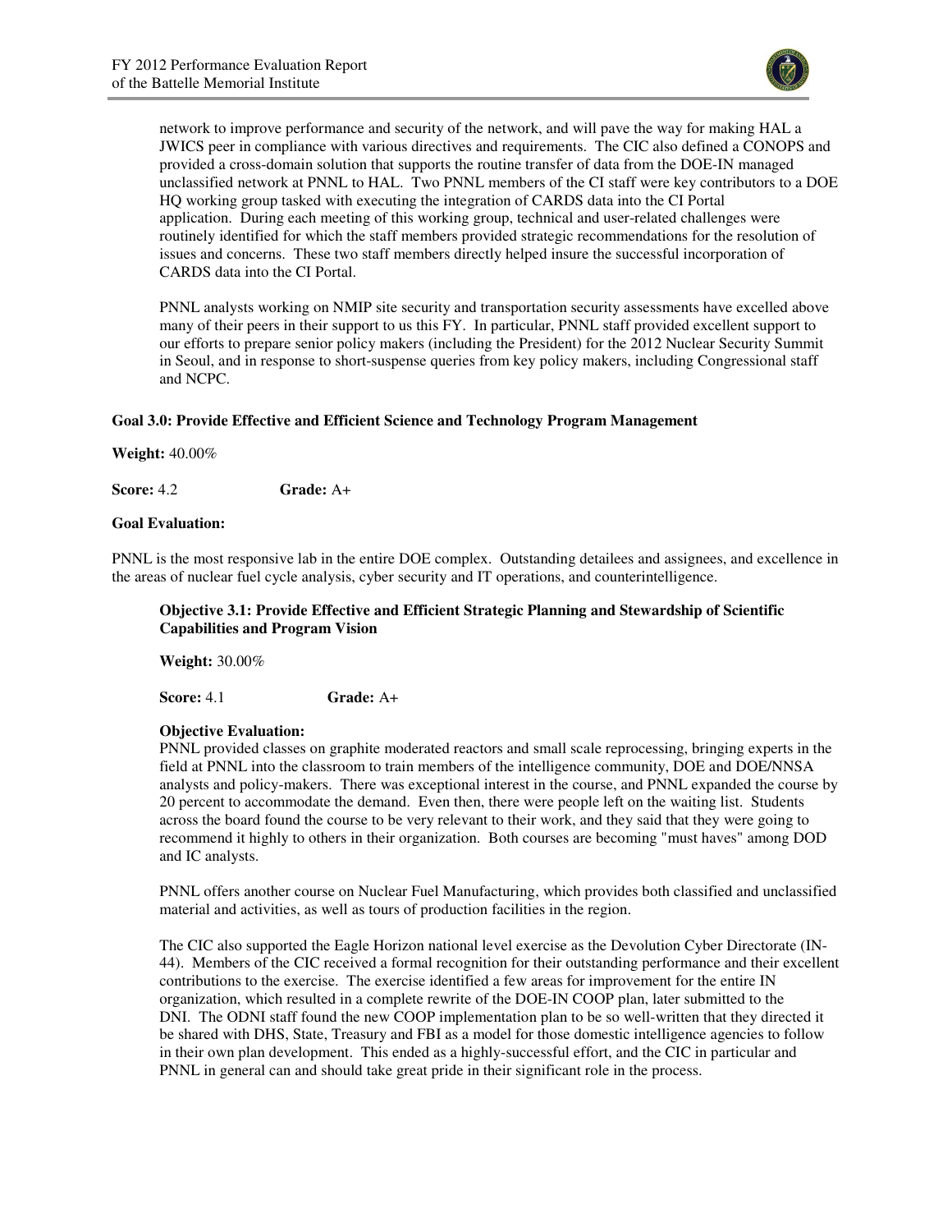network to improve performance and security of the network, and will pave the way for making HAL a JWICS peer in compliance with various directives and requirements. The CIC also defined a CONOPS and provided a cross-domain solution that supports the routine transfer of data from the DOE-IN managed unclassified network at PNNL to HAL. Two PNNL members of the CI staff were key contributors to a DOE HQ working group tasked with executing the integration of CARDS data into the CI Portal application. During each meeting of this working group, technical and user-related challenges were routinely identified for which the staff members provided strategic recommendations for the resolution of issues and concerns. These two staff members directly helped insure the successful incorporation of CARDS data into the CI Portal.

PNNL analysts working on NMIP site security and transportation security assessments have excelled above many of their peers in their support to us this FY. In particular, PNNL staff provided excellent support to our efforts to prepare senior policy makers (including the President) for the 2012 Nuclear Security Summit in Seoul, and in response to short-suspense queries from key policy makers, including Congressional staff and NCPC.

**Goal 3.0: Provide Effective and Efficient Science and Technology Program Management**

**Weight:** 40.00%

**Score:** 4.2 **Grade:** A+

**Goal Evaluation:**

PNNL is the most responsive lab in the entire DOE complex. Outstanding detailees and assignees, and excellence in the areas of nuclear fuel cycle analysis, cyber security and IT operations, and counterintelligence.

**Objective 3.1: Provide Effective and Efficient Strategic Planning and Stewardship of Scientific Capabilities and Program Vision**

**Weight:** 30.00%

**Score:** 4.1 **Grade:** A+

**Objective Evaluation:**

PNNL provided classes on graphite moderated reactors and small scale reprocessing, bringing experts in the field at PNNL into the classroom to train members of the intelligence community, DOE and DOE/NNSA analysts and policy-makers. There was exceptional interest in the course, and PNNL expanded the course by 20 percent to accommodate the demand. Even then, there were people left on the waiting list. Students across the board found the course to be very relevant to their work, and they said that they were going to recommend it highly to others in their organization. Both courses are becoming "must haves" among DOD and IC analysts.

PNNL offers another course on Nuclear Fuel Manufacturing, which provides both classified and unclassified material and activities, as well as tours of production facilities in the region.

The CIC also supported the Eagle Horizon national level exercise as the Devolution Cyber Directorate (IN-44). Members of the CIC received a formal recognition for their outstanding performance and their excellent contributions to the exercise. The exercise identified a few areas for improvement for the entire IN organization, which resulted in a complete rewrite of the DOE-IN COOP plan, later submitted to the DNI. The ODNI staff found the new COOP implementation plan to be so well-written that they directed it be shared with DHS, State, Treasury and FBI as a model for those domestic intelligence agencies to follow in their own plan development. This ended as a highly-successful effort, and the CIC in particular and PNNL in general can and should take great pride in their significant role in the process.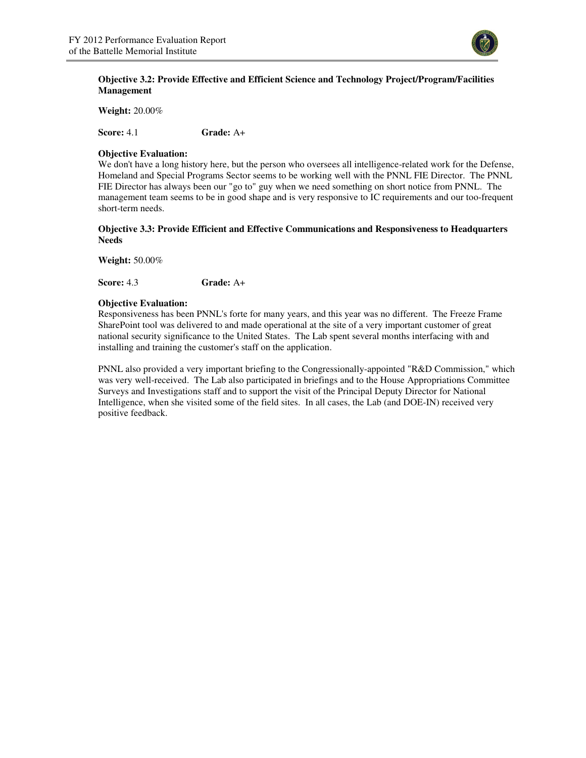**Objective 3.2: Provide Effective and Efficient Science and Technology Project/Program/Facilities Management**

**Weight:** 20.00%

**Score:** 4.1 **Grade:** A+

**Objective Evaluation:**
We don't have a long history here, but the person who oversees all intelligence-related work for the Defense, Homeland and Special Programs Sector seems to be working well with the PNNL FIE Director. The PNNL FIE Director has always been our "go to" guy when we need something on short notice from PNNL. The management team seems to be in good shape and is very responsive to IC requirements and our too-frequent short-term needs.

**Objective 3.3: Provide Efficient and Effective Communications and Responsiveness to Headquarters Needs**

**Weight:** 50.00%

**Score:** 4.3 **Grade:** A+

**Objective Evaluation:**
Responsiveness has been PNNL's forte for many years, and this year was no different. The Freeze Frame SharePoint tool was delivered to and made operational at the site of a very important customer of great national security significance to the United States. The Lab spent several months interfacing with and installing and training the customer's staff on the application.

PNNL also provided a very important briefing to the Congressionally-appointed "R&D Commission," which was very well-received. The Lab also participated in briefings and to the House Appropriations Committee Surveys and Investigations staff and to support the visit of the Principal Deputy Director for National Intelligence, when she visited some of the field sites. In all cases, the Lab (and DOE-IN) received very positive feedback.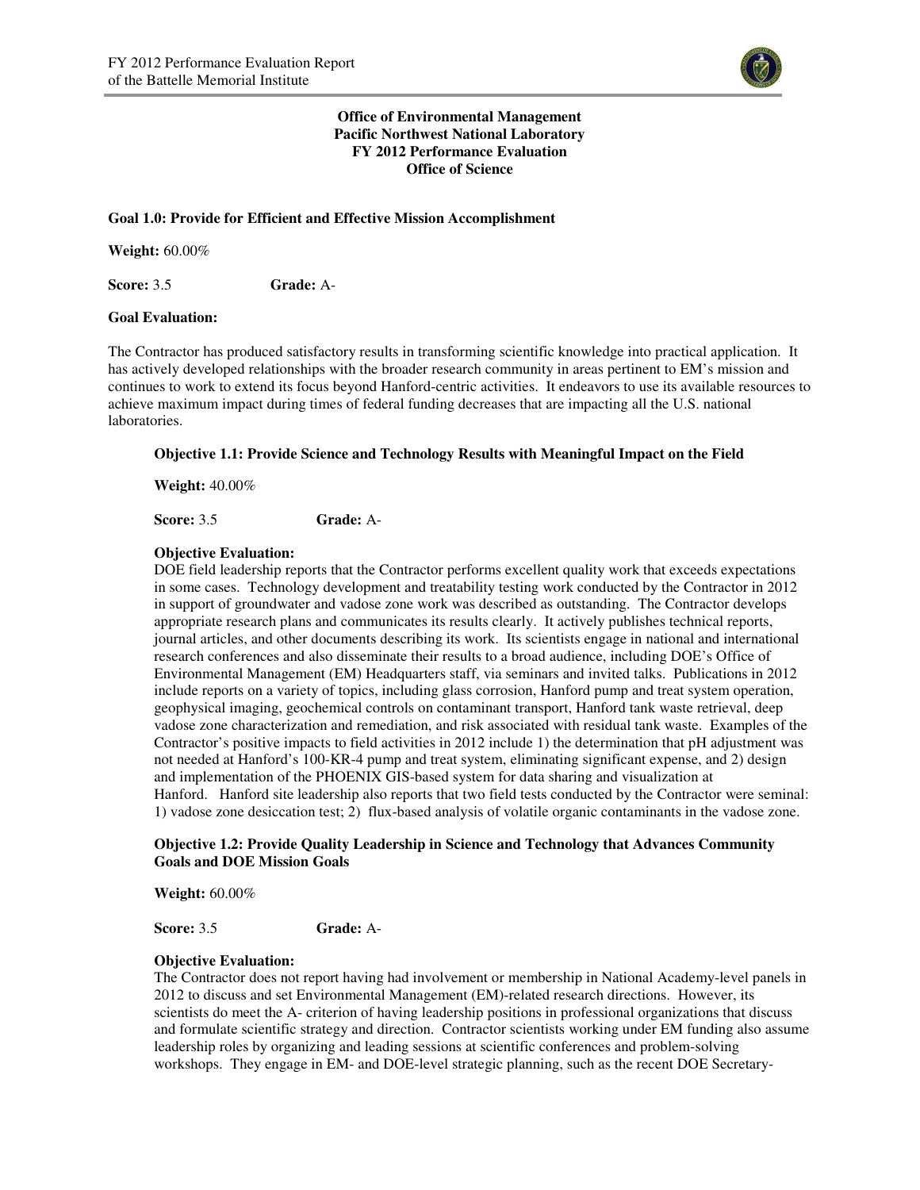**Office of Environmental Management**
**Pacific Northwest National Laboratory**
**FY 2012 Performance Evaluation**
**Office of Science**

**Goal 1.0: Provide for Efficient and Effective Mission Accomplishment**

**Weight:** 60.00%

**Score:** 3.5 **Grade:** A-

**Goal Evaluation:**

The Contractor has produced satisfactory results in transforming scientific knowledge into practical application. It has actively developed relationships with the broader research community in areas pertinent to EM's mission and continues to work to extend its focus beyond Hanford-centric activities. It endeavors to use its available resources to achieve maximum impact during times of federal funding decreases that are impacting all the U.S. national laboratories.

**Objective 1.1: Provide Science and Technology Results with Meaningful Impact on the Field**

**Weight:** 40.00%

**Score:** 3.5 **Grade:** A-

**Objective Evaluation:**

DOE field leadership reports that the Contractor performs excellent quality work that exceeds expectations in some cases. Technology development and treatability testing work conducted by the Contractor in 2012 in support of groundwater and vadose zone work was described as outstanding. The Contractor develops appropriate research plans and communicates its results clearly. It actively publishes technical reports, journal articles, and other documents describing its work. Its scientists engage in national and international research conferences and also disseminate their results to a broad audience, including DOE's Office of Environmental Management (EM) Headquarters staff, via seminars and invited talks. Publications in 2012 include reports on a variety of topics, including glass corrosion, Hanford pump and treat system operation, geophysical imaging, geochemical controls on contaminant transport, Hanford tank waste retrieval, deep vadose zone characterization and remediation, and risk associated with residual tank waste. Examples of the Contractor's positive impacts to field activities in 2012 include 1) the determination that pH adjustment was not needed at Hanford's 100-KR-4 pump and treat system, eliminating significant expense, and 2) design and implementation of the PHOENIX GIS-based system for data sharing and visualization at Hanford. Hanford site leadership also reports that two field tests conducted by the Contractor were seminal: 1) vadose zone desiccation test; 2) flux-based analysis of volatile organic contaminants in the vadose zone.

**Objective 1.2: Provide Quality Leadership in Science and Technology that Advances Community Goals and DOE Mission Goals**

**Weight:** 60.00%

**Score:** 3.5 **Grade:** A-

**Objective Evaluation:**

The Contractor does not report having had involvement or membership in National Academy-level panels in 2012 to discuss and set Environmental Management (EM)-related research directions. However, its scientists do meet the A- criterion of having leadership positions in professional organizations that discuss and formulate scientific strategy and direction. Contractor scientists working under EM funding also assume leadership roles by organizing and leading sessions at scientific conferences and problem-solving workshops. They engage in EM- and DOE-level strategic planning, such as the recent DOE Secretary-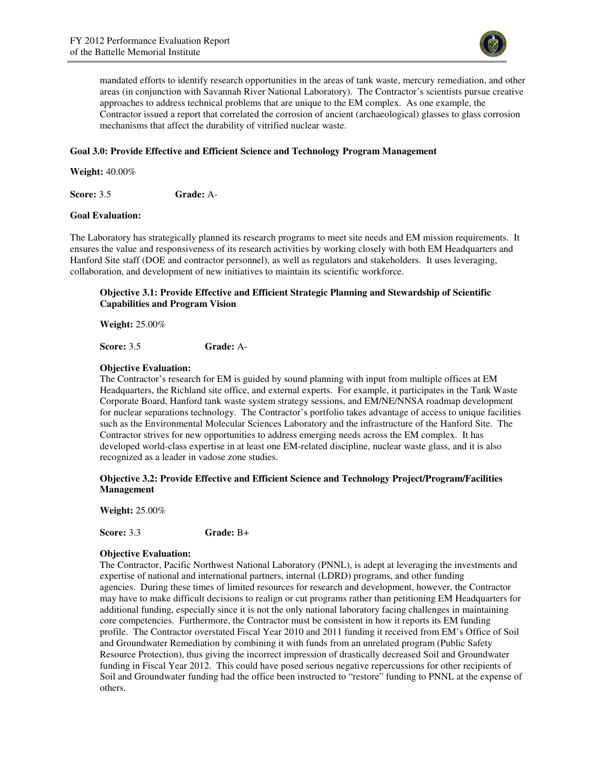mandated efforts to identify research opportunities in the areas of tank waste, mercury remediation, and other areas (in conjunction with Savannah River National Laboratory). The Contractor's scientists pursue creative approaches to address technical problems that are unique to the EM complex. As one example, the Contractor issued a report that correlated the corrosion of ancient (archaeological) glasses to glass corrosion mechanisms that affect the durability of vitrified nuclear waste.

**Goal 3.0: Provide Effective and Efficient Science and Technology Program Management**

**Weight:** 40.00%

**Score:** 3.5 **Grade:** A-

**Goal Evaluation:**

The Laboratory has strategically planned its research programs to meet site needs and EM mission requirements. It ensures the value and responsiveness of its research activities by working closely with both EM Headquarters and Hanford Site staff (DOE and contractor personnel), as well as regulators and stakeholders. It uses leveraging, collaboration, and development of new initiatives to maintain its scientific workforce.

**Objective 3.1: Provide Effective and Efficient Strategic Planning and Stewardship of Scientific Capabilities and Program Vision**

**Weight:** 25.00%

**Score:** 3.5 **Grade:** A-

**Objective Evaluation:**

The Contractor's research for EM is guided by sound planning with input from multiple offices at EM Headquarters, the Richland site office, and external experts. For example, it participates in the Tank Waste Corporate Board, Hanford tank waste system strategy sessions, and EM/NE/NNSA roadmap development for nuclear separations technology. The Contractor's portfolio takes advantage of access to unique facilities such as the Environmental Molecular Sciences Laboratory and the infrastructure of the Hanford Site. The Contractor strives for new opportunities to address emerging needs across the EM complex. It has developed world-class expertise in at least one EM-related discipline, nuclear waste glass, and it is also recognized as a leader in vadose zone studies.

**Objective 3.2: Provide Effective and Efficient Science and Technology Project/Program/Facilities Management**

**Weight:** 25.00%

**Score:** 3.3 **Grade:** B+

**Objective Evaluation:**

The Contractor, Pacific Northwest National Laboratory (PNNL), is adept at leveraging the investments and expertise of national and international partners, internal (LDRD) programs, and other funding agencies. During these times of limited resources for research and development, however, the Contractor may have to make difficult decisions to realign or cut programs rather than petitioning EM Headquarters for additional funding, especially since it is not the only national laboratory facing challenges in maintaining core competencies. Furthermore, the Contractor must be consistent in how it reports its EM funding profile. The Contractor overstated Fiscal Year 2010 and 2011 funding it received from EM's Office of Soil and Groundwater Remediation by combining it with funds from an unrelated program (Public Safety Resource Protection), thus giving the incorrect impression of drastically decreased Soil and Groundwater funding in Fiscal Year 2012. This could have posed serious negative repercussions for other recipients of Soil and Groundwater funding had the office been instructed to "restore" funding to PNNL at the expense of others.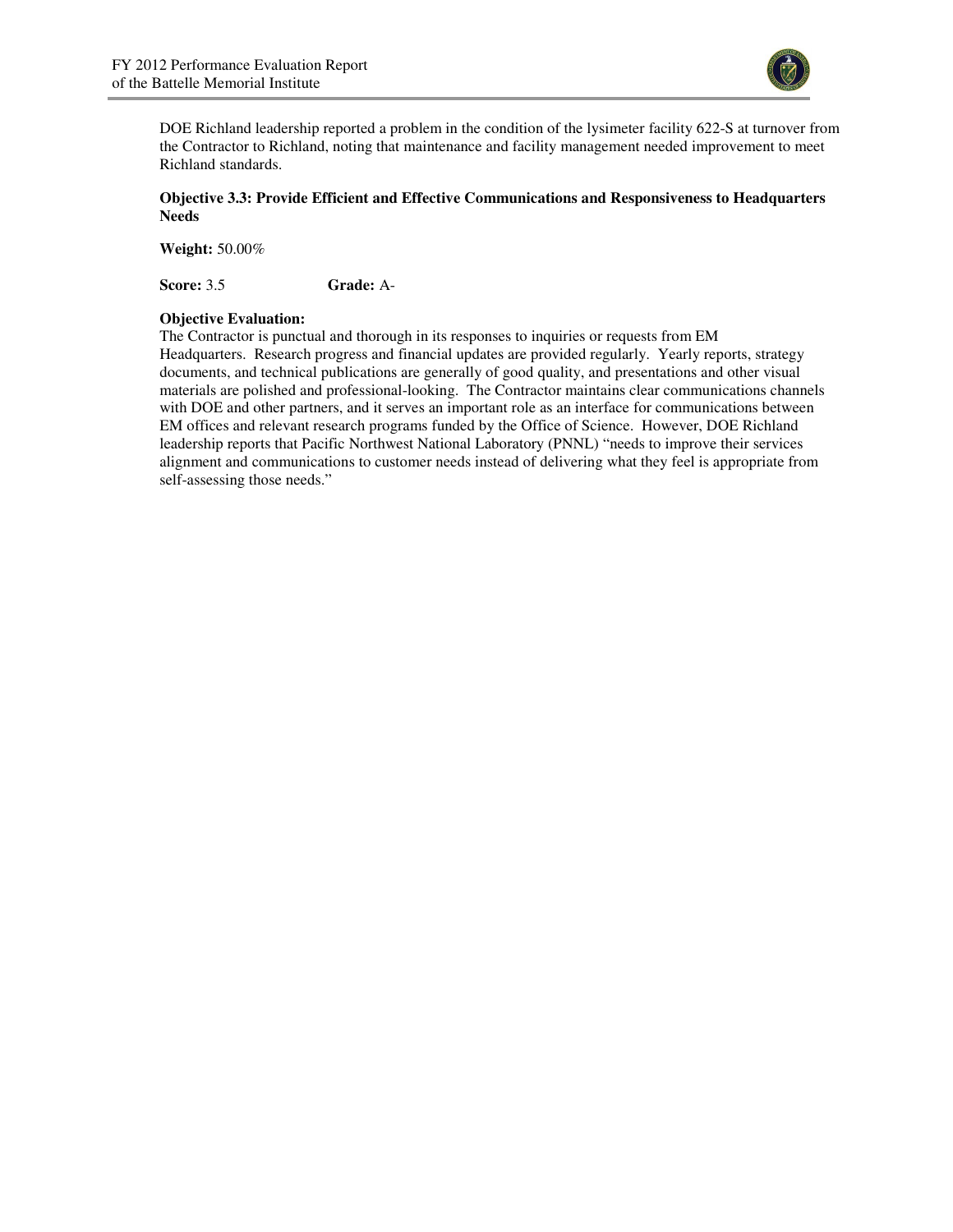DOE Richland leadership reported a problem in the condition of the lysimeter facility 622-S at turnover from the Contractor to Richland, noting that maintenance and facility management needed improvement to meet Richland standards.

**Objective 3.3: Provide Efficient and Effective Communications and Responsiveness to Headquarters Needs**

**Weight:** 50.00%

**Score:** 3.5 **Grade:** A-

**Objective Evaluation:**
The Contractor is punctual and thorough in its responses to inquiries or requests from EM Headquarters. Research progress and financial updates are provided regularly. Yearly reports, strategy documents, and technical publications are generally of good quality, and presentations and other visual materials are polished and professional-looking. The Contractor maintains clear communications channels with DOE and other partners, and it serves an important role as an interface for communications between EM offices and relevant research programs funded by the Office of Science. However, DOE Richland leadership reports that Pacific Northwest National Laboratory (PNNL) "needs to improve their services alignment and communications to customer needs instead of delivering what they feel is appropriate from self-assessing those needs."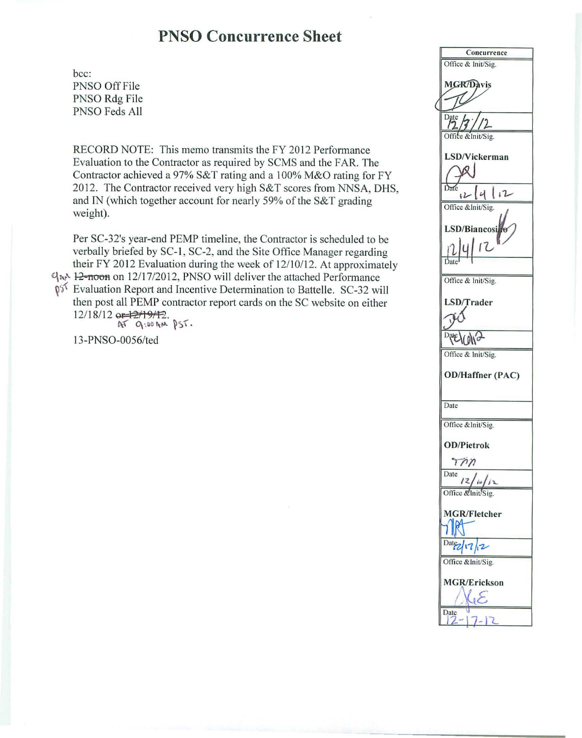# PNSO Concurrence Sheet

bcc:
PNSO Off File
PNSO Rdg File
PNSO Feds All

RECORD NOTE: This memo transmits the FY 2012 Performance Evaluation to the Contractor as required by SCMS and the FAR. The Contractor achieved a 97% S&T rating and a 100% M&O rating for FY 2012. The Contractor received very high S&T scores from NNSA, DHS, and IN (which together account for nearly 59% of the S&T grading weight).

Per SC-32's year-end PEMP timeline, the Contractor is scheduled to be verbally briefed by SC-1, SC-2, and the Site Office Manager regarding their FY 2012 Evaluation during the week of 12/10/12. At approximately 9 AM PST ~~12-noon~~ on 12/17/2012, PNSO will deliver the attached Performance Evaluation Report and Incentive Determination to Battelle. SC-32 will then post all PEMP contractor report cards on the SC website on either 12/18/12 ~~or 12/19/12~~. AT 9:00 AM PST.

13-PNSO-0056/ted

| Concurrence | |
|---|---|
| Office & Init/Sig. | Date |
| MGR/Davis (initialed) | 12/3/12 |
| LSD/Vickerman (initialed) | 12/4/12 |
| LSD/Biancosino (initialed) | 12/4/12 |
| LSD/Trader (initialed) | 12/6/12 |
| OD/Haffner (PAC) | |
| OD/Pietrok (initialed) | 12/10/12 |
| MGR/Fletcher (initialed) | 12/17/12 |
| MGR/Erickson (initialed) | 12-17-12 |